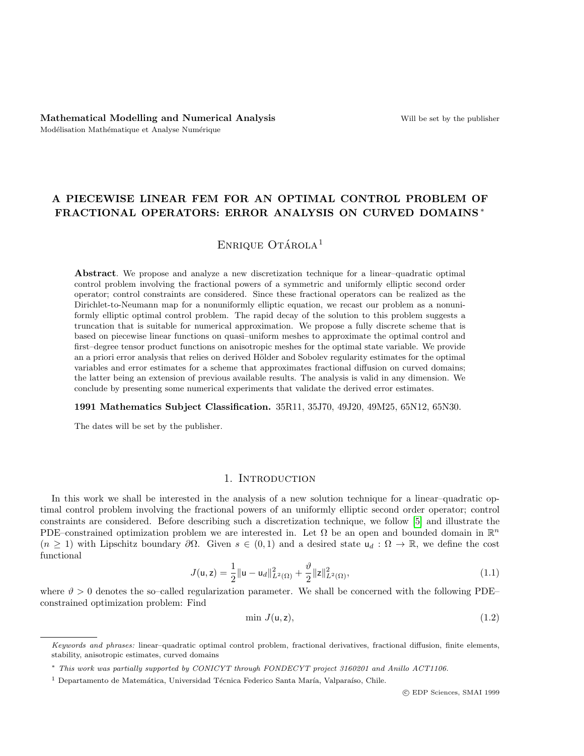Mathematical Modelling and Numerical Analysis

Modélisation Mathématique et Analyse Numérique

Will be set by the publisher

# A PIECEWISE LINEAR FEM FOR AN OPTIMAL CONTROL PROBLEM OF FRACTIONAL OPERATORS: ERROR ANALYSIS ON CURVED DOMAINS *

Enrique Otárola [1]

**Abstract**. We propose and analyze a new discretization technique for a linear–quadratic optimal control problem involving the fractional powers of a symmetric and uniformly elliptic second order operator; control constraints are considered. Since these fractional operators can be realized as the Dirichlet-to-Neumann map for a nonuniformly elliptic equation, we recast our problem as a nonuniformly elliptic optimal control problem. The rapid decay of the solution to this problem suggests a truncation that is suitable for numerical approximation. We propose a fully discrete scheme that is based on piecewise linear functions on quasi–uniform meshes to approximate the optimal control and first–degree tensor product functions on anisotropic meshes for the optimal state variable. We provide an a priori error analysis that relies on derived Hölder and Sobolev regularity estimates for the optimal variables and error estimates for a scheme that approximates fractional diffusion on curved domains; the latter being an extension of previous available results. The analysis is valid in any dimension. We conclude by presenting some numerical experiments that validate the derived error estimates.

**1991 Mathematics Subject Classification.** 35R11, 35J70, 49J20, 49M25, 65N12, 65N30.

The dates will be set by the publisher.

## 1. Introduction

In this work we shall be interested in the analysis of a new solution technique for a linear–quadratic optimal control problem involving the fractional powers of an uniformly elliptic second order operator; control constraints are considered. Before describing such a discretization technique, we follow [5] and illustrate the PDE–constrained optimization problem we are interested in. Let $\Omega$ be an open and bounded domain in $\mathbb{R}^n$ ($n \geq 1$) with Lipschitz boundary $\partial\Omega$. Given $s \in (0,1)$ and a desired state $\mathsf{u}_d : \Omega \to \mathbb{R}$, we define the cost functional

$$J(\mathsf{u},\mathsf{z}) = \frac{1}{2}\|\mathsf{u} - \mathsf{u}_d\|^2_{L^2(\Omega)} + \frac{\vartheta}{2}\|\mathsf{z}\|^2_{L^2(\Omega)}, \tag{1.1}$$

where $\vartheta > 0$ denotes the so–called regularization parameter. We shall be concerned with the following PDE–constrained optimization problem: Find

$$\min\ J(\mathsf{u},\mathsf{z}), \tag{1.2}$$

---

*Keywords and phrases:* linear–quadratic optimal control problem, fractional derivatives, fractional diffusion, finite elements, stability, anisotropic estimates, curved domains

\* *This work was partially supported by CONICYT through FONDECYT project 3160201 and Anillo ACT1106.*

[1] Departamento de Matemática, Universidad Técnica Federico Santa María, Valparaíso, Chile.

© EDP Sciences, SMAI 1999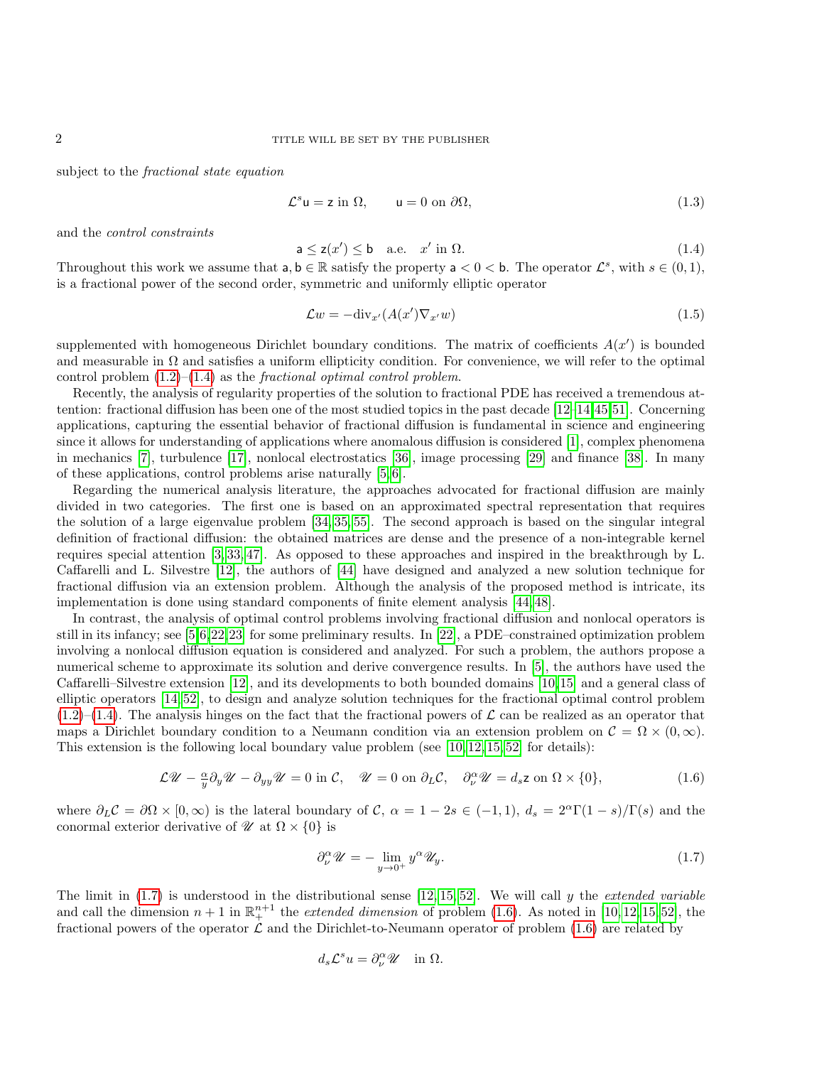subject to the *fractional state equation*

$$\mathcal{L}^s \mathsf{u} = \mathsf{z} \text{ in } \Omega, \qquad \mathsf{u} = 0 \text{ on } \partial\Omega, \tag{1.3}$$

and the *control constraints*

$$\mathsf{a} \leq \mathsf{z}(x') \leq \mathsf{b} \quad \text{a.e.} \quad x' \text{ in } \Omega. \tag{1.4}$$

Throughout this work we assume that $\mathsf{a}, \mathsf{b} \in \mathbb{R}$ satisfy the property $\mathsf{a} < 0 < \mathsf{b}$. The operator $\mathcal{L}^s$, with $s \in (0,1)$, is a fractional power of the second order, symmetric and uniformly elliptic operator

$$\mathcal{L}w = -\mathrm{div}_{x'}(A(x')\nabla_{x'} w) \tag{1.5}$$

supplemented with homogeneous Dirichlet boundary conditions. The matrix of coefficients $A(x')$ is bounded and measurable in $\Omega$ and satisfies a uniform ellipticity condition. For convenience, we will refer to the optimal control problem (1.2)–(1.4) as the *fractional optimal control problem*.

Recently, the analysis of regularity properties of the solution to fractional PDE has received a tremendous attention: fractional diffusion has been one of the most studied topics in the past decade [12–14, 45, 51]. Concerning applications, capturing the essential behavior of fractional diffusion is fundamental in science and engineering since it allows for understanding of applications where anomalous diffusion is considered [1], complex phenomena in mechanics [7], turbulence [17], nonlocal electrostatics [36], image processing [29] and finance [38]. In many of these applications, control problems arise naturally [5, 6].

Regarding the numerical analysis literature, the approaches advocated for fractional diffusion are mainly divided in two categories. The first one is based on an approximated spectral representation that requires the solution of a large eigenvalue problem [34, 35, 55]. The second approach is based on the singular integral definition of fractional diffusion: the obtained matrices are dense and the presence of a non-integrable kernel requires special attention [3, 33, 47]. As opposed to these approaches and inspired in the breakthrough by L. Caffarelli and L. Silvestre [12], the authors of [44] have designed and analyzed a new solution technique for fractional diffusion via an extension problem. Although the analysis of the proposed method is intricate, its implementation is done using standard components of finite element analysis [44, 48].

In contrast, the analysis of optimal control problems involving fractional diffusion and nonlocal operators is still in its infancy; see [5, 6, 22, 23] for some preliminary results. In [22], a PDE–constrained optimization problem involving a nonlocal diffusion equation is considered and analyzed. For such a problem, the authors propose a numerical scheme to approximate its solution and derive convergence results. In [5], the authors have used the Caffarelli–Silvestre extension [12], and its developments to both bounded domains [10, 15] and a general class of elliptic operators [14, 52], to design and analyze solution techniques for the fractional optimal control problem (1.2)–(1.4). The analysis hinges on the fact that the fractional powers of $\mathcal{L}$ can be realized as an operator that maps a Dirichlet boundary condition to a Neumann condition via an extension problem on $\mathcal{C} = \Omega \times (0, \infty)$. This extension is the following local boundary value problem (see [10, 12, 15, 52] for details):

$$\mathcal{L}\mathscr{U} - \tfrac{\alpha}{y}\partial_y \mathscr{U} - \partial_{yy}\mathscr{U} = 0 \text{ in } \mathcal{C}, \quad \mathscr{U} = 0 \text{ on } \partial_L \mathcal{C}, \quad \partial_\nu^\alpha \mathscr{U} = d_s \mathsf{z} \text{ on } \Omega \times \{0\}, \tag{1.6}$$

where $\partial_L \mathcal{C} = \partial\Omega \times [0,\infty)$ is the lateral boundary of $\mathcal{C}$, $\alpha = 1 - 2s \in (-1,1)$, $d_s = 2^\alpha \Gamma(1-s)/\Gamma(s)$ and the conormal exterior derivative of $\mathscr{U}$ at $\Omega \times \{0\}$ is

$$\partial_\nu^\alpha \mathscr{U} = -\lim_{y \to 0^+} y^\alpha \mathscr{U}_y. \tag{1.7}$$

The limit in (1.7) is understood in the distributional sense [12, 15, 52]. We will call $y$ the *extended variable* and call the dimension $n+1$ in $\mathbb{R}^{n+1}_+$ the *extended dimension* of problem (1.6). As noted in [10, 12, 15, 52], the fractional powers of the operator $\mathcal{L}$ and the Dirichlet-to-Neumann operator of problem (1.6) are related by

$$d_s \mathcal{L}^s u = \partial_\nu^\alpha \mathscr{U} \quad \text{in } \Omega.$$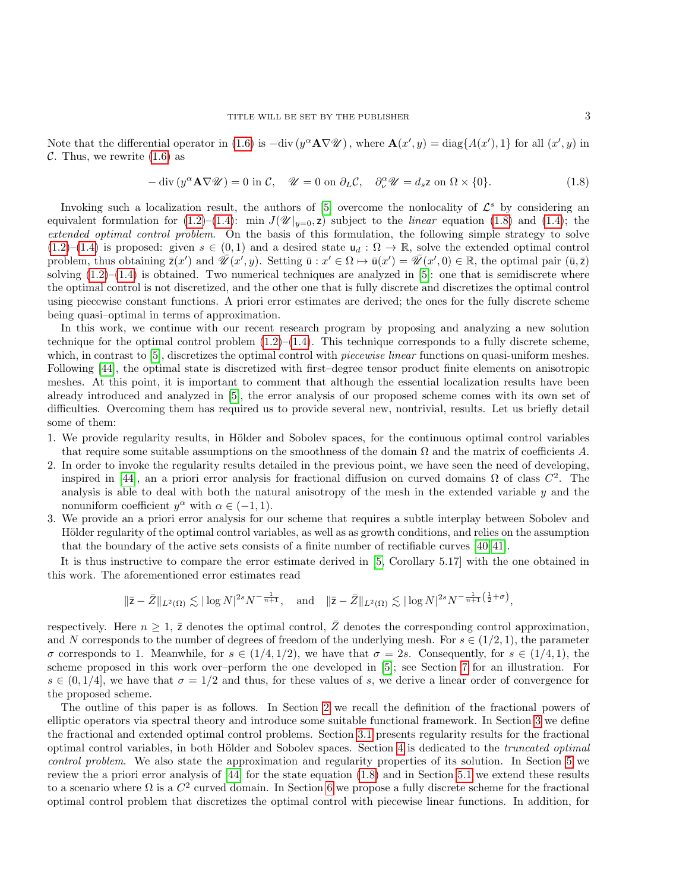Note that the differential operator in (1.6) is $-\mathrm{div}\,(y^{\alpha}\mathbf{A}\nabla\mathscr{U})$, where $\mathbf{A}(x',y) = \mathrm{diag}\{A(x'),1\}$ for all $(x',y)$ in $\mathcal{C}$. Thus, we rewrite (1.6) as

$$
-\operatorname{div}(y^{\alpha}\mathbf{A}\nabla\mathscr{U}) = 0 \text{ in } \mathcal{C}, \quad \mathscr{U} = 0 \text{ on } \partial_L\mathcal{C}, \quad \partial_{\nu}^{\alpha}\mathscr{U} = d_s\mathsf{z} \text{ on } \Omega\times\{0\}. \tag{1.8}
$$

Invoking such a localization result, the authors of [5] overcome the nonlocality of $\mathcal{L}^s$ by considering an equivalent formulation for (1.2)–(1.4): $\min J(\mathscr{U}|_{y=0},\mathsf{z})$ subject to the *linear* equation (1.8) and (1.4); the *extended optimal control problem*. On the basis of this formulation, the following simple strategy to solve (1.2)–(1.4) is proposed: given $s\in(0,1)$ and a desired state $\mathsf{u}_d:\Omega\to\mathbb{R}$, solve the extended optimal control problem, thus obtaining $\bar{\mathsf{z}}(x')$ and $\bar{\mathscr{U}}(x',y)$. Setting $\bar{\mathsf{u}}: x'\in\Omega\mapsto\bar{\mathsf{u}}(x') = \bar{\mathscr{U}}(x',0)\in\mathbb{R}$, the optimal pair $(\bar{\mathsf{u}},\bar{\mathsf{z}})$ solving (1.2)–(1.4) is obtained. Two numerical techniques are analyzed in [5]: one that is semidiscrete where the optimal control is not discretized, and the other one that is fully discrete and discretizes the optimal control using piecewise constant functions. A priori error estimates are derived; the ones for the fully discrete scheme being quasi–optimal in terms of approximation.

In this work, we continue with our recent research program by proposing and analyzing a new solution technique for the optimal control problem (1.2)–(1.4). This technique corresponds to a fully discrete scheme, which, in contrast to [5], discretizes the optimal control with *piecewise linear* functions on quasi-uniform meshes. Following [44], the optimal state is discretized with first–degree tensor product finite elements on anisotropic meshes. At this point, it is important to comment that although the essential localization results have been already introduced and analyzed in [5], the error analysis of our proposed scheme comes with its own set of difficulties. Overcoming them has required us to provide several new, nontrivial, results. Let us briefly detail some of them:

1. We provide regularity results, in Hölder and Sobolev spaces, for the continuous optimal control variables that require some suitable assumptions on the smoothness of the domain $\Omega$ and the matrix of coefficients $A$.
2. In order to invoke the regularity results detailed in the previous point, we have seen the need of developing, inspired in [44], an a priori error analysis for fractional diffusion on curved domains $\Omega$ of class $C^2$. The analysis is able to deal with both the natural anisotropy of the mesh in the extended variable $y$ and the nonuniform coefficient $y^{\alpha}$ with $\alpha\in(-1,1)$.
3. We provide an a priori error analysis for our scheme that requires a subtle interplay between Sobolev and Hölder regularity of the optimal control variables, as well as as growth conditions, and relies on the assumption that the boundary of the active sets consists of a finite number of rectifiable curves [40, 41].

It is thus instructive to compare the error estimate derived in [5, Corollary 5.17] with the one obtained in this work. The aforementioned error estimates read

$$
\|\bar{\mathsf{z}} - \bar{Z}\|_{L^2(\Omega)} \lesssim |\log N|^{2s} N^{-\frac{1}{n+1}}, \quad \text{and} \quad \|\bar{\mathsf{z}} - \bar{Z}\|_{L^2(\Omega)} \lesssim |\log N|^{2s} N^{-\frac{1}{n+1}\left(\frac{1}{2}+\sigma\right)},
$$

respectively. Here $n\geq 1$, $\bar{\mathsf{z}}$ denotes the optimal control, $\bar{Z}$ denotes the corresponding control approximation, and $N$ corresponds to the number of degrees of freedom of the underlying mesh. For $s\in(1/2,1)$, the parameter $\sigma$ corresponds to 1. Meanwhile, for $s\in(1/4,1/2)$, we have that $\sigma = 2s$. Consequently, for $s\in(1/4,1)$, the scheme proposed in this work over–perform the one developed in [5]; see Section 7 for an illustration. For $s\in(0,1/4]$, we have that $\sigma = 1/2$ and thus, for these values of $s$, we derive a linear order of convergence for the proposed scheme.

The outline of this paper is as follows. In Section 2 we recall the definition of the fractional powers of elliptic operators via spectral theory and introduce some suitable functional framework. In Section 3 we define the fractional and extended optimal control problems. Section 3.1 presents regularity results for the fractional optimal control variables, in both Hölder and Sobolev spaces. Section 4 is dedicated to the *truncated optimal control problem*. We also state the approximation and regularity properties of its solution. In Section 5 we review the a priori error analysis of [44] for the state equation (1.8) and in Section 5.1 we extend these results to a scenario where $\Omega$ is a $C^2$ curved domain. In Section 6 we propose a fully discrete scheme for the fractional optimal control problem that discretizes the optimal control with piecewise linear functions. In addition, for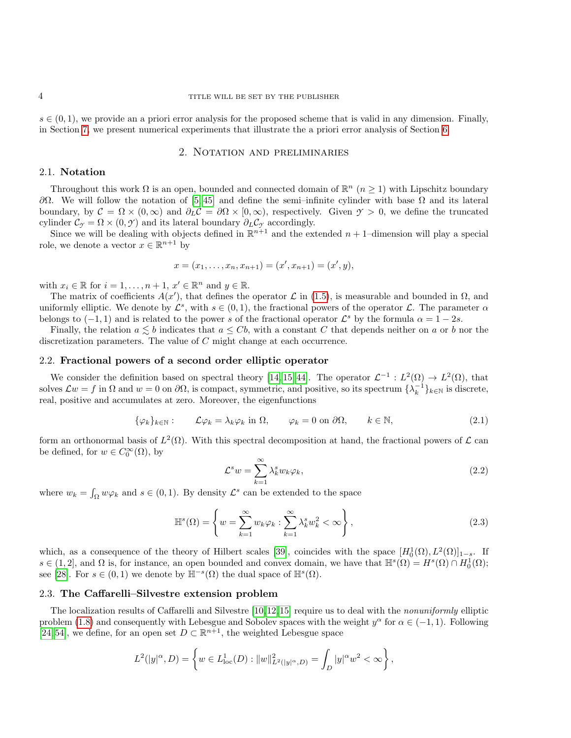$s \in (0,1)$, we provide an a priori error analysis for the proposed scheme that is valid in any dimension. Finally, in Section 7, we present numerical experiments that illustrate the a priori error analysis of Section 6.

## 2. Notation and preliminaries

### 2.1. Notation

Throughout this work $\Omega$ is an open, bounded and connected domain of $\mathbb{R}^n$ ($n \geq 1$) with Lipschitz boundary $\partial\Omega$. We will follow the notation of [5, 45] and define the semi–infinite cylinder with base $\Omega$ and its lateral boundary, by $\mathcal{C} = \Omega \times (0, \infty)$ and $\partial_L \mathcal{C} = \partial\Omega \times [0, \infty)$, respectively. Given $\mathcal{Y} > 0$, we define the truncated cylinder $\mathcal{C}_{\mathcal{Y}} = \Omega \times (0, \mathcal{Y})$ and its lateral boundary $\partial_L \mathcal{C}_{\mathcal{Y}}$ accordingly.

Since we will be dealing with objects defined in $\mathbb{R}^{n+1}$ and the extended $n+1$–dimension will play a special role, we denote a vector $x \in \mathbb{R}^{n+1}$ by

$$x = (x_1, \ldots, x_n, x_{n+1}) = (x', x_{n+1}) = (x', y),$$

with $x_i \in \mathbb{R}$ for $i = 1, \ldots, n+1$, $x' \in \mathbb{R}^n$ and $y \in \mathbb{R}$.

The matrix of coefficients $A(x')$, that defines the operator $\mathcal{L}$ in (1.5), is measurable and bounded in $\Omega$, and uniformly elliptic. We denote by $\mathcal{L}^s$, with $s \in (0,1)$, the fractional powers of the operator $\mathcal{L}$. The parameter $\alpha$ belongs to $(-1,1)$ and is related to the power $s$ of the fractional operator $\mathcal{L}^s$ by the formula $\alpha = 1 - 2s$.

Finally, the relation $a \lesssim b$ indicates that $a \leq Cb$, with a constant $C$ that depends neither on $a$ or $b$ nor the discretization parameters. The value of $C$ might change at each occurrence.

### 2.2. Fractional powers of a second order elliptic operator

We consider the definition based on spectral theory [14, 15, 44]. The operator $\mathcal{L}^{-1} : L^2(\Omega) \to L^2(\Omega)$, that solves $\mathcal{L}w = f$ in $\Omega$ and $w = 0$ on $\partial\Omega$, is compact, symmetric, and positive, so its spectrum $\{\lambda_k^{-1}\}_{k\in\mathbb{N}}$ is discrete, real, positive and accumulates at zero. Moreover, the eigenfunctions

$$\{\varphi_k\}_{k\in\mathbb{N}} : \qquad \mathcal{L}\varphi_k = \lambda_k \varphi_k \text{ in } \Omega, \qquad \varphi_k = 0 \text{ on } \partial\Omega, \qquad k \in \mathbb{N}, \tag{2.1}$$

form an orthonormal basis of $L^2(\Omega)$. With this spectral decomposition at hand, the fractional powers of $\mathcal{L}$ can be defined, for $w \in C_0^\infty(\Omega)$, by

$$\mathcal{L}^s w = \sum_{k=1}^{\infty} \lambda_k^s w_k \varphi_k, \tag{2.2}$$

where $w_k = \int_\Omega w \varphi_k$ and $s \in (0,1)$. By density $\mathcal{L}^s$ can be extended to the space

$$\mathbb{H}^s(\Omega) = \left\{ w = \sum_{k=1}^{\infty} w_k \varphi_k : \sum_{k=1}^{\infty} \lambda_k^s w_k^2 < \infty \right\}, \tag{2.3}$$

which, as a consequence of the theory of Hilbert scales [39], coincides with the space $[H_0^1(\Omega), L^2(\Omega)]_{1-s}$. If $s \in (1,2]$, and $\Omega$ is, for instance, an open bounded and convex domain, we have that $\mathbb{H}^s(\Omega) = H^s(\Omega) \cap H_0^1(\Omega)$; see [28]. For $s \in (0,1)$ we denote by $\mathbb{H}^{-s}(\Omega)$ the dual space of $\mathbb{H}^s(\Omega)$.

### 2.3. The Caffarelli–Silvestre extension problem

The localization results of Caffarelli and Silvestre [10, 12, 15] require us to deal with the *nonuniformly* elliptic problem (1.8) and consequently with Lebesgue and Sobolev spaces with the weight $y^\alpha$ for $\alpha \in (-1,1)$. Following [24, 54], we define, for an open set $D \subset \mathbb{R}^{n+1}$, the weighted Lebesgue space

$$L^2(|y|^\alpha, D) = \left\{ w \in L^1_{\text{loc}}(D) : \|w\|^2_{L^2(|y|^\alpha, D)} = \int_D |y|^\alpha w^2 < \infty \right\},$$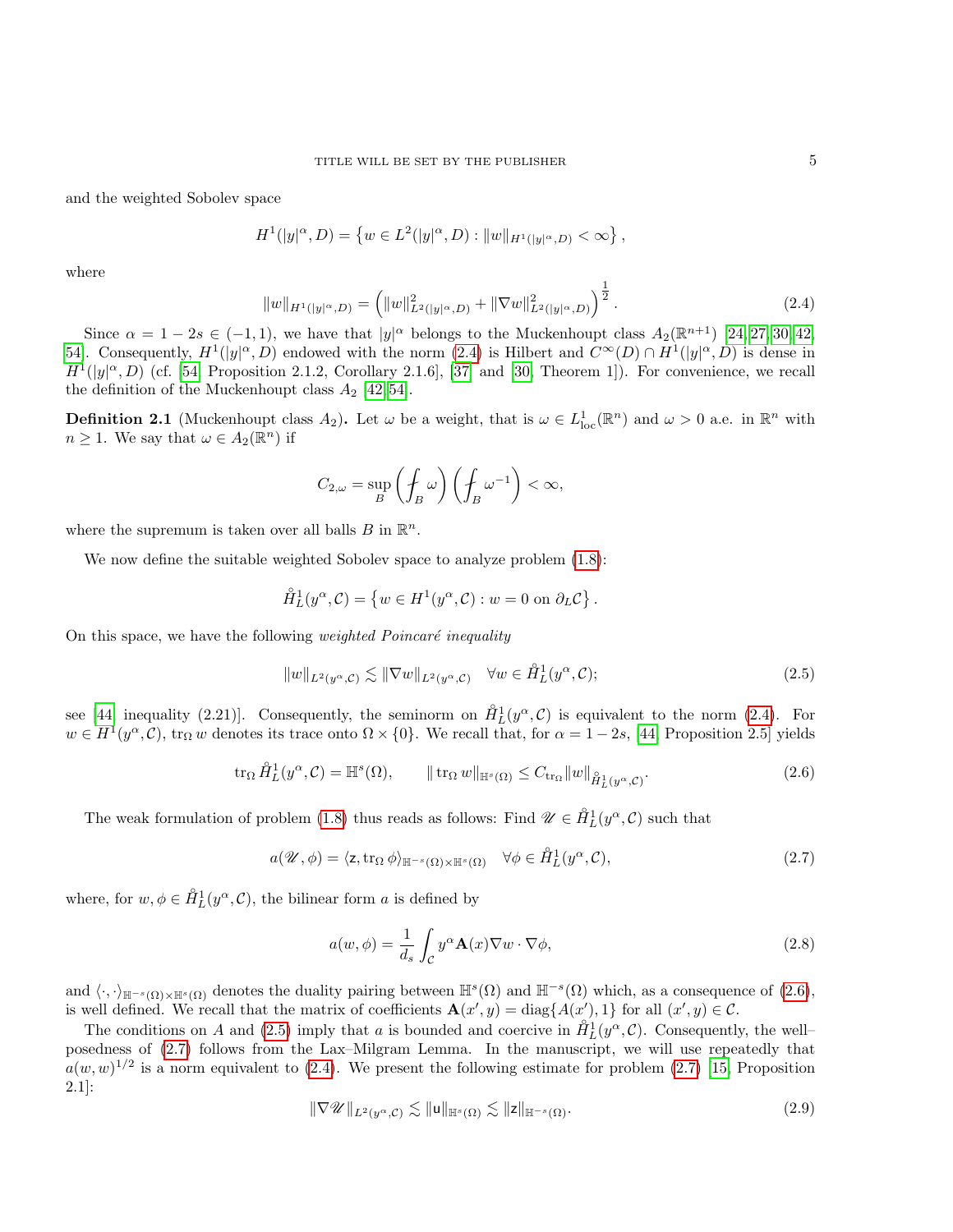and the weighted Sobolev space

$$H^1(|y|^\alpha, D) = \left\{ w \in L^2(|y|^\alpha, D) : \|w\|_{H^1(|y|^\alpha, D)} < \infty \right\},$$

where

$$\|w\|_{H^1(|y|^\alpha, D)} = \left( \|w\|^2_{L^2(|y|^\alpha, D)} + \|\nabla w\|^2_{L^2(|y|^\alpha, D)} \right)^{\frac{1}{2}}. \tag{2.4}$$

Since $\alpha = 1 - 2s \in (-1, 1)$, we have that $|y|^\alpha$ belongs to the Muckenhoupt class $A_2(\mathbb{R}^{n+1})$ [24, 27, 30, 42, 54]. Consequently, $H^1(|y|^\alpha, D)$ endowed with the norm (2.4) is Hilbert and $C^\infty(D) \cap H^1(|y|^\alpha, D)$ is dense in $H^1(|y|^\alpha, D)$ (cf. [54, Proposition 2.1.2, Corollary 2.1.6], [37] and [30, Theorem 1]). For convenience, we recall the definition of the Muckenhoupt class $A_2$ [42, 54].

**Definition 2.1** (Muckenhoupt class $A_2$)**.** Let $\omega$ be a weight, that is $\omega \in L^1_{\text{loc}}(\mathbb{R}^n)$ and $\omega > 0$ a.e. in $\mathbb{R}^n$ with $n \geq 1$. We say that $\omega \in A_2(\mathbb{R}^n)$ if

$$C_{2,\omega} = \sup_B \left( ⨍_B \omega \right) \left( ⨍_B \omega^{-1} \right) < \infty,$$

where the supremum is taken over all balls $B$ in $\mathbb{R}^n$.

We now define the suitable weighted Sobolev space to analyze problem (1.8):

$$\mathring{H}^1_L(y^\alpha, \mathcal{C}) = \left\{ w \in H^1(y^\alpha, \mathcal{C}) : w = 0 \text{ on } \partial_L \mathcal{C} \right\}.$$

On this space, we have the following *weighted Poincaré inequality*

$$\|w\|_{L^2(y^\alpha, \mathcal{C})} \lesssim \|\nabla w\|_{L^2(y^\alpha, \mathcal{C})} \quad \forall w \in \mathring{H}^1_L(y^\alpha, \mathcal{C}); \tag{2.5}$$

see [44, inequality (2.21)]. Consequently, the seminorm on $\mathring{H}^1_L(y^\alpha, \mathcal{C})$ is equivalent to the norm (2.4). For $w \in H^1(y^\alpha, \mathcal{C})$, $\operatorname{tr}_\Omega w$ denotes its trace onto $\Omega \times \{0\}$. We recall that, for $\alpha = 1 - 2s$, [44, Proposition 2.5] yields

$$\operatorname{tr}_\Omega \mathring{H}^1_L(y^\alpha, \mathcal{C}) = \mathbb{H}^s(\Omega), \qquad \|\operatorname{tr}_\Omega w\|_{\mathbb{H}^s(\Omega)} \leq C_{\operatorname{tr}_\Omega} \|w\|_{\mathring{H}^1_L(y^\alpha, \mathcal{C})}. \tag{2.6}$$

The weak formulation of problem (1.8) thus reads as follows: Find $\mathscr{U} \in \mathring{H}^1_L(y^\alpha, \mathcal{C})$ such that

$$a(\mathscr{U}, \phi) = \langle \mathsf{z}, \operatorname{tr}_\Omega \phi \rangle_{\mathbb{H}^{-s}(\Omega) \times \mathbb{H}^s(\Omega)} \quad \forall \phi \in \mathring{H}^1_L(y^\alpha, \mathcal{C}), \tag{2.7}$$

where, for $w, \phi \in \mathring{H}^1_L(y^\alpha, \mathcal{C})$, the bilinear form $a$ is defined by

$$a(w, \phi) = \frac{1}{d_s} \int_{\mathcal{C}} y^\alpha \mathbf{A}(x) \nabla w \cdot \nabla \phi, \tag{2.8}$$

and $\langle \cdot, \cdot \rangle_{\mathbb{H}^{-s}(\Omega) \times \mathbb{H}^s(\Omega)}$ denotes the duality pairing between $\mathbb{H}^s(\Omega)$ and $\mathbb{H}^{-s}(\Omega)$ which, as a consequence of (2.6), is well defined. We recall that the matrix of coefficients $\mathbf{A}(x', y) = \operatorname{diag}\{A(x'), 1\}$ for all $(x', y) \in \mathcal{C}$.

The conditions on $A$ and (2.5) imply that $a$ is bounded and coercive in $\mathring{H}^1_L(y^\alpha, \mathcal{C})$. Consequently, the well–posedness of (2.7) follows from the Lax–Milgram Lemma. In the manuscript, we will use repeatedly that $a(w, w)^{1/2}$ is a norm equivalent to (2.4). We present the following estimate for problem (2.7) [15, Proposition 2.1]:

$$\|\nabla \mathscr{U}\|_{L^2(y^\alpha, \mathcal{C})} \lesssim \|\mathsf{u}\|_{\mathbb{H}^s(\Omega)} \lesssim \|\mathsf{z}\|_{\mathbb{H}^{-s}(\Omega)}. \tag{2.9}$$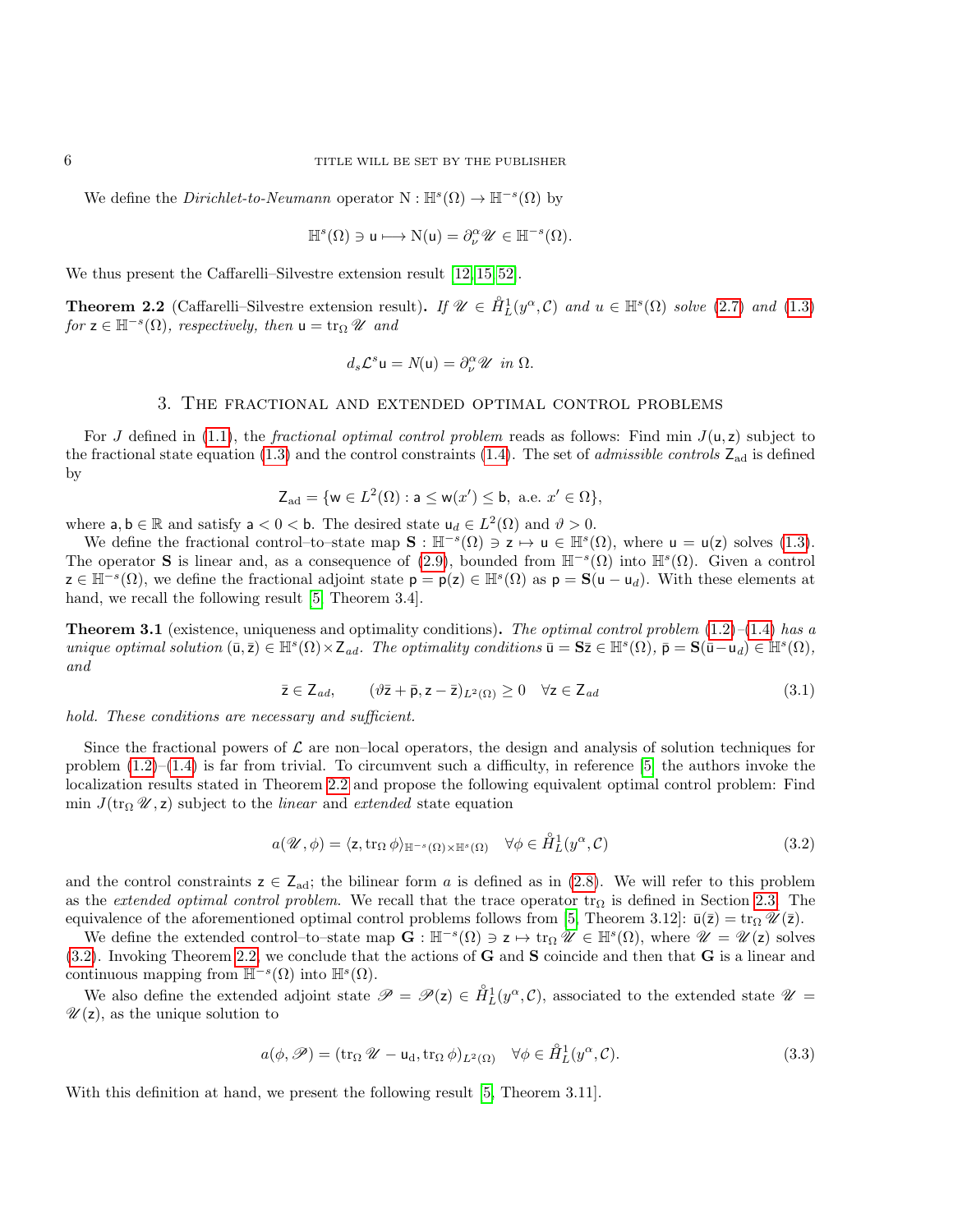We define the *Dirichlet-to-Neumann* operator $\mathrm{N} : \mathbb{H}^s(\Omega) \to \mathbb{H}^{-s}(\Omega)$ by

$$\mathbb{H}^s(\Omega) \ni \mathsf{u} \longmapsto \mathrm{N}(\mathsf{u}) = \partial_\nu^\alpha \mathscr{U} \in \mathbb{H}^{-s}(\Omega).$$

We thus present the Caffarelli–Silvestre extension result [12, 15, 52].

**Theorem 2.2** (Caffarelli–Silvestre extension result)**.** *If $\mathscr{U} \in \mathring{H}^1_L(y^\alpha, \mathcal{C})$ and $u \in \mathbb{H}^s(\Omega)$ solve (2.7) and (1.3) for $\mathsf{z} \in \mathbb{H}^{-s}(\Omega)$, respectively, then $\mathsf{u} = \operatorname{tr}_\Omega \mathscr{U}$ and*

$$d_s \mathcal{L}^s \mathsf{u} = N(\mathsf{u}) = \partial_\nu^\alpha \mathscr{U} \text{ in } \Omega.$$

## 3. The fractional and extended optimal control problems

For $J$ defined in (1.1), the *fractional optimal control problem* reads as follows: Find min $J(\mathsf{u}, \mathsf{z})$ subject to the fractional state equation (1.3) and the control constraints (1.4). The set of *admissible controls* $\mathsf{Z}_{\mathrm{ad}}$ is defined by

$$\mathsf{Z}_{\mathrm{ad}} = \{\mathsf{w} \in L^2(\Omega) : \mathsf{a} \leq \mathsf{w}(x') \leq \mathsf{b}, \text{ a.e. } x' \in \Omega\},$$

where $\mathsf{a}, \mathsf{b} \in \mathbb{R}$ and satisfy $\mathsf{a} < 0 < \mathsf{b}$. The desired state $\mathsf{u}_d \in L^2(\Omega)$ and $\vartheta > 0$.

We define the fractional control–to–state map $\mathbf{S} : \mathbb{H}^{-s}(\Omega) \ni \mathsf{z} \mapsto \mathsf{u} \in \mathbb{H}^s(\Omega)$, where $\mathsf{u} = \mathsf{u}(\mathsf{z})$ solves (1.3). The operator $\mathbf{S}$ is linear and, as a consequence of (2.9), bounded from $\mathbb{H}^{-s}(\Omega)$ into $\mathbb{H}^s(\Omega)$. Given a control $\mathsf{z} \in \mathbb{H}^{-s}(\Omega)$, we define the fractional adjoint state $\mathsf{p} = \mathsf{p}(\mathsf{z}) \in \mathbb{H}^s(\Omega)$ as $\mathsf{p} = \mathbf{S}(\mathsf{u} - \mathsf{u}_d)$. With these elements at hand, we recall the following result [5, Theorem 3.4].

**Theorem 3.1** (existence, uniqueness and optimality conditions)**.** *The optimal control problem (1.2)–(1.4) has a unique optimal solution $(\bar{\mathsf{u}}, \bar{\mathsf{z}}) \in \mathbb{H}^s(\Omega) \times \mathsf{Z}_{ad}$. The optimality conditions $\bar{\mathsf{u}} = \mathbf{S}\bar{\mathsf{z}} \in \mathbb{H}^s(\Omega)$, $\bar{\mathsf{p}} = \mathbf{S}(\bar{\mathsf{u}} - \mathsf{u}_d) \in \mathbb{H}^s(\Omega)$, and*

$$\bar{\mathsf{z}} \in \mathsf{Z}_{ad}, \qquad (\vartheta \bar{\mathsf{z}} + \bar{\mathsf{p}}, \mathsf{z} - \bar{\mathsf{z}})_{L^2(\Omega)} \geq 0 \quad \forall \mathsf{z} \in \mathsf{Z}_{ad} \tag{3.1}$$

*hold. These conditions are necessary and sufficient.*

Since the fractional powers of $\mathcal{L}$ are non–local operators, the design and analysis of solution techniques for problem (1.2)–(1.4) is far from trivial. To circumvent such a difficulty, in reference [5] the authors invoke the localization results stated in Theorem 2.2 and propose the following equivalent optimal control problem: Find min $J(\operatorname{tr}_\Omega \mathscr{U}, \mathsf{z})$ subject to the *linear* and *extended* state equation

$$a(\mathscr{U}, \phi) = \langle \mathsf{z}, \operatorname{tr}_\Omega \phi \rangle_{\mathbb{H}^{-s}(\Omega) \times \mathbb{H}^s(\Omega)} \quad \forall \phi \in \mathring{H}^1_L(y^\alpha, \mathcal{C}) \tag{3.2}$$

and the control constraints $\mathsf{z} \in \mathsf{Z}_{\mathrm{ad}}$; the bilinear form $a$ is defined as in (2.8). We will refer to this problem as the *extended optimal control problem*. We recall that the trace operator $\operatorname{tr}_\Omega$ is defined in Section 2.3. The equivalence of the aforementioned optimal control problems follows from [5, Theorem 3.12]: $\bar{\mathsf{u}}(\bar{\mathsf{z}}) = \operatorname{tr}_\Omega \mathscr{U}(\bar{\mathsf{z}})$.

We define the extended control–to–state map $\mathbf{G} : \mathbb{H}^{-s}(\Omega) \ni \mathsf{z} \mapsto \operatorname{tr}_\Omega \mathscr{U} \in \mathbb{H}^s(\Omega)$, where $\mathscr{U} = \mathscr{U}(\mathsf{z})$ solves (3.2). Invoking Theorem 2.2, we conclude that the actions of $\mathbf{G}$ and $\mathbf{S}$ coincide and then that $\mathbf{G}$ is a linear and continuous mapping from $\mathbb{H}^{-s}(\Omega)$ into $\mathbb{H}^s(\Omega)$.

We also define the extended adjoint state $\mathscr{P} = \mathscr{P}(\mathsf{z}) \in \mathring{H}^1_L(y^\alpha, \mathcal{C})$, associated to the extended state $\mathscr{U} = \mathscr{U}(\mathsf{z})$, as the unique solution to

$$a(\phi, \mathscr{P}) = (\operatorname{tr}_\Omega \mathscr{U} - \mathsf{u}_{\mathrm{d}}, \operatorname{tr}_\Omega \phi)_{L^2(\Omega)} \quad \forall \phi \in \mathring{H}^1_L(y^\alpha, \mathcal{C}). \tag{3.3}$$

With this definition at hand, we present the following result [5, Theorem 3.11].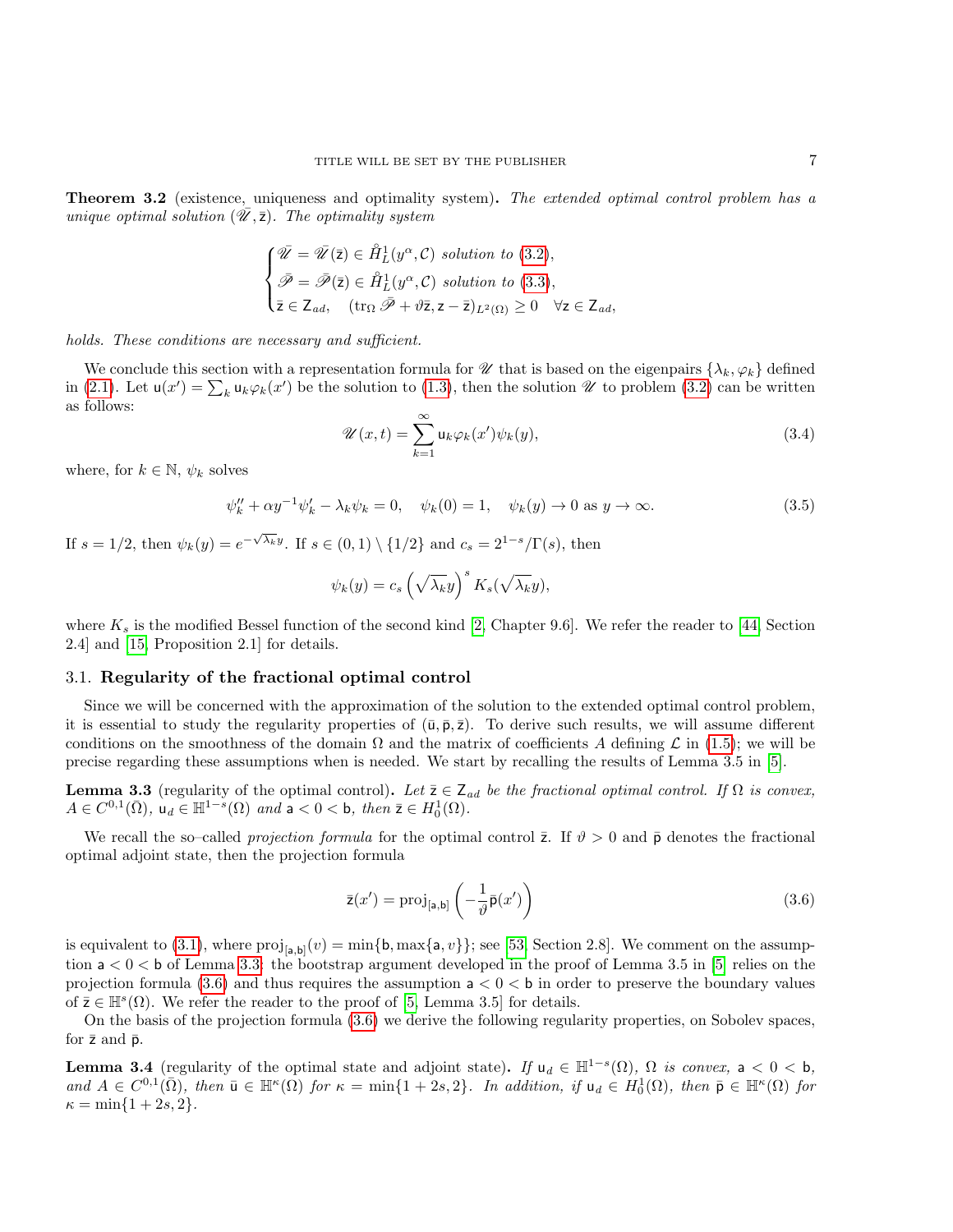**Theorem 3.2** (existence, uniqueness and optimality system)**.** *The extended optimal control problem has a unique optimal solution $(\bar{\mathscr{U}}, \bar{\mathsf{z}})$. The optimality system*

$$
\begin{cases}
\bar{\mathscr{U}} = \bar{\mathscr{U}}(\bar{\mathsf{z}}) \in \mathring{H}^1_L(y^\alpha, \mathcal{C}) \text{ solution to (3.2)}, \\
\bar{\mathscr{P}} = \bar{\mathscr{P}}(\bar{\mathsf{z}}) \in \mathring{H}^1_L(y^\alpha, \mathcal{C}) \text{ solution to (3.3)}, \\
\bar{\mathsf{z}} \in \mathsf{Z}_{ad}, \quad (\mathrm{tr}_\Omega \, \bar{\mathscr{P}} + \vartheta \bar{\mathsf{z}}, \mathsf{z} - \bar{\mathsf{z}})_{L^2(\Omega)} \geq 0 \quad \forall \mathsf{z} \in \mathsf{Z}_{ad},
\end{cases}
$$

*holds. These conditions are necessary and sufficient.*

We conclude this section with a representation formula for $\mathscr{U}$ that is based on the eigenpairs $\{\lambda_k, \varphi_k\}$ defined in (2.1). Let $\mathsf{u}(x') = \sum_k \mathsf{u}_k \varphi_k(x')$ be the solution to (1.3), then the solution $\mathscr{U}$ to problem (3.2) can be written as follows:

$$
\mathscr{U}(x, t) = \sum_{k=1}^{\infty} \mathsf{u}_k \varphi_k(x') \psi_k(y), \tag{3.4}
$$

where, for $k \in \mathbb{N}$, $\psi_k$ solves

$$
\psi_k'' + \alpha y^{-1} \psi_k' - \lambda_k \psi_k = 0, \quad \psi_k(0) = 1, \quad \psi_k(y) \to 0 \text{ as } y \to \infty. \tag{3.5}
$$

If $s = 1/2$, then $\psi_k(y) = e^{-\sqrt{\lambda_k} y}$. If $s \in (0,1) \setminus \{1/2\}$ and $c_s = 2^{1-s}/\Gamma(s)$, then

$$
\psi_k(y) = c_s \left( \sqrt{\lambda_k} y \right)^s K_s(\sqrt{\lambda_k} y),
$$

where $K_s$ is the modified Bessel function of the second kind [2, Chapter 9.6]. We refer the reader to [44, Section 2.4] and [15, Proposition 2.1] for details.

### 3.1. Regularity of the fractional optimal control

Since we will be concerned with the approximation of the solution to the extended optimal control problem, it is essential to study the regularity properties of $(\bar{\mathsf{u}}, \bar{\mathsf{p}}, \bar{\mathsf{z}})$. To derive such results, we will assume different conditions on the smoothness of the domain $\Omega$ and the matrix of coefficients $A$ defining $\mathcal{L}$ in (1.5); we will be precise regarding these assumptions when is needed. We start by recalling the results of Lemma 3.5 in [5].

**Lemma 3.3** (regularity of the optimal control)**.** *Let $\bar{\mathsf{z}} \in \mathsf{Z}_{ad}$ be the fractional optimal control. If $\Omega$ is convex, $A \in C^{0,1}(\bar{\Omega})$, $\mathsf{u}_d \in \mathbb{H}^{1-s}(\Omega)$ and $\mathsf{a} < 0 < \mathsf{b}$, then $\bar{\mathsf{z}} \in H^1_0(\Omega)$.*

We recall the so–called *projection formula* for the optimal control $\bar{\mathsf{z}}$. If $\vartheta > 0$ and $\bar{\mathsf{p}}$ denotes the fractional optimal adjoint state, then the projection formula

$$
\bar{\mathsf{z}}(x') = \mathrm{proj}_{[\mathsf{a},\mathsf{b}]} \left( -\frac{1}{\vartheta} \bar{\mathsf{p}}(x') \right) \tag{3.6}
$$

is equivalent to (3.1), where $\mathrm{proj}_{[\mathsf{a},\mathsf{b}]}(v) = \min\{\mathsf{b}, \max\{\mathsf{a}, v\}\}$; see [53, Section 2.8]. We comment on the assumption $\mathsf{a} < 0 < \mathsf{b}$ of Lemma 3.3: the bootstrap argument developed in the proof of Lemma 3.5 in [5] relies on the projection formula (3.6) and thus requires the assumption $\mathsf{a} < 0 < \mathsf{b}$ in order to preserve the boundary values of $\bar{\mathsf{z}} \in \mathbb{H}^s(\Omega)$. We refer the reader to the proof of [5, Lemma 3.5] for details.

On the basis of the projection formula (3.6) we derive the following regularity properties, on Sobolev spaces, for $\bar{\mathsf{z}}$ and $\bar{\mathsf{p}}$.

**Lemma 3.4** (regularity of the optimal state and adjoint state)**.** *If $\mathsf{u}_d \in \mathbb{H}^{1-s}(\Omega)$, $\Omega$ is convex, $\mathsf{a} < 0 < \mathsf{b}$, and $A \in C^{0,1}(\bar{\Omega})$, then $\bar{\mathsf{u}} \in \mathbb{H}^\kappa(\Omega)$ for $\kappa = \min\{1 + 2s, 2\}$. In addition, if $\mathsf{u}_d \in H^1_0(\Omega)$, then $\bar{\mathsf{p}} \in \mathbb{H}^\kappa(\Omega)$ for $\kappa = \min\{1 + 2s, 2\}$.*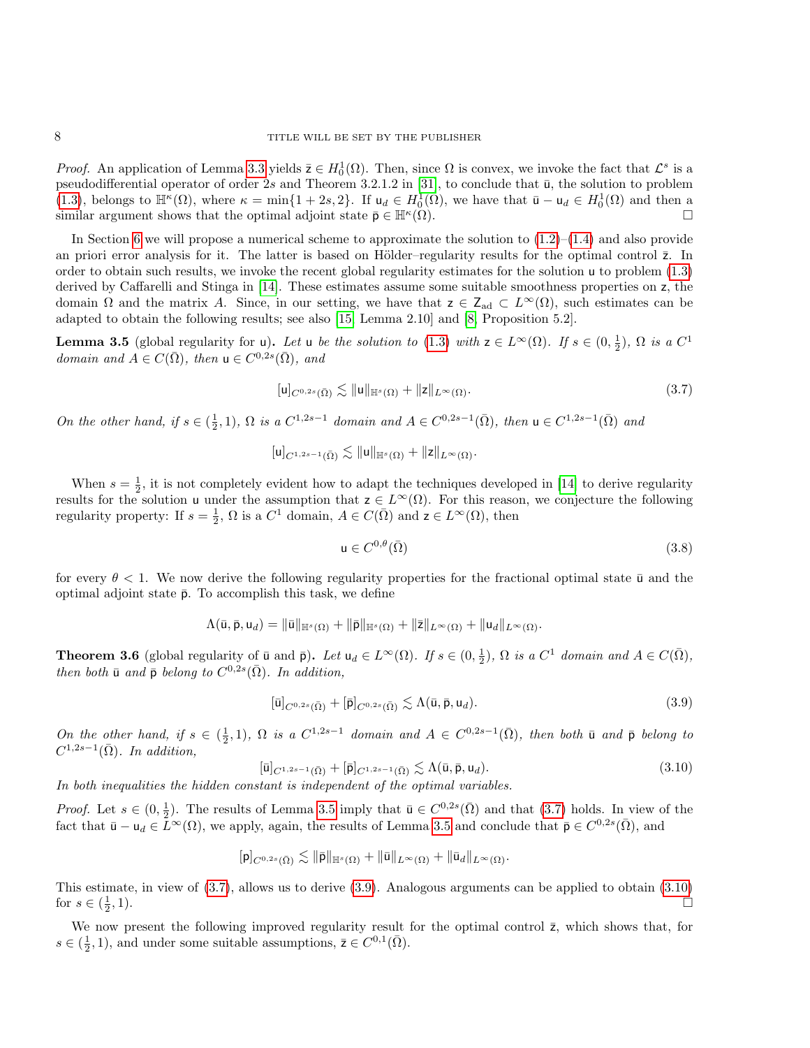*Proof.* An application of Lemma 3.3 yields $\bar{\mathsf{z}} \in H_0^1(\Omega)$. Then, since $\Omega$ is convex, we invoke the fact that $\mathcal{L}^s$ is a pseudodifferential operator of order $2s$ and Theorem 3.2.1.2 in [31], to conclude that $\bar{\mathsf{u}}$, the solution to problem (1.3), belongs to $\mathbb{H}^\kappa(\Omega)$, where $\kappa = \min\{1+2s, 2\}$. If $\mathsf{u}_d \in H_0^1(\Omega)$, we have that $\bar{\mathsf{u}} - \mathsf{u}_d \in H_0^1(\Omega)$ and then a similar argument shows that the optimal adjoint state $\bar{\mathsf{p}} \in \mathbb{H}^\kappa(\Omega)$. $\square$

In Section 6 we will propose a numerical scheme to approximate the solution to (1.2)–(1.4) and also provide an priori error analysis for it. The latter is based on Hölder–regularity results for the optimal control $\bar{\mathsf{z}}$. In order to obtain such results, we invoke the recent global regularity estimates for the solution $\mathsf{u}$ to problem (1.3) derived by Caffarelli and Stinga in [14]. These estimates assume some suitable smoothness properties on $\mathsf{z}$, the domain $\Omega$ and the matrix $A$. Since, in our setting, we have that $\mathsf{z} \in \mathsf{Z}_{\text{ad}} \subset L^\infty(\Omega)$, such estimates can be adapted to obtain the following results; see also [15, Lemma 2.10] and [8, Proposition 5.2].

**Lemma 3.5** (global regularity for $\mathsf{u}$)**.** *Let $\mathsf{u}$ be the solution to (1.3) with $\mathsf{z} \in L^\infty(\Omega)$. If $s \in (0, \frac{1}{2})$, $\Omega$ is a $C^1$ domain and $A \in C(\bar{\Omega})$, then $\mathsf{u} \in C^{0,2s}(\bar{\Omega})$, and*

$$[\mathsf{u}]_{C^{0,2s}(\bar{\Omega})} \lesssim \|\mathsf{u}\|_{\mathbb{H}^s(\Omega)} + \|\mathsf{z}\|_{L^\infty(\Omega)}. \tag{3.7}$$

*On the other hand, if $s \in (\frac{1}{2}, 1)$, $\Omega$ is a $C^{1,2s-1}$ domain and $A \in C^{0,2s-1}(\bar{\Omega})$, then $\mathsf{u} \in C^{1,2s-1}(\bar{\Omega})$ and*

$$[\mathsf{u}]_{C^{1,2s-1}(\bar{\Omega})} \lesssim \|\mathsf{u}\|_{\mathbb{H}^s(\Omega)} + \|\mathsf{z}\|_{L^\infty(\Omega)}.$$

When $s = \frac{1}{2}$, it is not completely evident how to adapt the techniques developed in [14] to derive regularity results for the solution $\mathsf{u}$ under the assumption that $\mathsf{z} \in L^\infty(\Omega)$. For this reason, we conjecture the following regularity property: If $s = \frac{1}{2}$, $\Omega$ is a $C^1$ domain, $A \in C(\bar{\Omega})$ and $\mathsf{z} \in L^\infty(\Omega)$, then

$$\mathsf{u} \in C^{0,\theta}(\bar{\Omega}) \tag{3.8}$$

for every $\theta < 1$. We now derive the following regularity properties for the fractional optimal state $\bar{\mathsf{u}}$ and the optimal adjoint state $\bar{\mathsf{p}}$. To accomplish this task, we define

$$\Lambda(\bar{\mathsf{u}}, \bar{\mathsf{p}}, \mathsf{u}_d) = \|\bar{\mathsf{u}}\|_{\mathbb{H}^s(\Omega)} + \|\bar{\mathsf{p}}\|_{\mathbb{H}^s(\Omega)} + \|\bar{\mathsf{z}}\|_{L^\infty(\Omega)} + \|\mathsf{u}_d\|_{L^\infty(\Omega)}.$$

**Theorem 3.6** (global regularity of $\bar{\mathsf{u}}$ and $\bar{\mathsf{p}}$)**.** *Let $\mathsf{u}_d \in L^\infty(\Omega)$. If $s \in (0, \frac{1}{2})$, $\Omega$ is a $C^1$ domain and $A \in C(\bar{\Omega})$, then both $\bar{\mathsf{u}}$ and $\bar{\mathsf{p}}$ belong to $C^{0,2s}(\bar{\Omega})$. In addition,*

$$[\bar{\mathsf{u}}]_{C^{0,2s}(\bar{\Omega})} + [\bar{\mathsf{p}}]_{C^{0,2s}(\bar{\Omega})} \lesssim \Lambda(\bar{\mathsf{u}}, \bar{\mathsf{p}}, \mathsf{u}_d). \tag{3.9}$$

*On the other hand, if $s \in (\frac{1}{2}, 1)$, $\Omega$ is a $C^{1,2s-1}$ domain and $A \in C^{0,2s-1}(\bar{\Omega})$, then both $\bar{\mathsf{u}}$ and $\bar{\mathsf{p}}$ belong to $C^{1,2s-1}(\bar{\Omega})$. In addition,*

$$[\bar{\mathsf{u}}]_{C^{1,2s-1}(\bar{\Omega})} + [\bar{\mathsf{p}}]_{C^{1,2s-1}(\bar{\Omega})} \lesssim \Lambda(\bar{\mathsf{u}}, \bar{\mathsf{p}}, \mathsf{u}_d). \tag{3.10}$$

*In both inequalities the hidden constant is independent of the optimal variables.*

*Proof.* Let $s \in (0, \frac{1}{2})$. The results of Lemma 3.5 imply that $\bar{\mathsf{u}} \in C^{0,2s}(\bar{\Omega})$ and that (3.7) holds. In view of the fact that $\bar{\mathsf{u}} - \mathsf{u}_d \in L^\infty(\Omega)$, we apply, again, the results of Lemma 3.5 and conclude that $\bar{\mathsf{p}} \in C^{0,2s}(\bar{\Omega})$, and

$$[\mathsf{p}]_{C^{0,2s}(\bar{\Omega})} \lesssim \|\bar{\mathsf{p}}\|_{\mathbb{H}^s(\Omega)} + \|\bar{\mathsf{u}}\|_{L^\infty(\Omega)} + \|\bar{\mathsf{u}}_d\|_{L^\infty(\Omega)}.$$

This estimate, in view of (3.7), allows us to derive (3.9). Analogous arguments can be applied to obtain (3.10) for $s \in (\frac{1}{2}, 1)$. $\square$

We now present the following improved regularity result for the optimal control $\bar{\mathsf{z}}$, which shows that, for $s \in (\frac{1}{2}, 1)$, and under some suitable assumptions, $\bar{\mathsf{z}} \in C^{0,1}(\bar{\Omega})$.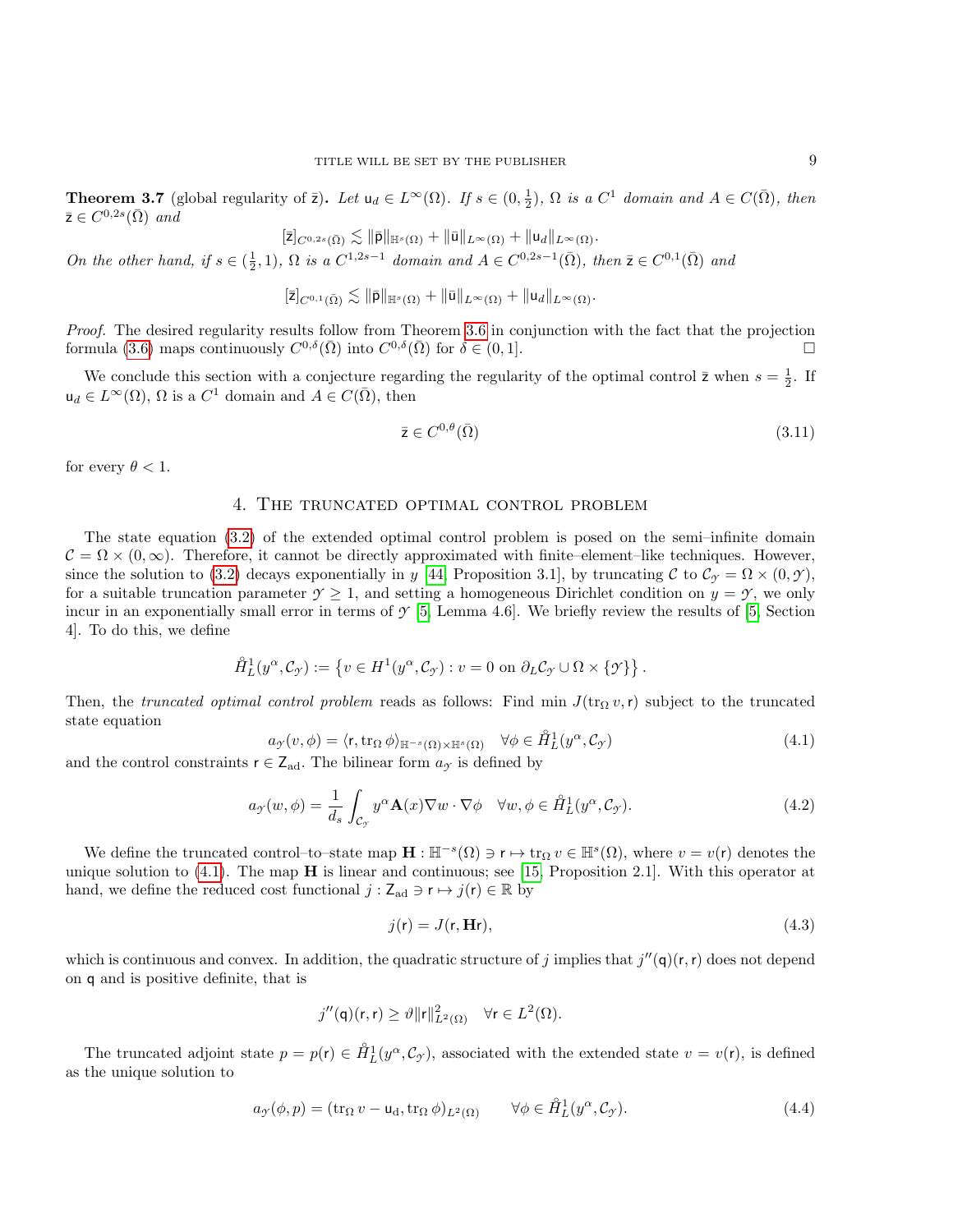**Theorem 3.7** (global regularity of $\bar{\mathsf{z}}$)**.** *Let $\mathsf{u}_d \in L^\infty(\Omega)$. If $s \in (0, \frac{1}{2})$, $\Omega$ is a $C^1$ domain and $A \in C(\bar{\Omega})$, then $\bar{\mathsf{z}} \in C^{0,2s}(\bar{\Omega})$ and*

$$[\bar{\mathsf{z}}]_{C^{0,2s}(\bar{\Omega})} \lesssim \|\bar{\mathsf{p}}\|_{\mathbb{H}^s(\Omega)} + \|\bar{\mathsf{u}}\|_{L^\infty(\Omega)} + \|\mathsf{u}_d\|_{L^\infty(\Omega)}.$$

*On the other hand, if $s \in (\frac{1}{2}, 1)$, $\Omega$ is a $C^{1,2s-1}$ domain and $A \in C^{0,2s-1}(\bar{\Omega})$, then $\bar{\mathsf{z}} \in C^{0,1}(\bar{\Omega})$ and*

$$[\bar{\mathsf{z}}]_{C^{0,1}(\bar{\Omega})} \lesssim \|\bar{\mathsf{p}}\|_{\mathbb{H}^s(\Omega)} + \|\bar{\mathsf{u}}\|_{L^\infty(\Omega)} + \|\mathsf{u}_d\|_{L^\infty(\Omega)}.$$

*Proof.* The desired regularity results follow from Theorem 3.6 in conjunction with the fact that the projection formula (3.6) maps continuously $C^{0,\delta}(\bar{\Omega})$ into $C^{0,\delta}(\bar{\Omega})$ for $\delta \in (0, 1]$. □

We conclude this section with a conjecture regarding the regularity of the optimal control $\bar{\mathsf{z}}$ when $s = \frac{1}{2}$. If $\mathsf{u}_d \in L^\infty(\Omega)$, $\Omega$ is a $C^1$ domain and $A \in C(\bar{\Omega})$, then

$$\bar{\mathsf{z}} \in C^{0,\theta}(\bar{\Omega}) \tag{3.11}$$

for every $\theta < 1$.

## 4. The truncated optimal control problem

The state equation (3.2) of the extended optimal control problem is posed on the semi–infinite domain $\mathcal{C} = \Omega \times (0, \infty)$. Therefore, it cannot be directly approximated with finite–element–like techniques. However, since the solution to (3.2) decays exponentially in $y$ [44, Proposition 3.1], by truncating $\mathcal{C}$ to $\mathcal{C}_\mathcal{Y} = \Omega \times (0, \mathcal{Y})$, for a suitable truncation parameter $\mathcal{Y} \geq 1$, and setting a homogeneous Dirichlet condition on $y = \mathcal{Y}$, we only incur in an exponentially small error in terms of $\mathcal{Y}$ [5, Lemma 4.6]. We briefly review the results of [5, Section 4]. To do this, we define

$$\mathring{H}_L^1(y^\alpha, \mathcal{C}_\mathcal{Y}) := \left\{ v \in H^1(y^\alpha, \mathcal{C}_\mathcal{Y}) : v = 0 \text{ on } \partial_L \mathcal{C}_\mathcal{Y} \cup \Omega \times \{\mathcal{Y}\} \right\}.$$

Then, the *truncated optimal control problem* reads as follows: Find min $J(\operatorname{tr}_\Omega v, \mathsf{r})$ subject to the truncated state equation

$$a_\mathcal{Y}(v, \phi) = \langle \mathsf{r}, \operatorname{tr}_\Omega \phi \rangle_{\mathbb{H}^{-s}(\Omega) \times \mathbb{H}^s(\Omega)} \quad \forall \phi \in \mathring{H}_L^1(y^\alpha, \mathcal{C}_\mathcal{Y}) \tag{4.1}$$

and the control constraints $\mathsf{r} \in \mathsf{Z}_{\text{ad}}$. The bilinear form $a_\mathcal{Y}$ is defined by

$$a_\mathcal{Y}(w, \phi) = \frac{1}{d_s} \int_{\mathcal{C}_\mathcal{Y}} y^\alpha \mathbf{A}(x) \nabla w \cdot \nabla \phi \quad \forall w, \phi \in \mathring{H}_L^1(y^\alpha, \mathcal{C}_\mathcal{Y}). \tag{4.2}$$

We define the truncated control–to–state map $\mathbf{H} : \mathbb{H}^{-s}(\Omega) \ni \mathsf{r} \mapsto \operatorname{tr}_\Omega v \in \mathbb{H}^s(\Omega)$, where $v = v(\mathsf{r})$ denotes the unique solution to (4.1). The map $\mathbf{H}$ is linear and continuous; see [15, Proposition 2.1]. With this operator at hand, we define the reduced cost functional $j : \mathsf{Z}_{\text{ad}} \ni \mathsf{r} \mapsto j(\mathsf{r}) \in \mathbb{R}$ by

$$j(\mathsf{r}) = J(\mathsf{r}, \mathbf{H}\mathsf{r}), \tag{4.3}$$

which is continuous and convex. In addition, the quadratic structure of $j$ implies that $j''(\mathsf{q})(\mathsf{r}, \mathsf{r})$ does not depend on $\mathsf{q}$ and is positive definite, that is

$$j''(\mathsf{q})(\mathsf{r}, \mathsf{r}) \geq \vartheta \|\mathsf{r}\|^2_{L^2(\Omega)} \quad \forall \mathsf{r} \in L^2(\Omega).$$

The truncated adjoint state $p = p(\mathsf{r}) \in \mathring{H}_L^1(y^\alpha, \mathcal{C}_\mathcal{Y})$, associated with the extended state $v = v(\mathsf{r})$, is defined as the unique solution to

$$a_\mathcal{Y}(\phi, p) = (\operatorname{tr}_\Omega v - \mathsf{u}_\text{d}, \operatorname{tr}_\Omega \phi)_{L^2(\Omega)} \qquad \forall \phi \in \mathring{H}_L^1(y^\alpha, \mathcal{C}_\mathcal{Y}). \tag{4.4}$$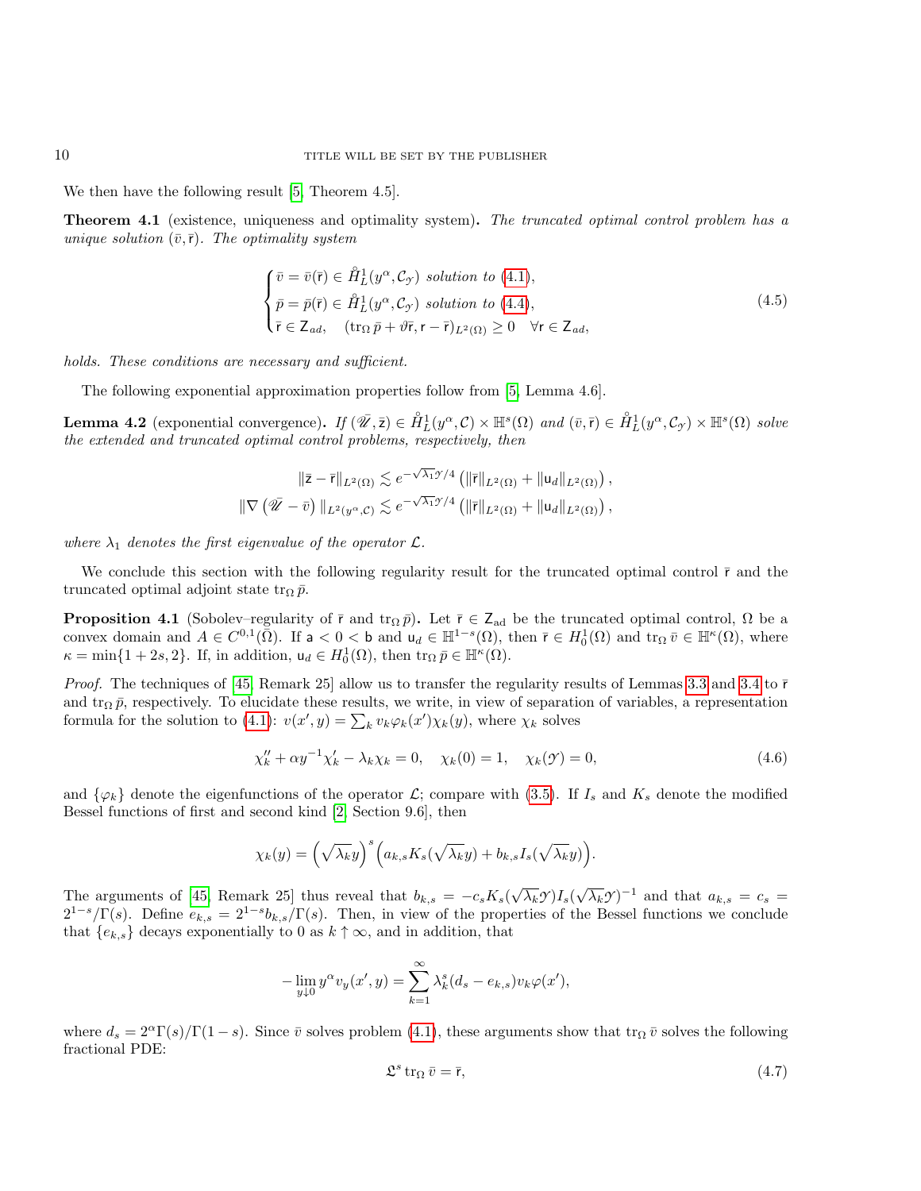We then have the following result [5, Theorem 4.5].

**Theorem 4.1** (existence, uniqueness and optimality system)**.** *The truncated optimal control problem has a unique solution $(\bar{v}, \bar{\mathsf{r}})$. The optimality system*

$$
\begin{cases}
\bar{v} = \bar{v}(\bar{\mathsf{r}}) \in \mathring{H}^1_L(y^\alpha, \mathcal{C}_\mathcal{Y}) \text{ solution to (4.1)},\\
\bar{p} = \bar{p}(\bar{\mathsf{r}}) \in \mathring{H}^1_L(y^\alpha, \mathcal{C}_\mathcal{Y}) \text{ solution to (4.4)},\\
\bar{\mathsf{r}} \in \mathsf{Z}_{ad}, \quad (\operatorname{tr}_\Omega \bar{p} + \vartheta \bar{\mathsf{r}}, \mathsf{r} - \bar{\mathsf{r}})_{L^2(\Omega)} \geq 0 \quad \forall \mathsf{r} \in \mathsf{Z}_{ad},
\end{cases}
\tag{4.5}
$$

*holds. These conditions are necessary and sufficient.*

The following exponential approximation properties follow from [5, Lemma 4.6].

**Lemma 4.2** (exponential convergence)**.** *If $(\bar{\mathscr{U}}, \bar{\mathsf{z}}) \in \mathring{H}^1_L(y^\alpha, \mathcal{C}) \times \mathbb{H}^s(\Omega)$ and $(\bar{v}, \bar{\mathsf{r}}) \in \mathring{H}^1_L(y^\alpha, \mathcal{C}_\mathcal{Y}) \times \mathbb{H}^s(\Omega)$ solve the extended and truncated optimal control problems, respectively, then*

$$
\|\bar{\mathsf{z}} - \bar{\mathsf{r}}\|_{L^2(\Omega)} \lesssim e^{-\sqrt{\lambda_1}\mathcal{Y}/4} \left( \|\bar{\mathsf{r}}\|_{L^2(\Omega)} + \|\mathsf{u}_d\|_{L^2(\Omega)} \right),
$$
$$
\|\nabla \left( \bar{\mathscr{U}} - \bar{v} \right) \|_{L^2(y^\alpha, \mathcal{C})} \lesssim e^{-\sqrt{\lambda_1}\mathcal{Y}/4} \left( \|\bar{\mathsf{r}}\|_{L^2(\Omega)} + \|\mathsf{u}_d\|_{L^2(\Omega)} \right),
$$

*where $\lambda_1$ denotes the first eigenvalue of the operator $\mathcal{L}$.*

We conclude this section with the following regularity result for the truncated optimal control $\bar{\mathsf{r}}$ and the truncated optimal adjoint state $\operatorname{tr}_\Omega \bar{p}$.

**Proposition 4.1** (Sobolev–regularity of $\bar{\mathsf{r}}$ and $\operatorname{tr}_\Omega \bar{p}$)**.** Let $\bar{\mathsf{r}} \in \mathsf{Z}_{\text{ad}}$ be the truncated optimal control, $\Omega$ be a convex domain and $A \in C^{0,1}(\bar{\Omega})$. If $\mathsf{a} < 0 < \mathsf{b}$ and $\mathsf{u}_d \in \mathbb{H}^{1-s}(\Omega)$, then $\bar{\mathsf{r}} \in H^1_0(\Omega)$ and $\operatorname{tr}_\Omega \bar{v} \in \mathbb{H}^\kappa(\Omega)$, where $\kappa = \min\{1 + 2s, 2\}$. If, in addition, $\mathsf{u}_d \in H^1_0(\Omega)$, then $\operatorname{tr}_\Omega \bar{p} \in \mathbb{H}^\kappa(\Omega)$.

*Proof.* The techniques of [45, Remark 25] allow us to transfer the regularity results of Lemmas 3.3 and 3.4 to $\bar{\mathsf{r}}$ and $\operatorname{tr}_\Omega \bar{p}$, respectively. To elucidate these results, we write, in view of separation of variables, a representation formula for the solution to (4.1): $v(x', y) = \sum_k v_k \varphi_k(x') \chi_k(y)$, where $\chi_k$ solves

$$
\chi_k'' + \alpha y^{-1} \chi_k' - \lambda_k \chi_k = 0, \quad \chi_k(0) = 1, \quad \chi_k(\mathcal{Y}) = 0,
\tag{4.6}
$$

and $\{\varphi_k\}$ denote the eigenfunctions of the operator $\mathcal{L}$; compare with (3.5). If $I_s$ and $K_s$ denote the modified Bessel functions of first and second kind [2, Section 9.6], then

$$
\chi_k(y) = \left( \sqrt{\lambda_k} y \right)^s \Big( a_{k,s} K_s(\sqrt{\lambda_k} y) + b_{k,s} I_s(\sqrt{\lambda_k} y) \Big).
$$

The arguments of [45, Remark 25] thus reveal that $b_{k,s} = -c_s K_s(\sqrt{\lambda_k}\mathcal{Y}) I_s(\sqrt{\lambda_k}\mathcal{Y})^{-1}$ and that $a_{k,s} = c_s = 2^{1-s}/\Gamma(s)$. Define $e_{k,s} = 2^{1-s} b_{k,s}/\Gamma(s)$. Then, in view of the properties of the Bessel functions we conclude that $\{e_{k,s}\}$ decays exponentially to 0 as $k \uparrow \infty$, and in addition, that

$$
-\lim_{y \downarrow 0} y^\alpha v_y(x', y) = \sum_{k=1}^{\infty} \lambda_k^s (d_s - e_{k,s}) v_k \varphi(x'),
$$

where $d_s = 2^\alpha \Gamma(s)/\Gamma(1-s)$. Since $\bar{v}$ solves problem (4.1), these arguments show that $\operatorname{tr}_\Omega \bar{v}$ solves the following fractional PDE:

$$
\mathfrak{L}^s \operatorname{tr}_\Omega \bar{v} = \bar{\mathsf{r}},
\tag{4.7}
$$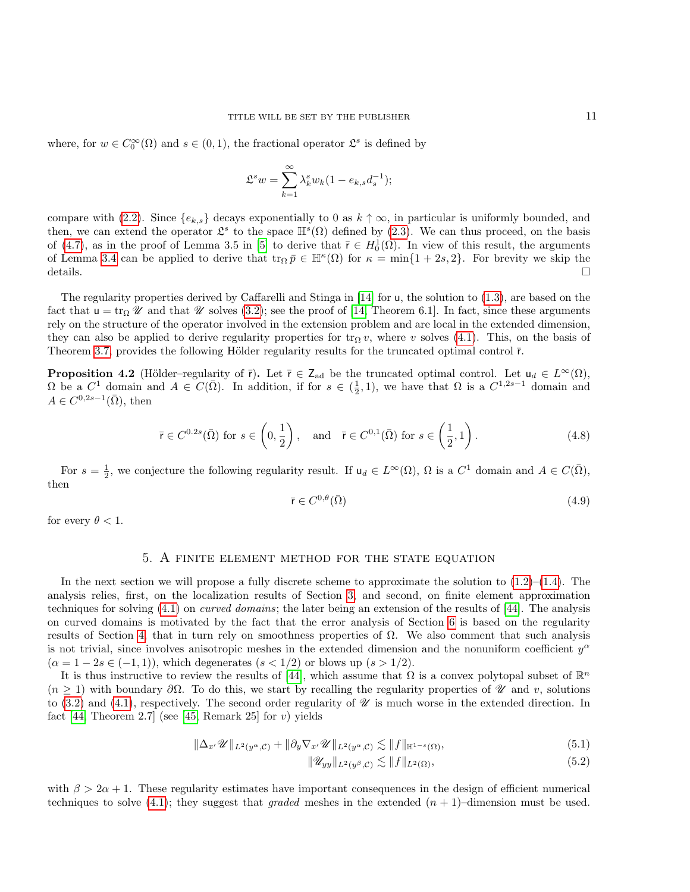where, for $w \in C_0^\infty(\Omega)$ and $s \in (0,1)$, the fractional operator $\mathfrak{L}^s$ is defined by

$$\mathfrak{L}^s w = \sum_{k=1}^{\infty} \lambda_k^s w_k (1 - e_{k,s} d_s^{-1});$$

compare with (2.2). Since $\{e_{k,s}\}$ decays exponentially to 0 as $k \uparrow \infty$, in particular is uniformly bounded, and then, we can extend the operator $\mathfrak{L}^s$ to the space $\mathbb{H}^s(\Omega)$ defined by (2.3). We can thus proceed, on the basis of (4.7), as in the proof of Lemma 3.5 in [5] to derive that $\bar{\mathsf{r}} \in H_0^1(\Omega)$. In view of this result, the arguments of Lemma 3.4 can be applied to derive that $\operatorname{tr}_\Omega \bar{p} \in \mathbb{H}^\kappa(\Omega)$ for $\kappa = \min\{1+2s, 2\}$. For brevity we skip the details. □

The regularity properties derived by Caffarelli and Stinga in [14] for $\mathsf{u}$, the solution to (1.3), are based on the fact that $\mathsf{u} = \operatorname{tr}_\Omega \mathscr{U}$ and that $\mathscr{U}$ solves (3.2); see the proof of [14, Theorem 6.1]. In fact, since these arguments rely on the structure of the operator involved in the extension problem and are local in the extended dimension, they can also be applied to derive regularity properties for $\operatorname{tr}_\Omega v$, where $v$ solves (4.1). This, on the basis of Theorem 3.7, provides the following Hölder regularity results for the truncated optimal control $\bar{\mathsf{r}}$.

**Proposition 4.2** (Hölder–regularity of $\bar{\mathsf{r}}$)**.** Let $\bar{\mathsf{r}} \in \mathsf{Z}_{\mathrm{ad}}$ be the truncated optimal control. Let $\mathsf{u}_d \in L^\infty(\Omega)$, $\Omega$ be a $C^1$ domain and $A \in C(\bar{\Omega})$. In addition, if for $s \in (\frac{1}{2}, 1)$, we have that $\Omega$ is a $C^{1,2s-1}$ domain and $A \in C^{0,2s-1}(\bar{\Omega})$, then

$$\bar{\mathsf{r}} \in C^{0.2s}(\bar{\Omega}) \text{ for } s \in \left(0, \frac{1}{2}\right), \quad \text{and} \quad \bar{\mathsf{r}} \in C^{0,1}(\bar{\Omega}) \text{ for } s \in \left(\frac{1}{2}, 1\right). \tag{4.8}$$

For $s = \frac{1}{2}$, we conjecture the following regularity result. If $\mathsf{u}_d \in L^\infty(\Omega)$, $\Omega$ is a $C^1$ domain and $A \in C(\bar{\Omega})$, then

$$\bar{\mathsf{r}} \in C^{0,\theta}(\bar{\Omega}) \tag{4.9}$$

for every $\theta < 1$.

## 5. A finite element method for the state equation

In the next section we will propose a fully discrete scheme to approximate the solution to (1.2)–(1.4). The analysis relies, first, on the localization results of Section 3, and second, on finite element approximation techniques for solving (4.1) on *curved domains*; the later being an extension of the results of [44]. The analysis on curved domains is motivated by the fact that the error analysis of Section 6 is based on the regularity results of Section 4, that in turn rely on smoothness properties of $\Omega$. We also comment that such analysis is not trivial, since involves anisotropic meshes in the extended dimension and the nonuniform coefficient $y^\alpha$ ($\alpha = 1 - 2s \in (-1, 1)$), which degenerates ($s < 1/2$) or blows up ($s > 1/2$).

It is thus instructive to review the results of [44], which assume that $\Omega$ is a convex polytopal subset of $\mathbb{R}^n$ ($n \geq 1$) with boundary $\partial\Omega$. To do this, we start by recalling the regularity properties of $\mathscr{U}$ and $v$, solutions to (3.2) and (4.1), respectively. The second order regularity of $\mathscr{U}$ is much worse in the extended direction. In fact [44, Theorem 2.7] (see [45, Remark 25] for $v$) yields

$$\|\Delta_{x'} \mathscr{U}\|_{L^2(y^\alpha, \mathcal{C})} + \|\partial_y \nabla_{x'} \mathscr{U}\|_{L^2(y^\alpha, \mathcal{C})} \lesssim \|f\|_{\mathbb{H}^{1-s}(\Omega)}, \tag{5.1}$$

$$\|\mathscr{U}_{yy}\|_{L^2(y^\beta, \mathcal{C})} \lesssim \|f\|_{L^2(\Omega)}, \tag{5.2}$$

with $\beta > 2\alpha + 1$. These regularity estimates have important consequences in the design of efficient numerical techniques to solve (4.1); they suggest that *graded* meshes in the extended $(n+1)$–dimension must be used.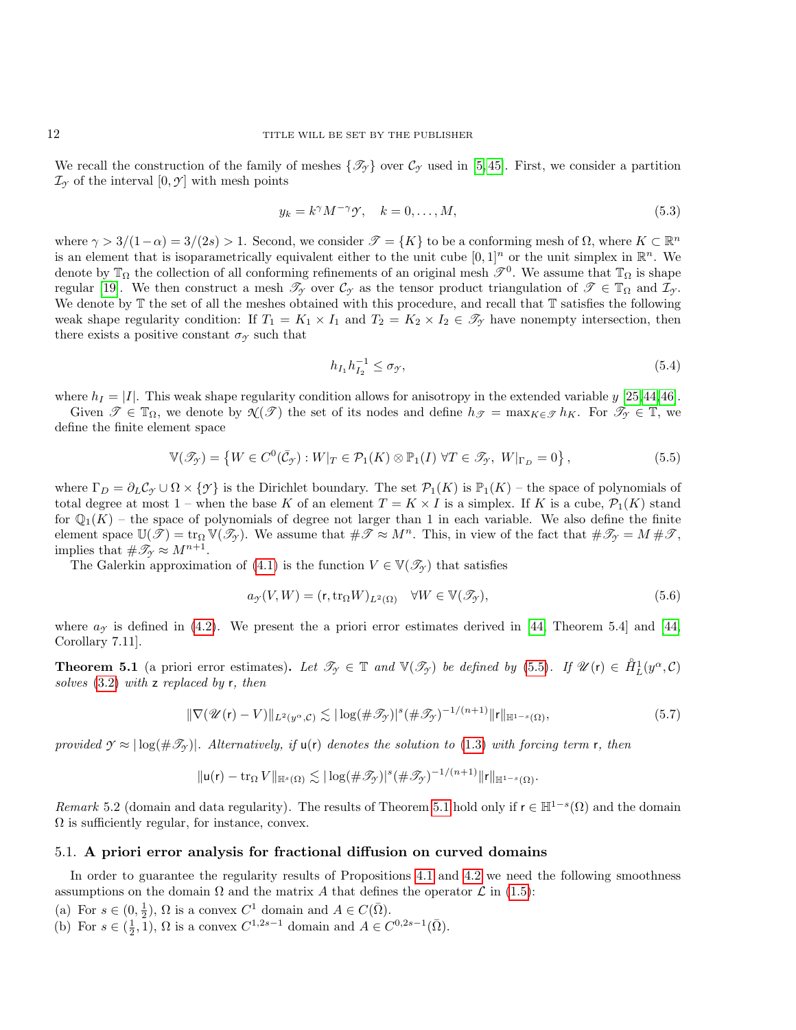We recall the construction of the family of meshes $\{\mathscr{T}_\mathscr{Y}\}$ over $\mathcal{C}_\mathscr{Y}$ used in [5,45]. First, we consider a partition $\mathcal{I}_\mathscr{Y}$ of the interval $[0,\mathscr{Y}]$ with mesh points

$$
y_k = k^\gamma M^{-\gamma}\mathscr{Y}, \quad k = 0,\dots,M, \tag{5.3}
$$

where $\gamma > 3/(1-\alpha) = 3/(2s) > 1$. Second, we consider $\mathscr{T} = \{K\}$ to be a conforming mesh of $\Omega$, where $K \subset \mathbb{R}^n$ is an element that is isoparametrically equivalent either to the unit cube $[0,1]^n$ or the unit simplex in $\mathbb{R}^n$. We denote by $\mathbb{T}_\Omega$ the collection of all conforming refinements of an original mesh $\mathscr{T}^0$. We assume that $\mathbb{T}_\Omega$ is shape regular [19]. We then construct a mesh $\mathscr{T}_\mathscr{Y}$ over $\mathcal{C}_\mathscr{Y}$ as the tensor product triangulation of $\mathscr{T} \in \mathbb{T}_\Omega$ and $\mathcal{I}_\mathscr{Y}$. We denote by $\mathbb{T}$ the set of all the meshes obtained with this procedure, and recall that $\mathbb{T}$ satisfies the following weak shape regularity condition: If $T_1 = K_1 \times I_1$ and $T_2 = K_2 \times I_2 \in \mathscr{T}_\mathscr{Y}$ have nonempty intersection, then there exists a positive constant $\sigma_\mathscr{Y}$ such that

$$
h_{I_1} h_{I_2}^{-1} \le \sigma_\mathscr{Y}, \tag{5.4}
$$

where $h_I = |I|$. This weak shape regularity condition allows for anisotropy in the extended variable $y$ [25,44,46].

Given $\mathscr{T} \in \mathbb{T}_\Omega$, we denote by $\mathscr{N}(\mathscr{T})$ the set of its nodes and define $h_\mathscr{T} = \max_{K\in\mathscr{T}} h_K$. For $\mathscr{T}_\mathscr{Y} \in \mathbb{T}$, we define the finite element space

$$
\mathbb{V}(\mathscr{T}_\mathscr{Y}) = \left\{ W \in C^0(\bar{\mathcal{C}}_\mathscr{Y}) : W|_T \in \mathcal{P}_1(K) \otimes \mathbb{P}_1(I) \ \forall T \in \mathscr{T}_\mathscr{Y},\ W|_{\Gamma_D} = 0 \right\}, \tag{5.5}
$$

where $\Gamma_D = \partial_L \mathcal{C}_\mathscr{Y} \cup \Omega \times \{\mathscr{Y}\}$ is the Dirichlet boundary. The set $\mathcal{P}_1(K)$ is $\mathbb{P}_1(K)$ – the space of polynomials of total degree at most 1 – when the base $K$ of an element $T = K \times I$ is a simplex. If $K$ is a cube, $\mathcal{P}_1(K)$ stand for $\mathbb{Q}_1(K)$ – the space of polynomials of degree not larger than 1 in each variable. We also define the finite element space $\mathbb{U}(\mathscr{T}) = \operatorname{tr}_\Omega \mathbb{V}(\mathscr{T}_\mathscr{Y})$. We assume that $\#\mathscr{T} \approx M^n$. This, in view of the fact that $\#\mathscr{T}_\mathscr{Y} = M\,\#\mathscr{T}$, implies that $\#\mathscr{T}_\mathscr{Y} \approx M^{n+1}$.

The Galerkin approximation of (4.1) is the function $V \in \mathbb{V}(\mathscr{T}_\mathscr{Y})$ that satisfies

$$
a_\mathscr{Y}(V,W) = (\mathsf{r}, \operatorname{tr}_\Omega W)_{L^2(\Omega)} \quad \forall W \in \mathbb{V}(\mathscr{T}_\mathscr{Y}), \tag{5.6}
$$

where $a_\mathscr{Y}$ is defined in (4.2). We present the a priori error estimates derived in [44, Theorem 5.4] and [44, Corollary 7.11].

**Theorem 5.1** (a priori error estimates)**.** *Let $\mathscr{T}_\mathscr{Y} \in \mathbb{T}$ and $\mathbb{V}(\mathscr{T}_\mathscr{Y})$ be defined by (5.5). If $\mathscr{U}(\mathsf{r}) \in \mathring{H}^1_L(y^\alpha,\mathcal{C})$ solves (3.2) with $\mathsf{z}$ replaced by $\mathsf{r}$, then*

$$
\|\nabla(\mathscr{U}(\mathsf{r}) - V)\|_{L^2(y^\alpha,\mathcal{C})} \lesssim |\log(\#\mathscr{T}_\mathscr{Y})|^s (\#\mathscr{T}_\mathscr{Y})^{-1/(n+1)} \|\mathsf{r}\|_{\mathbb{H}^{1-s}(\Omega)}, \tag{5.7}
$$

*provided $\mathscr{Y} \approx |\log(\#\mathscr{T}_\mathscr{Y})|$. Alternatively, if $\mathsf{u}(\mathsf{r})$ denotes the solution to (1.3) with forcing term $\mathsf{r}$, then*

$$
\|\mathsf{u}(\mathsf{r}) - \operatorname{tr}_\Omega V\|_{\mathbb{H}^s(\Omega)} \lesssim |\log(\#\mathscr{T}_\mathscr{Y})|^s (\#\mathscr{T}_\mathscr{Y})^{-1/(n+1)} \|\mathsf{r}\|_{\mathbb{H}^{1-s}(\Omega)}.
$$

*Remark* 5.2 (domain and data regularity). The results of Theorem 5.1 hold only if $\mathsf{r} \in \mathbb{H}^{1-s}(\Omega)$ and the domain $\Omega$ is sufficiently regular, for instance, convex.

### 5.1. A priori error analysis for fractional diffusion on curved domains

In order to guarantee the regularity results of Propositions 4.1 and 4.2 we need the following smoothness assumptions on the domain $\Omega$ and the matrix $A$ that defines the operator $\mathcal{L}$ in (1.5):

(a) For $s \in (0,\frac{1}{2})$, $\Omega$ is a convex $C^1$ domain and $A \in C(\bar{\Omega})$.
(b) For $s \in (\frac{1}{2},1)$, $\Omega$ is a convex $C^{1,2s-1}$ domain and $A \in C^{0,2s-1}(\bar{\Omega})$.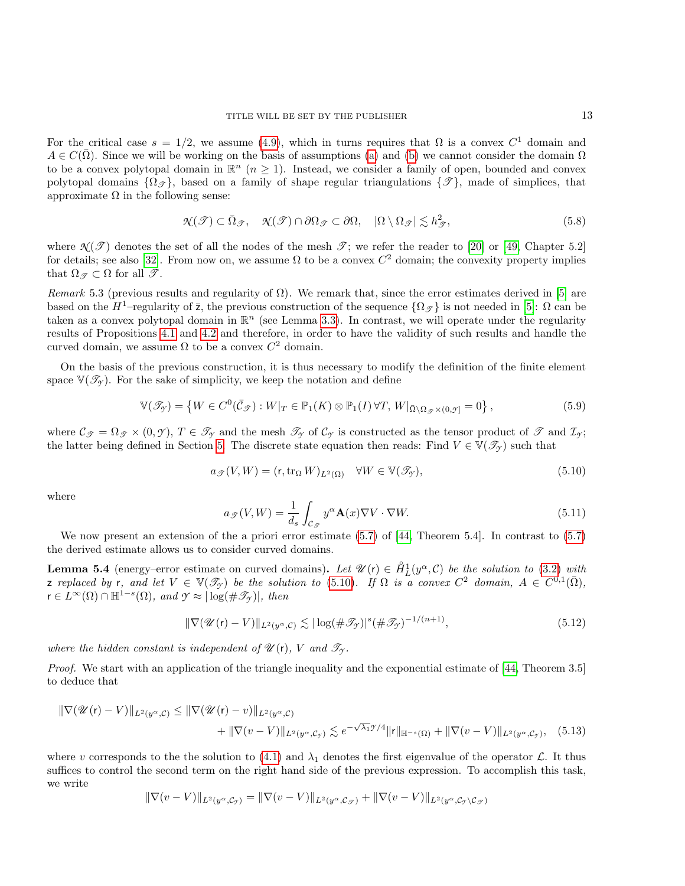For the critical case $s = 1/2$, we assume (4.9), which in turns requires that $\Omega$ is a convex $C^1$ domain and $A \in C(\bar{\Omega})$. Since we will be working on the basis of assumptions (a) and (b) we cannot consider the domain $\Omega$ to be a convex polytopal domain in $\mathbb{R}^n$ ($n \geq 1$). Instead, we consider a family of open, bounded and convex polytopal domains $\{\Omega_{\mathscr{T}}\}$, based on a family of shape regular triangulations $\{\mathscr{T}\}$, made of simplices, that approximate $\Omega$ in the following sense:

$$
\mathcal{N}(\mathscr{T}) \subset \bar{\Omega}_{\mathscr{T}}, \quad \mathcal{N}(\mathscr{T}) \cap \partial\Omega_{\mathscr{T}} \subset \partial\Omega, \quad |\Omega \setminus \Omega_{\mathscr{T}}| \lesssim h_{\mathscr{T}}^2, \tag{5.8}
$$

where $\mathcal{N}(\mathscr{T})$ denotes the set of all the nodes of the mesh $\mathscr{T}$; we refer the reader to [20] or [49, Chapter 5.2] for details; see also [32]. From now on, we assume $\Omega$ to be a convex $C^2$ domain; the convexity property implies that $\Omega_{\mathscr{T}} \subset \Omega$ for all $\mathscr{T}$.

*Remark* 5.3 (previous results and regularity of $\Omega$). We remark that, since the error estimates derived in [5] are based on the $H^1$–regularity of $\bar{\mathsf{z}}$, the previous construction of the sequence $\{\Omega_{\mathscr{T}}\}$ is not needed in [5]: $\Omega$ can be taken as a convex polytopal domain in $\mathbb{R}^n$ (see Lemma 3.3). In contrast, we will operate under the regularity results of Propositions 4.1 and 4.2 and therefore, in order to have the validity of such results and handle the curved domain, we assume $\Omega$ to be a convex $C^2$ domain.

On the basis of the previous construction, it is thus necessary to modify the definition of the finite element space $\mathbb{V}(\mathscr{T}_{\mathcal{Y}})$. For the sake of simplicity, we keep the notation and define

$$
\mathbb{V}(\mathscr{T}_{\mathcal{Y}}) = \left\{ W \in C^0(\bar{\mathcal{C}}_{\mathscr{T}}) : W|_T \in \mathbb{P}_1(K) \otimes \mathbb{P}_1(I) \, \forall T, \, W|_{\bar{\Omega} \setminus \Omega_{\mathscr{T}} \times (0,\mathcal{Y}]} = 0 \right\}, \tag{5.9}
$$

where $\mathcal{C}_{\mathscr{T}} = \Omega_{\mathscr{T}} \times (0, \mathcal{Y})$, $T \in \mathscr{T}_{\mathcal{Y}}$ and the mesh $\mathscr{T}_{\mathcal{Y}}$ of $\mathcal{C}_{\mathcal{Y}}$ is constructed as the tensor product of $\mathscr{T}$ and $\mathcal{I}_{\mathcal{Y}}$; the latter being defined in Section 5. The discrete state equation then reads: Find $V \in \mathbb{V}(\mathscr{T}_{\mathcal{Y}})$ such that

$$
a_{\mathscr{T}}(V, W) = (\mathsf{r}, \operatorname{tr}_\Omega W)_{L^2(\Omega)} \quad \forall W \in \mathbb{V}(\mathscr{T}_{\mathcal{Y}}), \tag{5.10}
$$

where

$$
a_{\mathscr{T}}(V, W) = \frac{1}{d_s} \int_{\mathcal{C}_{\mathscr{T}}} y^\alpha \mathbf{A}(x) \nabla V \cdot \nabla W. \tag{5.11}
$$

We now present an extension of the a priori error estimate (5.7) of [44, Theorem 5.4]. In contrast to (5.7) the derived estimate allows us to consider curved domains.

**Lemma 5.4** (energy–error estimate on curved domains)**.** *Let $\mathscr{U}(\mathsf{r}) \in \mathring{H}_L^1(y^\alpha, \mathcal{C})$ be the solution to (3.2) with $\mathsf{z}$ replaced by $\mathsf{r}$, and let $V \in \mathbb{V}(\mathscr{T}_{\mathcal{Y}})$ be the solution to (5.10). If $\Omega$ is a convex $C^2$ domain, $A \in C^{0,1}(\bar{\Omega})$, $\mathsf{r} \in L^\infty(\Omega) \cap \mathbb{H}^{1-s}(\Omega)$, and $\mathcal{Y} \approx |\log(\#\mathscr{T}_{\mathcal{Y}})|$, then*

$$
\|\nabla(\mathscr{U}(\mathsf{r}) - V)\|_{L^2(y^\alpha, \mathcal{C})} \lesssim |\log(\#\mathscr{T}_{\mathcal{Y}})|^s (\#\mathscr{T}_{\mathcal{Y}})^{-1/(n+1)}, \tag{5.12}
$$

*where the hidden constant is independent of $\mathscr{U}(\mathsf{r})$, $V$ and $\mathscr{T}_{\mathcal{Y}}$.*

*Proof.* We start with an application of the triangle inequality and the exponential estimate of [44, Theorem 3.5] to deduce that

$$
\begin{aligned}
\|\nabla(\mathscr{U}(\mathsf{r}) - V)\|_{L^2(y^\alpha, \mathcal{C})} &\leq \|\nabla(\mathscr{U}(\mathsf{r}) - v)\|_{L^2(y^\alpha, \mathcal{C})} \\
&\quad + \|\nabla(v - V)\|_{L^2(y^\alpha, \mathcal{C}_{\mathcal{Y}})} \lesssim e^{-\sqrt{\lambda_1}\mathcal{Y}/4} \|\mathsf{r}\|_{\mathbb{H}^{-s}(\Omega)} + \|\nabla(v - V)\|_{L^2(y^\alpha, \mathcal{C}_{\mathcal{Y}})},
\end{aligned} \tag{5.13}
$$

where $v$ corresponds to the the solution to (4.1) and $\lambda_1$ denotes the first eigenvalue of the operator $\mathcal{L}$. It thus suffices to control the second term on the right hand side of the previous expression. To accomplish this task, we write

$$
\|\nabla(v - V)\|_{L^2(y^\alpha, \mathcal{C}_{\mathcal{Y}})} = \|\nabla(v - V)\|_{L^2(y^\alpha, \mathcal{C}_{\mathscr{T}})} + \|\nabla(v - V)\|_{L^2(y^\alpha, \mathcal{C}_{\mathcal{Y}} \setminus \mathcal{C}_{\mathscr{T}})}
$$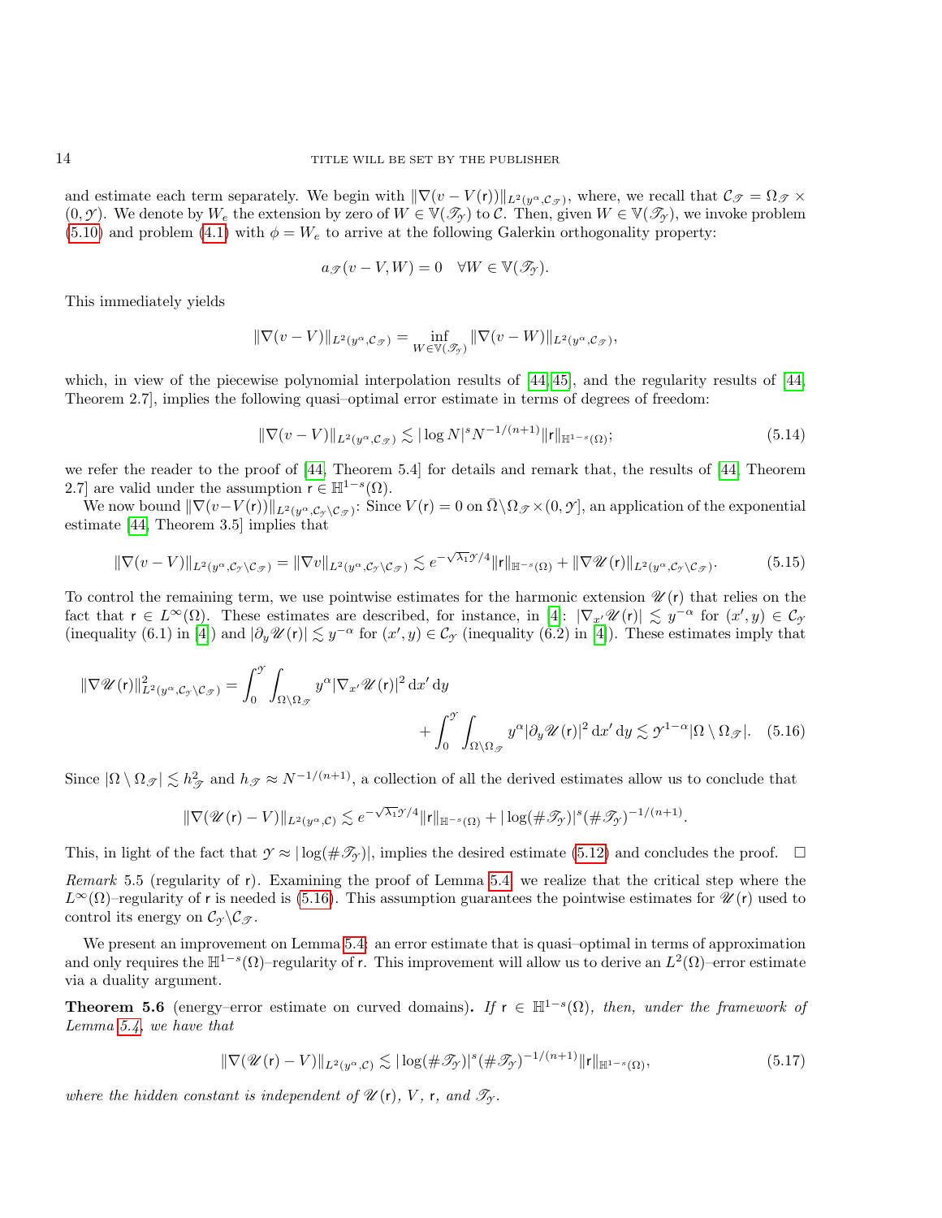and estimate each term separately. We begin with $\|\nabla(v - V(\mathsf{r}))\|_{L^2(y^\alpha,\mathcal{C}_{\mathscr{T}})}$, where, we recall that $\mathcal{C}_{\mathscr{T}} = \Omega_{\mathscr{T}} \times (0,\mathscr{Y})$. We denote by $W_e$ the extension by zero of $W \in \mathbb{V}(\mathscr{T}_{\mathscr{Y}})$ to $\mathcal{C}$. Then, given $W \in \mathbb{V}(\mathscr{T}_{\mathscr{Y}})$, we invoke problem (5.10) and problem (4.1) with $\phi = W_e$ to arrive at the following Galerkin orthogonality property:

$$a_{\mathscr{T}}(v - V, W) = 0 \quad \forall W \in \mathbb{V}(\mathscr{T}_{\mathscr{Y}}).$$

This immediately yields

$$\|\nabla(v - V)\|_{L^2(y^\alpha,\mathcal{C}_{\mathscr{T}})} = \inf_{W \in \mathbb{V}(\mathscr{T}_{\mathscr{Y}})} \|\nabla(v - W)\|_{L^2(y^\alpha,\mathcal{C}_{\mathscr{T}})},$$

which, in view of the piecewise polynomial interpolation results of [44, 45], and the regularity results of [44, Theorem 2.7], implies the following quasi–optimal error estimate in terms of degrees of freedom:

$$\|\nabla(v - V)\|_{L^2(y^\alpha,\mathcal{C}_{\mathscr{T}})} \lesssim |\log N|^s N^{-1/(n+1)} \|\mathsf{r}\|_{\mathbb{H}^{1-s}(\Omega)}; \tag{5.14}$$

we refer the reader to the proof of [44, Theorem 5.4] for details and remark that, the results of [44, Theorem 2.7] are valid under the assumption $\mathsf{r} \in \mathbb{H}^{1-s}(\Omega)$.

We now bound $\|\nabla(v - V(\mathsf{r}))\|_{L^2(y^\alpha,\mathcal{C}_{\mathscr{Y}}\setminus\mathcal{C}_{\mathscr{T}})}$: Since $V(\mathsf{r}) = 0$ on $\bar{\Omega}\setminus\Omega_{\mathscr{T}} \times (0,\mathscr{Y}]$, an application of the exponential estimate [44, Theorem 3.5] implies that

$$\|\nabla(v - V)\|_{L^2(y^\alpha,\mathcal{C}_{\mathscr{Y}}\setminus\mathcal{C}_{\mathscr{T}})} = \|\nabla v\|_{L^2(y^\alpha,\mathcal{C}_{\mathscr{Y}}\setminus\mathcal{C}_{\mathscr{T}})} \lesssim e^{-\sqrt{\lambda_1}\mathscr{Y}/4} \|\mathsf{r}\|_{\mathbb{H}^{-s}(\Omega)} + \|\nabla \mathscr{U}(\mathsf{r})\|_{L^2(y^\alpha,\mathcal{C}_{\mathscr{Y}}\setminus\mathcal{C}_{\mathscr{T}})}. \tag{5.15}$$

To control the remaining term, we use pointwise estimates for the harmonic extension $\mathscr{U}(\mathsf{r})$ that relies on the fact that $\mathsf{r} \in L^\infty(\Omega)$. These estimates are described, for instance, in [4]: $|\nabla_{x'}\mathscr{U}(\mathsf{r})| \lesssim y^{-\alpha}$ for $(x',y) \in \mathcal{C}_{\mathscr{Y}}$ (inequality (6.1) in [4]) and $|\partial_y \mathscr{U}(\mathsf{r})| \lesssim y^{-\alpha}$ for $(x',y) \in \mathcal{C}_{\mathscr{Y}}$ (inequality (6.2) in [4]). These estimates imply that

$$\|\nabla \mathscr{U}(\mathsf{r})\|^2_{L^2(y^\alpha,\mathcal{C}_{\mathscr{Y}}\setminus\mathcal{C}_{\mathscr{T}})} = \int_0^{\mathscr{Y}} \int_{\Omega\setminus\Omega_{\mathscr{T}}} y^\alpha |\nabla_{x'}\mathscr{U}(\mathsf{r})|^2 \,\mathrm{d}x' \,\mathrm{d}y + \int_0^{\mathscr{Y}} \int_{\Omega\setminus\Omega_{\mathscr{T}}} y^\alpha |\partial_y \mathscr{U}(\mathsf{r})|^2 \,\mathrm{d}x' \,\mathrm{d}y \lesssim \mathscr{Y}^{1-\alpha} |\Omega \setminus \Omega_{\mathscr{T}}|. \tag{5.16}$$

Since $|\Omega \setminus \Omega_{\mathscr{T}}| \lesssim h_{\mathscr{T}}^2$ and $h_{\mathscr{T}} \approx N^{-1/(n+1)}$, a collection of all the derived estimates allow us to conclude that

$$\|\nabla(\mathscr{U}(\mathsf{r}) - V)\|_{L^2(y^\alpha,\mathcal{C})} \lesssim e^{-\sqrt{\lambda_1}\mathscr{Y}/4} \|\mathsf{r}\|_{\mathbb{H}^{-s}(\Omega)} + |\log(\#\mathscr{T}_{\mathscr{Y}})|^s (\#\mathscr{T}_{\mathscr{Y}})^{-1/(n+1)}.$$

This, in light of the fact that $\mathscr{Y} \approx |\log(\#\mathscr{T}_{\mathscr{Y}})|$, implies the desired estimate (5.12) and concludes the proof. $\square$

*Remark* 5.5 (regularity of $\mathsf{r}$). Examining the proof of Lemma 5.4, we realize that the critical step where the $L^\infty(\Omega)$–regularity of $\mathsf{r}$ is needed is (5.16). This assumption guarantees the pointwise estimates for $\mathscr{U}(\mathsf{r})$ used to control its energy on $\mathcal{C}_{\mathscr{Y}}\setminus\mathcal{C}_{\mathscr{T}}$.

We present an improvement on Lemma 5.4: an error estimate that is quasi–optimal in terms of approximation and only requires the $\mathbb{H}^{1-s}(\Omega)$–regularity of $\mathsf{r}$. This improvement will allow us to derive an $L^2(\Omega)$–error estimate via a duality argument.

**Theorem 5.6** (energy–error estimate on curved domains). *If $\mathsf{r} \in \mathbb{H}^{1-s}(\Omega)$, then, under the framework of Lemma 5.4, we have that*

$$\|\nabla(\mathscr{U}(\mathsf{r}) - V)\|_{L^2(y^\alpha,\mathcal{C})} \lesssim |\log(\#\mathscr{T}_{\mathscr{Y}})|^s (\#\mathscr{T}_{\mathscr{Y}})^{-1/(n+1)} \|\mathsf{r}\|_{\mathbb{H}^{1-s}(\Omega)}, \tag{5.17}$$

*where the hidden constant is independent of $\mathscr{U}(\mathsf{r})$, $V$, $\mathsf{r}$, and $\mathscr{T}_{\mathscr{Y}}$.*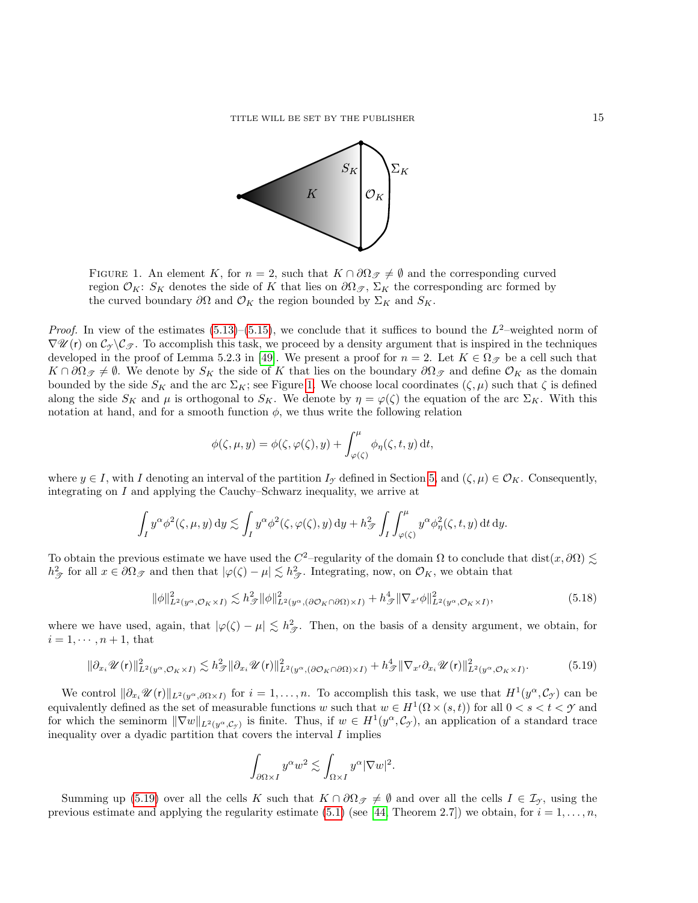FIGURE 1. An element $K$, for $n = 2$, such that $K \cap \partial\Omega_{\mathscr{T}} \neq \emptyset$ and the corresponding curved region $\mathcal{O}_K$: $S_K$ denotes the side of $K$ that lies on $\partial\Omega_{\mathscr{T}}$, $\Sigma_K$ the corresponding arc formed by the curved boundary $\partial\Omega$ and $\mathcal{O}_K$ the region bounded by $\Sigma_K$ and $S_K$.

*Proof.* In view of the estimates (5.13)–(5.15), we conclude that it suffices to bound the $L^2$–weighted norm of $\nabla \mathscr{U}(\mathsf{r})$ on $\mathcal{C}_{\mathcal{Y}} \backslash \mathcal{C}_{\mathscr{T}}$. To accomplish this task, we proceed by a density argument that is inspired in the techniques developed in the proof of Lemma 5.2.3 in [49]. We present a proof for $n = 2$. Let $K \in \Omega_{\mathscr{T}}$ be a cell such that $K \cap \partial\Omega_{\mathscr{T}} \neq \emptyset$. We denote by $S_K$ the side of $K$ that lies on the boundary $\partial\Omega_{\mathscr{T}}$ and define $\mathcal{O}_K$ as the domain bounded by the side $S_K$ and the arc $\Sigma_K$; see Figure 1. We choose local coordinates $(\zeta, \mu)$ such that $\zeta$ is defined along the side $S_K$ and $\mu$ is orthogonal to $S_K$. We denote by $\eta = \varphi(\zeta)$ the equation of the arc $\Sigma_K$. With this notation at hand, and for a smooth function $\phi$, we thus write the following relation

$$\phi(\zeta, \mu, y) = \phi(\zeta, \varphi(\zeta), y) + \int_{\varphi(\zeta)}^{\mu} \phi_\eta(\zeta, t, y)\, \mathrm{d}t,$$

where $y \in I$, with $I$ denoting an interval of the partition $I_{\mathcal{Y}}$ defined in Section 5, and $(\zeta, \mu) \in \mathcal{O}_K$. Consequently, integrating on $I$ and applying the Cauchy–Schwarz inequality, we arrive at

$$\int_I y^\alpha \phi^2(\zeta, \mu, y)\, \mathrm{d}y \lesssim \int_I y^\alpha \phi^2(\zeta, \varphi(\zeta), y)\, \mathrm{d}y + h_{\mathscr{T}}^2 \int_I \int_{\varphi(\zeta)}^{\mu} y^\alpha \phi_\eta^2(\zeta, t, y)\, \mathrm{d}t\, \mathrm{d}y.$$

To obtain the previous estimate we have used the $C^2$–regularity of the domain $\Omega$ to conclude that $\operatorname{dist}(x, \partial\Omega) \lesssim h_{\mathscr{T}}^2$ for all $x \in \partial\Omega_{\mathscr{T}}$ and then that $|\varphi(\zeta) - \mu| \lesssim h_{\mathscr{T}}^2$. Integrating, now, on $\mathcal{O}_K$, we obtain that

$$\|\phi\|^2_{L^2(y^\alpha, \mathcal{O}_K \times I)} \lesssim h_{\mathscr{T}}^2 \|\phi\|^2_{L^2(y^\alpha, (\partial\mathcal{O}_K \cap \partial\Omega) \times I)} + h_{\mathscr{T}}^4 \|\nabla_{x'} \phi\|^2_{L^2(y^\alpha, \mathcal{O}_K \times I)}, \tag{5.18}$$

where we have used, again, that $|\varphi(\zeta) - \mu| \lesssim h_{\mathscr{T}}^2$. Then, on the basis of a density argument, we obtain, for $i = 1, \cdots, n+1$, that

$$\|\partial_{x_i} \mathscr{U}(\mathsf{r})\|^2_{L^2(y^\alpha, \mathcal{O}_K \times I)} \lesssim h_{\mathscr{T}}^2 \|\partial_{x_i} \mathscr{U}(\mathsf{r})\|^2_{L^2(y^\alpha, (\partial\mathcal{O}_K \cap \partial\Omega) \times I)} + h_{\mathscr{T}}^4 \|\nabla_{x'} \partial_{x_i} \mathscr{U}(\mathsf{r})\|^2_{L^2(y^\alpha, \mathcal{O}_K \times I)}. \tag{5.19}$$

We control $\|\partial_{x_i} \mathscr{U}(\mathsf{r})\|_{L^2(y^\alpha, \partial\Omega \times I)}$ for $i = 1, \dots, n$. To accomplish this task, we use that $H^1(y^\alpha, \mathcal{C}_{\mathcal{Y}})$ can be equivalently defined as the set of measurable functions $w$ such that $w \in H^1(\Omega \times (s,t))$ for all $0 < s < t < \mathcal{Y}$ and for which the seminorm $\|\nabla w\|_{L^2(y^\alpha, \mathcal{C}_{\mathcal{Y}})}$ is finite. Thus, if $w \in H^1(y^\alpha, \mathcal{C}_{\mathcal{Y}})$, an application of a standard trace inequality over a dyadic partition that covers the interval $I$ implies

$$\int_{\partial\Omega \times I} y^\alpha w^2 \lesssim \int_{\Omega \times I} y^\alpha |\nabla w|^2.$$

Summing up (5.19) over all the cells $K$ such that $K \cap \partial\Omega_{\mathscr{T}} \neq \emptyset$ and over all the cells $I \in \mathcal{I}_{\mathcal{Y}}$, using the previous estimate and applying the regularity estimate (5.1) (see [44, Theorem 2.7]) we obtain, for $i = 1, \dots, n$,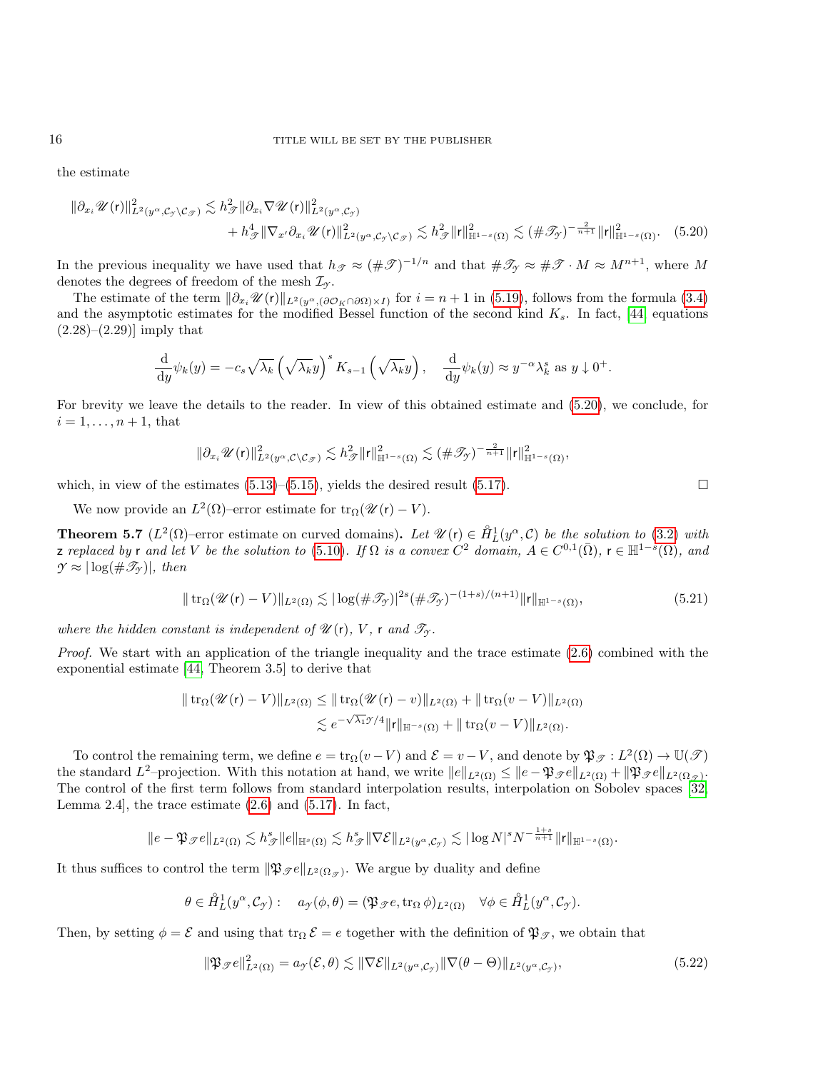the estimate

$$\|\partial_{x_i} \mathscr{U}(\mathsf{r})\|^2_{L^2(y^\alpha, \mathcal{C}_\mathscr{Y} \setminus \mathcal{C}_\mathscr{T})} \lesssim h^2_\mathscr{T} \|\partial_{x_i} \nabla \mathscr{U}(\mathsf{r})\|^2_{L^2(y^\alpha, \mathcal{C}_\mathscr{Y})} + h^4_\mathscr{T} \|\nabla_{x'} \partial_{x_i} \mathscr{U}(\mathsf{r})\|^2_{L^2(y^\alpha, \mathcal{C}_\mathscr{Y} \setminus \mathcal{C}_\mathscr{T})} \lesssim h^2_\mathscr{T} \|\mathsf{r}\|^2_{\mathbb{H}^{1-s}(\Omega)} \lesssim (\#\mathscr{T}_\mathscr{Y})^{-\frac{2}{n+1}} \|\mathsf{r}\|^2_{\mathbb{H}^{1-s}(\Omega)}. \quad (5.20)$$

In the previous inequality we have used that $h_\mathscr{T} \approx (\#\mathscr{T})^{-1/n}$ and that $\#\mathscr{T}_\mathscr{Y} \approx \#\mathscr{T} \cdot M \approx M^{n+1}$, where $M$ denotes the degrees of freedom of the mesh $\mathcal{I}_\mathscr{Y}$.

The estimate of the term $\|\partial_{x_i} \mathscr{U}(\mathsf{r})\|_{L^2(y^\alpha, (\partial \mathcal{O}_K \cap \partial\Omega) \times I)}$ for $i = n+1$ in (5.19), follows from the formula (3.4) and the asymptotic estimates for the modified Bessel function of the second kind $K_s$. In fact, [44] equations (2.28)–(2.29)] imply that

$$\frac{\mathrm{d}}{\mathrm{d}y} \psi_k(y) = -c_s \sqrt{\lambda_k} \left(\sqrt{\lambda_k} y\right)^s K_{s-1}\left(\sqrt{\lambda_k} y\right), \quad \frac{\mathrm{d}}{\mathrm{d}y} \psi_k(y) \approx y^{-\alpha} \lambda_k^s \text{ as } y \downarrow 0^+.$$

For brevity we leave the details to the reader. In view of this obtained estimate and (5.20), we conclude, for $i = 1, \ldots, n+1$, that

$$\|\partial_{x_i} \mathscr{U}(\mathsf{r})\|^2_{L^2(y^\alpha, \mathcal{C} \setminus \mathcal{C}_\mathscr{T})} \lesssim h^2_\mathscr{T} \|\mathsf{r}\|^2_{\mathbb{H}^{1-s}(\Omega)} \lesssim (\#\mathscr{T}_\mathscr{Y})^{-\frac{2}{n+1}} \|\mathsf{r}\|^2_{\mathbb{H}^{1-s}(\Omega)},$$

which, in view of the estimates (5.13)–(5.15), yields the desired result (5.17). $\square$

We now provide an $L^2(\Omega)$–error estimate for $\operatorname{tr}_\Omega(\mathscr{U}(\mathsf{r}) - V)$.

**Theorem 5.7** ($L^2(\Omega)$–error estimate on curved domains). *Let $\mathscr{U}(\mathsf{r}) \in \mathring{H}^1_L(y^\alpha, \mathcal{C})$ be the solution to (3.2) with $\mathsf{z}$ replaced by $\mathsf{r}$ and let $V$ be the solution to (5.10). If $\Omega$ is a convex $C^2$ domain, $A \in C^{0,1}(\bar{\Omega})$, $\mathsf{r} \in \mathbb{H}^{1-s}(\Omega)$, and $\mathscr{Y} \approx |\log(\#\mathscr{T}_\mathscr{Y})|$, then*

$$\|\operatorname{tr}_\Omega(\mathscr{U}(\mathsf{r}) - V)\|_{L^2(\Omega)} \lesssim |\log(\#\mathscr{T}_\mathscr{Y})|^{2s} (\#\mathscr{T}_\mathscr{Y})^{-(1+s)/(n+1)} \|\mathsf{r}\|_{\mathbb{H}^{-s}(\Omega)}, \quad (5.21)$$

*where the hidden constant is independent of $\mathscr{U}(\mathsf{r})$, $V$, $\mathsf{r}$ and $\mathscr{T}_\mathscr{Y}$.*

*Proof.* We start with an application of the triangle inequality and the trace estimate (2.6) combined with the exponential estimate [44, Theorem 3.5] to derive that

$$\|\operatorname{tr}_\Omega(\mathscr{U}(\mathsf{r}) - V)\|_{L^2(\Omega)} \leq \|\operatorname{tr}_\Omega(\mathscr{U}(\mathsf{r}) - v)\|_{L^2(\Omega)} + \|\operatorname{tr}_\Omega(v - V)\|_{L^2(\Omega)} \lesssim e^{-\sqrt{\lambda_1}\mathscr{Y}/4} \|\mathsf{r}\|_{\mathbb{H}^{-s}(\Omega)} + \|\operatorname{tr}_\Omega(v - V)\|_{L^2(\Omega)}.$$

To control the remaining term, we define $e = \operatorname{tr}_\Omega(v - V)$ and $\mathcal{E} = v - V$, and denote by $\mathfrak{P}_\mathscr{T} : L^2(\Omega) \to \mathbb{U}(\mathscr{T})$ the standard $L^2$–projection. With this notation at hand, we write $\|e\|_{L^2(\Omega)} \leq \|e - \mathfrak{P}_\mathscr{T} e\|_{L^2(\Omega)} + \|\mathfrak{P}_\mathscr{T} e\|_{L^2(\Omega_\mathscr{T})}$. The control of the first term follows from standard interpolation results, interpolation on Sobolev spaces [32, Lemma 2.4], the trace estimate (2.6) and (5.17). In fact,

$$\|e - \mathfrak{P}_\mathscr{T} e\|_{L^2(\Omega)} \lesssim h^s_\mathscr{T} \|e\|_{\mathbb{H}^s(\Omega)} \lesssim h^s_\mathscr{T} \|\nabla \mathcal{E}\|_{L^2(y^\alpha, \mathcal{C}_\mathscr{Y})} \lesssim |\log N|^s N^{-\frac{1+s}{n+1}} \|\mathsf{r}\|_{\mathbb{H}^{1-s}(\Omega)}.$$

It thus suffices to control the term $\|\mathfrak{P}_\mathscr{T} e\|_{L^2(\Omega_\mathscr{T})}$. We argue by duality and define

$$\theta \in \mathring{H}^1_L(y^\alpha, \mathcal{C}_\mathscr{Y}) : \quad a_\mathscr{Y}(\phi, \theta) = (\mathfrak{P}_\mathscr{T} e, \operatorname{tr}_\Omega \phi)_{L^2(\Omega)} \quad \forall \phi \in \mathring{H}^1_L(y^\alpha, \mathcal{C}_\mathscr{Y}).$$

Then, by setting $\phi = \mathcal{E}$ and using that $\operatorname{tr}_\Omega \mathcal{E} = e$ together with the definition of $\mathfrak{P}_\mathscr{T}$, we obtain that

$$\|\mathfrak{P}_\mathscr{T} e\|^2_{L^2(\Omega)} = a_\mathscr{Y}(\mathcal{E}, \theta) \lesssim \|\nabla \mathcal{E}\|_{L^2(y^\alpha, \mathcal{C}_\mathscr{Y})} \|\nabla(\theta - \Theta)\|_{L^2(y^\alpha, \mathcal{C}_\mathscr{Y})}, \quad (5.22)$$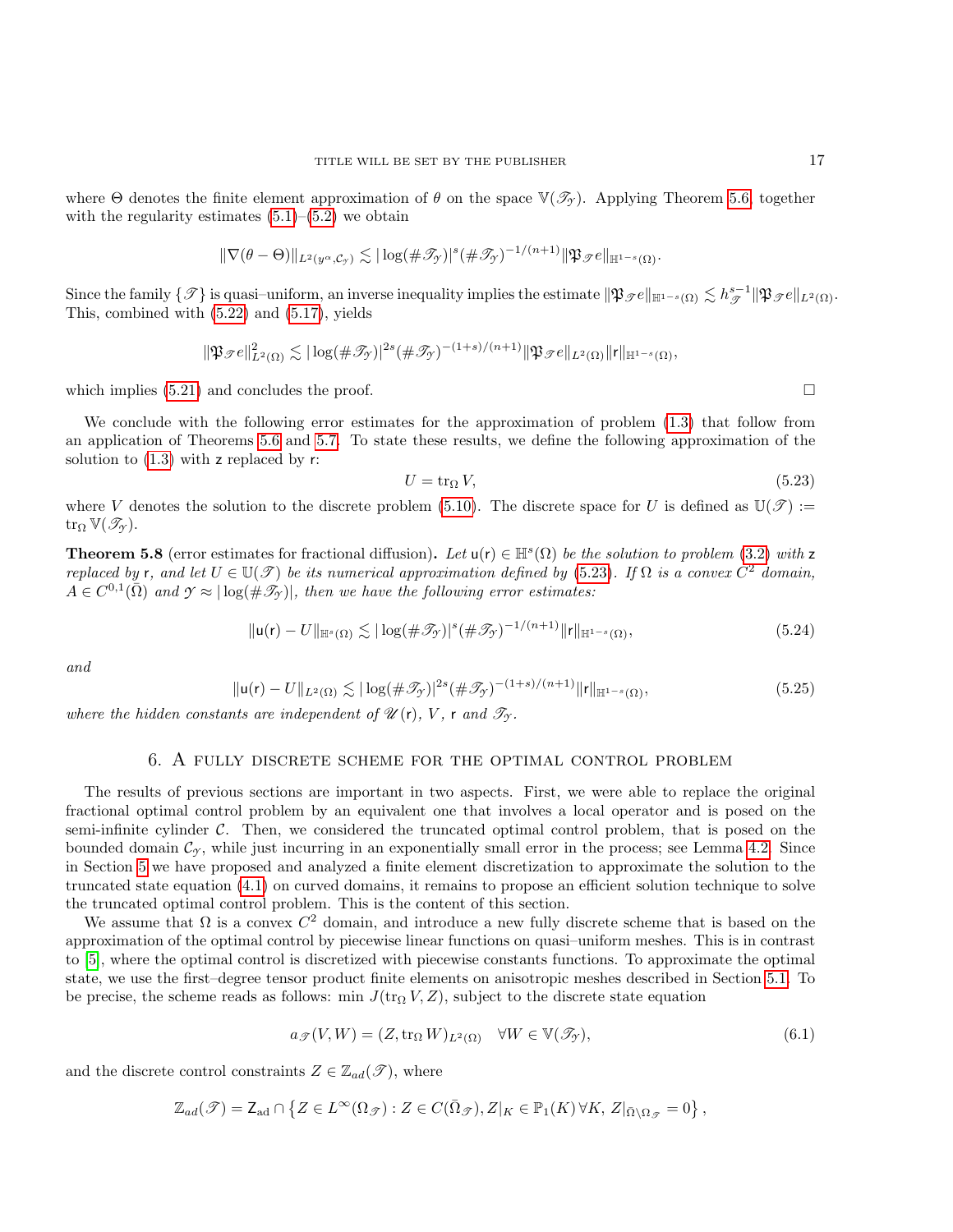where $\Theta$ denotes the finite element approximation of $\theta$ on the space $\mathbb{V}(\mathscr{T}_{\mathcal{Y}})$. Applying Theorem 5.6, together with the regularity estimates (5.1)–(5.2) we obtain

$$\|\nabla(\theta - \Theta)\|_{L^2(y^\alpha, \mathcal{C}_{\mathcal{Y}})} \lesssim |\log(\#\mathscr{T}_{\mathcal{Y}})|^s (\#\mathscr{T}_{\mathcal{Y}})^{-1/(n+1)} \|\mathfrak{P}_{\mathscr{T}} e\|_{\mathbb{H}^{1-s}(\Omega)}.$$

Since the family $\{\mathscr{T}\}$ is quasi–uniform, an inverse inequality implies the estimate $\|\mathfrak{P}_{\mathscr{T}} e\|_{\mathbb{H}^{1-s}(\Omega)} \lesssim h_{\mathscr{T}}^{s-1} \|\mathfrak{P}_{\mathscr{T}} e\|_{L^2(\Omega)}$. This, combined with (5.22) and (5.17), yields

$$\|\mathfrak{P}_{\mathscr{T}} e\|^2_{L^2(\Omega)} \lesssim |\log(\#\mathscr{T}_{\mathcal{Y}})|^{2s} (\#\mathscr{T}_{\mathcal{Y}})^{-(1+s)/(n+1)} \|\mathfrak{P}_{\mathscr{T}} e\|_{L^2(\Omega)} \|\mathsf{r}\|_{\mathbb{H}^{1-s}(\Omega)},$$

which implies (5.21) and concludes the proof. $\square$

We conclude with the following error estimates for the approximation of problem (1.3) that follow from an application of Theorems 5.6 and 5.7. To state these results, we define the following approximation of the solution to (1.3) with $\mathsf{z}$ replaced by $\mathsf{r}$:

$$U = \operatorname{tr}_\Omega V, \tag{5.23}$$

where $V$ denotes the solution to the discrete problem (5.10). The discrete space for $U$ is defined as $\mathbb{U}(\mathscr{T}) := \operatorname{tr}_\Omega \mathbb{V}(\mathscr{T}_{\mathcal{Y}})$.

**Theorem 5.8** (error estimates for fractional diffusion)**.** *Let $\mathsf{u}(\mathsf{r}) \in \mathbb{H}^s(\Omega)$ be the solution to problem (3.2) with $\mathsf{z}$ replaced by $\mathsf{r}$, and let $U \in \mathbb{U}(\mathscr{T})$ be its numerical approximation defined by (5.23). If $\Omega$ is a convex $C^2$ domain, $A \in C^{0,1}(\bar{\Omega})$ and $\mathcal{Y} \approx |\log(\#\mathscr{T}_{\mathcal{Y}})|$, then we have the following error estimates:*

$$\|\mathsf{u}(\mathsf{r}) - U\|_{\mathbb{H}^s(\Omega)} \lesssim |\log(\#\mathscr{T}_{\mathcal{Y}})|^s (\#\mathscr{T}_{\mathcal{Y}})^{-1/(n+1)} \|\mathsf{r}\|_{\mathbb{H}^{1-s}(\Omega)}, \tag{5.24}$$

*and*

$$\|\mathsf{u}(\mathsf{r}) - U\|_{L^2(\Omega)} \lesssim |\log(\#\mathscr{T}_{\mathcal{Y}})|^{2s} (\#\mathscr{T}_{\mathcal{Y}})^{-(1+s)/(n+1)} \|\mathsf{r}\|_{\mathbb{H}^{1-s}(\Omega)}, \tag{5.25}$$

*where the hidden constants are independent of $\mathscr{U}(\mathsf{r})$, $V$, $\mathsf{r}$ and $\mathscr{T}_{\mathcal{Y}}$.*

## 6. A fully discrete scheme for the optimal control problem

The results of previous sections are important in two aspects. First, we were able to replace the original fractional optimal control problem by an equivalent one that involves a local operator and is posed on the semi-infinite cylinder $\mathcal{C}$. Then, we considered the truncated optimal control problem, that is posed on the bounded domain $\mathcal{C}_{\mathcal{Y}}$, while just incurring in an exponentially small error in the process; see Lemma 4.2. Since in Section 5 we have proposed and analyzed a finite element discretization to approximate the solution to the truncated state equation (4.1) on curved domains, it remains to propose an efficient solution technique to solve the truncated optimal control problem. This is the content of this section.

We assume that $\Omega$ is a convex $C^2$ domain, and introduce a new fully discrete scheme that is based on the approximation of the optimal control by piecewise linear functions on quasi–uniform meshes. This is in contrast to [5], where the optimal control is discretized with piecewise constants functions. To approximate the optimal state, we use the first–degree tensor product finite elements on anisotropic meshes described in Section 5.1. To be precise, the scheme reads as follows: min $J(\operatorname{tr}_\Omega V, Z)$, subject to the discrete state equation

$$a_{\mathscr{T}}(V, W) = (Z, \operatorname{tr}_\Omega W)_{L^2(\Omega)} \quad \forall W \in \mathbb{V}(\mathscr{T}_{\mathcal{Y}}), \tag{6.1}$$

and the discrete control constraints $Z \in \mathbb{Z}_{ad}(\mathscr{T})$, where

$$\mathbb{Z}_{ad}(\mathscr{T}) = \mathsf{Z}_{\mathrm{ad}} \cap \left\{ Z \in L^\infty(\Omega_{\mathscr{T}}) : Z \in C(\bar{\Omega}_{\mathscr{T}}), Z|_K \in \mathbb{P}_1(K) \, \forall K, \, Z|_{\bar{\Omega} \setminus \Omega_{\mathscr{T}}} = 0 \right\},$$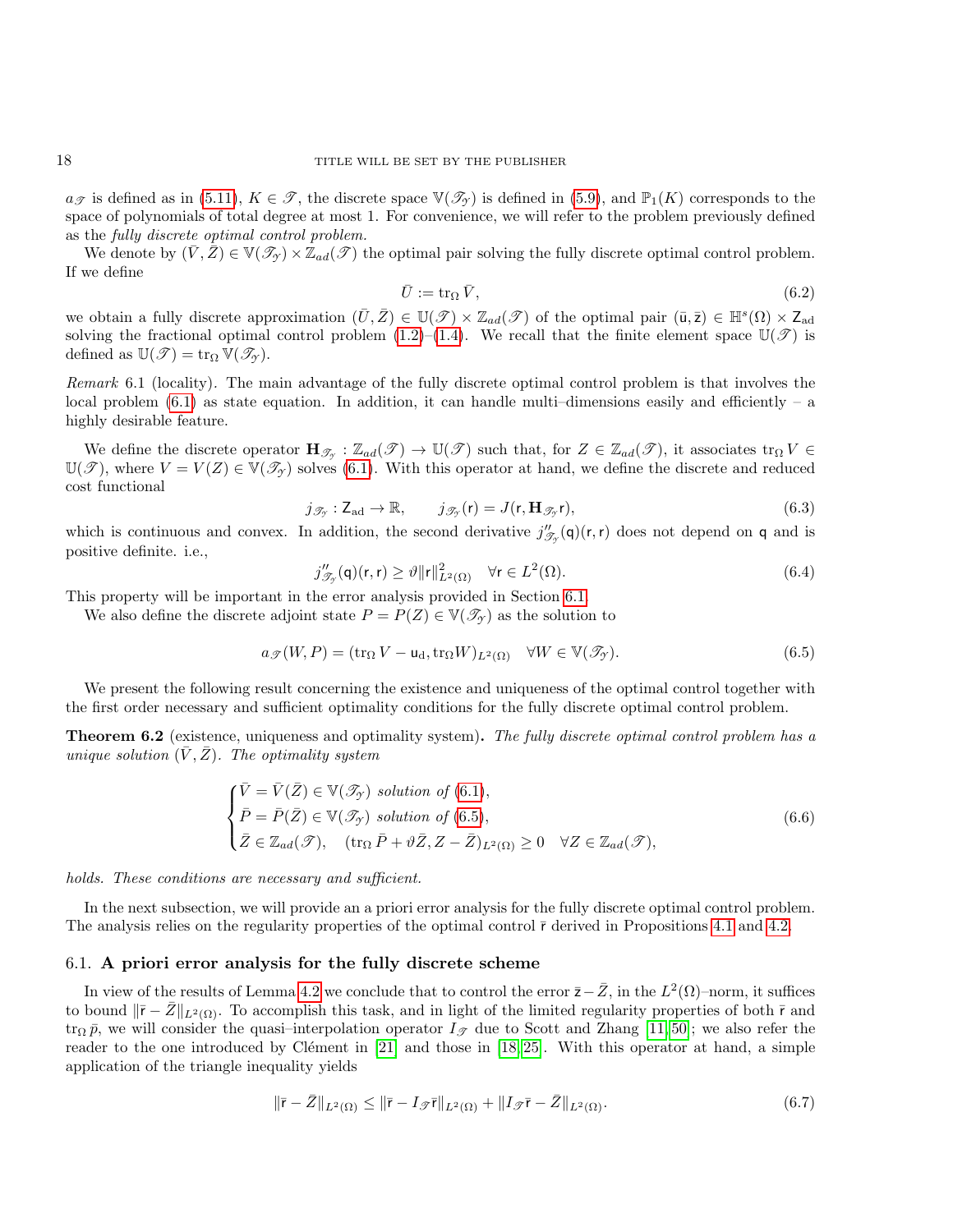$a_{\mathscr{T}}$ is defined as in (5.11), $K \in \mathscr{T}$, the discrete space $\mathbb{V}(\mathscr{T}_{\mathscr{Y}})$ is defined in (5.9), and $\mathbb{P}_1(K)$ corresponds to the space of polynomials of total degree at most 1. For convenience, we will refer to the problem previously defined as the *fully discrete optimal control problem.*

We denote by $(\bar{V}, \bar{Z}) \in \mathbb{V}(\mathscr{T}_{\mathscr{Y}}) \times \mathbb{Z}_{ad}(\mathscr{T})$ the optimal pair solving the fully discrete optimal control problem. If we define

$$
\bar{U} := \operatorname{tr}_{\Omega} \bar{V}, \tag{6.2}
$$

we obtain a fully discrete approximation $(\bar{U}, \bar{Z}) \in \mathbb{U}(\mathscr{T}) \times \mathbb{Z}_{ad}(\mathscr{T})$ of the optimal pair $(\bar{\mathsf{u}}, \bar{\mathsf{z}}) \in \mathbb{H}^s(\Omega) \times \mathsf{Z}_{\mathrm{ad}}$ solving the fractional optimal control problem (1.2)–(1.4). We recall that the finite element space $\mathbb{U}(\mathscr{T})$ is defined as $\mathbb{U}(\mathscr{T}) = \operatorname{tr}_{\Omega} \mathbb{V}(\mathscr{T}_{\mathscr{Y}})$.

*Remark* 6.1 (locality). The main advantage of the fully discrete optimal control problem is that involves the local problem (6.1) as state equation. In addition, it can handle multi–dimensions easily and efficiently – a highly desirable feature.

We define the discrete operator $\mathbf{H}_{\mathscr{T}_{\mathscr{Y}}} : \mathbb{Z}_{ad}(\mathscr{T}) \to \mathbb{U}(\mathscr{T})$ such that, for $Z \in \mathbb{Z}_{ad}(\mathscr{T})$, it associates $\operatorname{tr}_{\Omega} V \in \mathbb{U}(\mathscr{T})$, where $V = V(Z) \in \mathbb{V}(\mathscr{T}_{\mathscr{Y}})$ solves (6.1). With this operator at hand, we define the discrete and reduced cost functional

$$
j_{\mathscr{T}_{\mathscr{Y}}} : \mathsf{Z}_{\mathrm{ad}} \to \mathbb{R}, \qquad j_{\mathscr{T}_{\mathscr{Y}}}(\mathsf{r}) = J(\mathsf{r}, \mathbf{H}_{\mathscr{T}_{\mathscr{Y}}} \mathsf{r}), \tag{6.3}
$$

which is continuous and convex. In addition, the second derivative $j''_{\mathscr{T}_{\mathscr{Y}}}(\mathsf{q})(\mathsf{r},\mathsf{r})$ does not depend on $\mathsf{q}$ and is positive definite. i.e.,

$$
j''_{\mathscr{T}_{\mathscr{Y}}}(\mathsf{q})(\mathsf{r},\mathsf{r}) \geq \vartheta \|\mathsf{r}\|^2_{L^2(\Omega)} \quad \forall \mathsf{r} \in L^2(\Omega). \tag{6.4}
$$

This property will be important in the error analysis provided in Section 6.1.

We also define the discrete adjoint state $P = P(Z) \in \mathbb{V}(\mathscr{T}_{\mathscr{Y}})$ as the solution to

$$
a_{\mathscr{T}}(W, P) = (\operatorname{tr}_{\Omega} V - \mathsf{u}_{\mathrm{d}}, \operatorname{tr}_{\Omega} W)_{L^2(\Omega)} \quad \forall W \in \mathbb{V}(\mathscr{T}_{\mathscr{Y}}). \tag{6.5}
$$

We present the following result concerning the existence and uniqueness of the optimal control together with the first order necessary and sufficient optimality conditions for the fully discrete optimal control problem.

**Theorem 6.2** (existence, uniqueness and optimality system)**.** *The fully discrete optimal control problem has a unique solution $(\bar{V}, \bar{Z})$. The optimality system*

$$
\begin{cases}
\bar{V} = \bar{V}(\bar{Z}) \in \mathbb{V}(\mathscr{T}_{\mathscr{Y}}) \text{ solution of (6.1)}, \\
\bar{P} = \bar{P}(\bar{Z}) \in \mathbb{V}(\mathscr{T}_{\mathscr{Y}}) \text{ solution of (6.5)}, \\
\bar{Z} \in \mathbb{Z}_{ad}(\mathscr{T}), \quad (\operatorname{tr}_{\Omega} \bar{P} + \vartheta \bar{Z}, Z - \bar{Z})_{L^2(\Omega)} \geq 0 \quad \forall Z \in \mathbb{Z}_{ad}(\mathscr{T}),
\end{cases} \tag{6.6}
$$

*holds. These conditions are necessary and sufficient.*

In the next subsection, we will provide an a priori error analysis for the fully discrete optimal control problem. The analysis relies on the regularity properties of the optimal control $\bar{\mathsf{r}}$ derived in Propositions 4.1 and 4.2.

## 6.1. **A priori error analysis for the fully discrete scheme**

In view of the results of Lemma 4.2 we conclude that to control the error $\bar{\mathsf{z}} - \bar{Z}$, in the $L^2(\Omega)$–norm, it suffices to bound $\|\bar{\mathsf{r}} - \bar{Z}\|_{L^2(\Omega)}$. To accomplish this task, and in light of the limited regularity properties of both $\bar{\mathsf{r}}$ and $\operatorname{tr}_{\Omega} \bar{p}$, we will consider the quasi–interpolation operator $I_{\mathscr{T}}$ due to Scott and Zhang [11, 50]; we also refer the reader to the one introduced by Clément in [21] and those in [18, 25]. With this operator at hand, a simple application of the triangle inequality yields

$$
\|\bar{\mathsf{r}} - \bar{Z}\|_{L^2(\Omega)} \leq \|\bar{\mathsf{r}} - I_{\mathscr{T}} \bar{\mathsf{r}}\|_{L^2(\Omega)} + \|I_{\mathscr{T}} \bar{\mathsf{r}} - \bar{Z}\|_{L^2(\Omega)}. \tag{6.7}
$$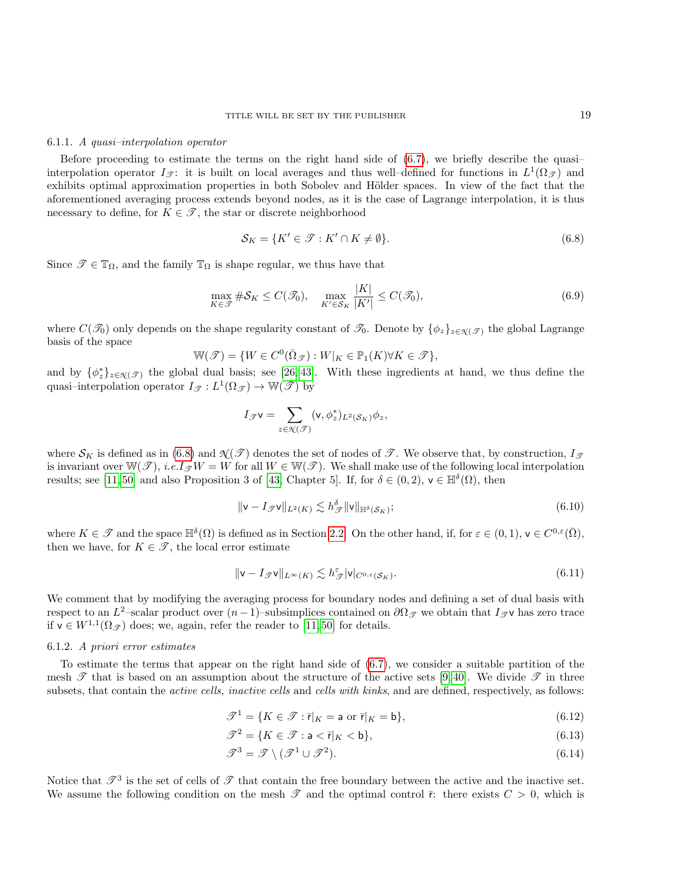#### 6.1.1. *A quasi–interpolation operator*

Before proceeding to estimate the terms on the right hand side of (6.7), we briefly describe the quasi–interpolation operator $I_{\mathscr{T}}$: it is built on local averages and thus well–defined for functions in $L^1(\Omega_{\mathscr{T}})$ and exhibits optimal approximation properties in both Sobolev and Hölder spaces. In view of the fact that the aforementioned averaging process extends beyond nodes, as it is the case of Lagrange interpolation, it is thus necessary to define, for $K \in \mathscr{T}$, the star or discrete neighborhood

$$
\mathcal{S}_K = \{K' \in \mathscr{T} : K' \cap K \neq \emptyset\}. \tag{6.8}
$$

Since $\mathscr{T} \in \mathbb{T}_\Omega$, and the family $\mathbb{T}_\Omega$ is shape regular, we thus have that

$$
\max_{K \in \mathscr{T}} \#\mathcal{S}_K \leq C(\mathscr{T}_0), \quad \max_{K' \in \mathcal{S}_K} \frac{|K|}{|K'|} \leq C(\mathscr{T}_0), \tag{6.9}
$$

where $C(\mathscr{T}_0)$ only depends on the shape regularity constant of $\mathscr{T}_0$. Denote by $\{\phi_z\}_{z \in \mathcal{N}(\mathscr{T})}$ the global Lagrange basis of the space

$$
\mathbb{W}(\mathscr{T}) = \{W \in C^0(\bar{\Omega}_{\mathscr{T}}) : W|_K \in \mathbb{P}_1(K) \forall K \in \mathscr{T}\},
$$

and by $\{\phi_z^*\}_{z \in \mathcal{N}(\mathscr{T})}$ the global dual basis; see [26, 43]. With these ingredients at hand, we thus define the quasi–interpolation operator $I_{\mathscr{T}} : L^1(\Omega_{\mathscr{T}}) \to \mathbb{W}(\mathscr{T})$ by

$$
I_{\mathscr{T}} \mathsf{v} = \sum_{z \in \mathcal{N}(\mathscr{T})} (\mathsf{v}, \phi_z^*)_{L^2(\mathcal{S}_K)} \phi_z,
$$

where $\mathcal{S}_K$ is defined as in (6.8) and $\mathcal{N}(\mathscr{T})$ denotes the set of nodes of $\mathscr{T}$. We observe that, by construction, $I_{\mathscr{T}}$ is invariant over $\mathbb{W}(\mathscr{T})$, *i.e.* $I_{\mathscr{T}} W = W$ for all $W \in \mathbb{W}(\mathscr{T})$. We shall make use of the following local interpolation results; see [11, 50] and also Proposition 3 of [43, Chapter 5]. If, for $\delta \in (0, 2)$, $\mathsf{v} \in \mathbb{H}^\delta(\Omega)$, then

$$
\|\mathsf{v} - I_{\mathscr{T}} \mathsf{v}\|_{L^2(K)} \lesssim h_{\mathscr{T}}^\delta \|\mathsf{v}\|_{\mathbb{H}^\delta(\mathcal{S}_K)}; \tag{6.10}
$$

where $K \in \mathscr{T}$ and the space $\mathbb{H}^\delta(\Omega)$ is defined as in Section 2.2. On the other hand, if, for $\varepsilon \in (0, 1)$, $\mathsf{v} \in C^{0,\varepsilon}(\bar{\Omega})$, then we have, for $K \in \mathscr{T}$, the local error estimate

$$
\|\mathsf{v} - I_{\mathscr{T}} \mathsf{v}\|_{L^\infty(K)} \lesssim h_{\mathscr{T}}^\varepsilon |\mathsf{v}|_{C^{0,\varepsilon}(\mathcal{S}_K)}. \tag{6.11}
$$

We comment that by modifying the averaging process for boundary nodes and defining a set of dual basis with respect to an $L^2$–scalar product over $(n-1)$–subsimplices contained on $\partial\Omega_{\mathscr{T}}$ we obtain that $I_{\mathscr{T}} \mathsf{v}$ has zero trace if $\mathsf{v} \in W^{1,1}(\Omega_{\mathscr{T}})$ does; we, again, refer the reader to [11, 50] for details.

#### 6.1.2. *A priori error estimates*

To estimate the terms that appear on the right hand side of (6.7), we consider a suitable partition of the mesh $\mathscr{T}$ that is based on an assumption about the structure of the active sets [9, 40]. We divide $\mathscr{T}$ in three subsets, that contain the *active cells, inactive cells* and *cells with kinks*, and are defined, respectively, as follows:

$$
\mathscr{T}^1 = \{K \in \mathscr{T} : \bar{\mathsf{r}}|_K = \mathsf{a} \text{ or } \bar{\mathsf{r}}|_K = \mathsf{b}\}, \tag{6.12}
$$

$$
\mathscr{T}^2 = \{K \in \mathscr{T} : \mathsf{a} < \bar{\mathsf{r}}|_K < \mathsf{b}\}, \tag{6.13}
$$

$$
\mathscr{T}^3 = \mathscr{T} \setminus (\mathscr{T}^1 \cup \mathscr{T}^2). \tag{6.14}
$$

Notice that $\mathscr{T}^3$ is the set of cells of $\mathscr{T}$ that contain the free boundary between the active and the inactive set. We assume the following condition on the mesh $\mathscr{T}$ and the optimal control $\bar{\mathsf{r}}$: there exists $C > 0$, which is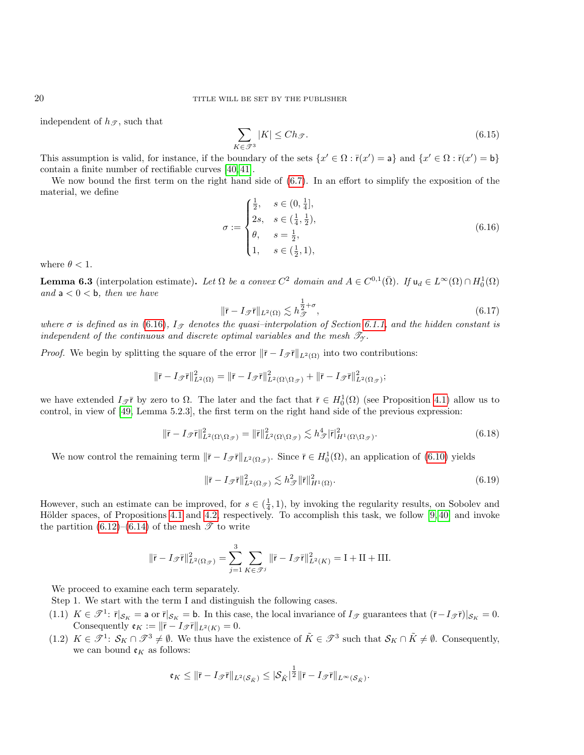independent of $h_{\mathscr{T}}$, such that

$$\sum_{K\in\mathscr{T}^3} |K| \leq C h_{\mathscr{T}}. \tag{6.15}$$

This assumption is valid, for instance, if the boundary of the sets $\{x' \in \Omega : \bar{\mathsf{r}}(x') = \mathsf{a}\}$ and $\{x' \in \Omega : \bar{\mathsf{r}}(x') = \mathsf{b}\}$ contain a finite number of rectifiable curves [40, 41].

We now bound the first term on the right hand side of (6.7). In an effort to simplify the exposition of the material, we define

$$\sigma := \begin{cases} \frac{1}{2}, & s \in (0, \frac{1}{4}], \\ 2s, & s \in (\frac{1}{4}, \frac{1}{2}), \\ \theta, & s = \frac{1}{2}, \\ 1, & s \in (\frac{1}{2}, 1), \end{cases} \tag{6.16}$$

where $\theta < 1$.

**Lemma 6.3** (interpolation estimate). *Let $\Omega$ be a convex $C^2$ domain and $A \in C^{0,1}(\bar{\Omega})$. If $\mathsf{u}_d \in L^\infty(\Omega) \cap H_0^1(\Omega)$ and $\mathsf{a} < 0 < \mathsf{b}$, then we have*

$$\|\bar{\mathsf{r}} - I_{\mathscr{T}}\bar{\mathsf{r}}\|_{L^2(\Omega)} \lesssim h_{\mathscr{T}}^{\frac{1}{2}+\sigma}, \tag{6.17}$$

*where $\sigma$ is defined as in (6.16), $I_{\mathscr{T}}$ denotes the quasi–interpolation of Section 6.1.1, and the hidden constant is independent of the continuous and discrete optimal variables and the mesh $\mathscr{T}_{\mathcal{Y}}$.*

*Proof.* We begin by splitting the square of the error $\|\bar{\mathsf{r}} - I_{\mathscr{T}}\bar{\mathsf{r}}\|_{L^2(\Omega)}$ into two contributions:

$$\|\bar{\mathsf{r}} - I_{\mathscr{T}}\bar{\mathsf{r}}\|^2_{L^2(\Omega)} = \|\bar{\mathsf{r}} - I_{\mathscr{T}}\bar{\mathsf{r}}\|^2_{L^2(\Omega\setminus\Omega_{\mathscr{T}})} + \|\bar{\mathsf{r}} - I_{\mathscr{T}}\bar{\mathsf{r}}\|^2_{L^2(\Omega_{\mathscr{T}})};$$

we have extended $I_{\mathscr{T}}\bar{\mathsf{r}}$ by zero to $\Omega$. The later and the fact that $\bar{\mathsf{r}} \in H_0^1(\Omega)$ (see Proposition 4.1) allow us to control, in view of [49, Lemma 5.2.3], the first term on the right hand side of the previous expression:

$$\|\bar{\mathsf{r}} - I_{\mathscr{T}}\bar{\mathsf{r}}\|^2_{L^2(\Omega\setminus\Omega_{\mathscr{T}})} = \|\bar{\mathsf{r}}\|^2_{L^2(\Omega\setminus\Omega_{\mathscr{T}})} \lesssim h_{\mathscr{T}}^4 |\bar{\mathsf{r}}|^2_{H^1(\Omega\setminus\Omega_{\mathscr{T}})}. \tag{6.18}$$

We now control the remaining term $\|\bar{\mathsf{r}} - I_{\mathscr{T}}\bar{\mathsf{r}}\|_{L^2(\Omega_{\mathscr{T}})}$. Since $\bar{\mathsf{r}} \in H_0^1(\Omega)$, an application of (6.10) yields

$$\|\bar{\mathsf{r}} - I_{\mathscr{T}}\bar{\mathsf{r}}\|^2_{L^2(\Omega_{\mathscr{T}})} \lesssim h_{\mathscr{T}}^2 \|\bar{\mathsf{r}}\|^2_{H^1(\Omega)}. \tag{6.19}$$

However, such an estimate can be improved, for $s \in (\frac{1}{4}, 1)$, by invoking the regularity results, on Sobolev and Hölder spaces, of Propositions 4.1 and 4.2, respectively. To accomplish this task, we follow [9, 40] and invoke the partition (6.12)–(6.14) of the mesh $\mathscr{T}$ to write

$$\|\bar{\mathsf{r}} - I_{\mathscr{T}}\bar{\mathsf{r}}\|^2_{L^2(\Omega_{\mathscr{T}})} = \sum_{j=1}^{3} \sum_{K\in\mathscr{T}^j} \|\bar{\mathsf{r}} - I_{\mathscr{T}}\bar{\mathsf{r}}\|^2_{L^2(K)} = \mathrm{I} + \mathrm{II} + \mathrm{III}.$$

We proceed to examine each term separately.

Step 1. We start with the term I and distinguish the following cases.

(1.1) $K \in \mathscr{T}^1$: $\bar{\mathsf{r}}|_{\mathcal{S}_K} = \mathsf{a}$ or $\bar{\mathsf{r}}|_{\mathcal{S}_K} = \mathsf{b}$. In this case, the local invariance of $I_{\mathscr{T}}$ guarantees that $(\bar{\mathsf{r}} - I_{\mathscr{T}}\bar{\mathsf{r}})|_{\mathcal{S}_K} = 0$. Consequently $\mathfrak{e}_K := \|\bar{\mathsf{r}} - I_{\mathscr{T}}\bar{\mathsf{r}}\|_{L^2(K)} = 0$.

(1.2) $K \in \mathscr{T}^1$: $\mathcal{S}_K \cap \mathscr{T}^3 \neq \emptyset$. We thus have the existence of $\tilde{K} \in \mathscr{T}^3$ such that $\mathcal{S}_K \cap \tilde{K} \neq \emptyset$. Consequently, we can bound $\mathfrak{e}_K$ as follows:

$$\mathfrak{e}_K \leq \|\bar{\mathsf{r}} - I_{\mathscr{T}}\bar{\mathsf{r}}\|_{L^2(\mathcal{S}_{\tilde{K}})} \leq |\mathcal{S}_{\tilde{K}}|^{\frac{1}{2}} \|\bar{\mathsf{r}} - I_{\mathscr{T}}\bar{\mathsf{r}}\|_{L^\infty(\mathcal{S}_{\tilde{K}})}.$$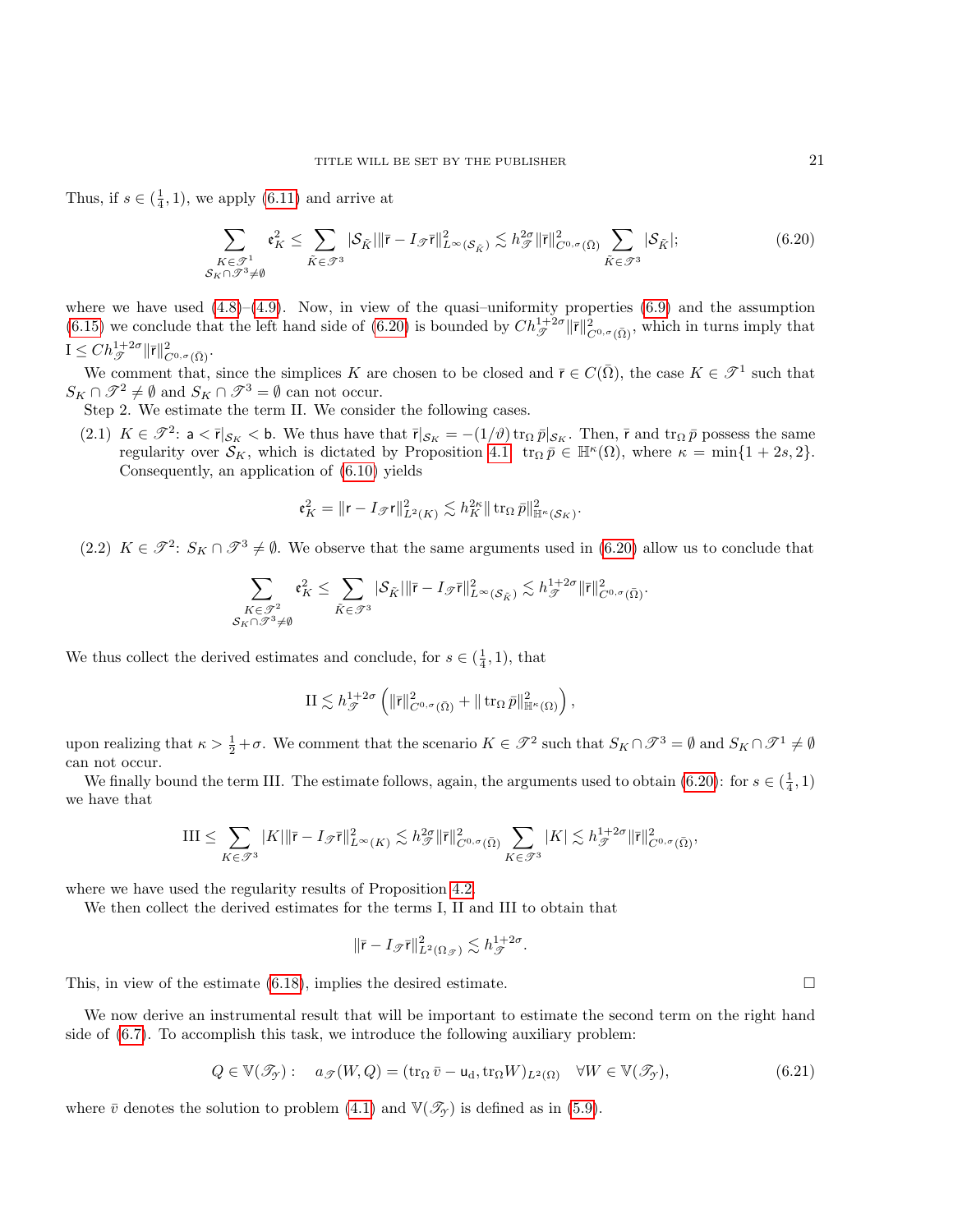Thus, if $s \in (\frac{1}{4}, 1)$, we apply (6.11) and arrive at

$$\sum_{\substack{K \in \mathscr{T}^1 \\ \mathcal{S}_K \cap \mathscr{T}^3 \neq \emptyset}} \mathfrak{e}_K^2 \leq \sum_{\tilde{K} \in \mathscr{T}^3} |\mathcal{S}_{\tilde{K}}| \|\bar{\mathsf{r}} - I_{\mathscr{T}} \bar{\mathsf{r}}\|^2_{L^\infty(\mathcal{S}_{\tilde{K}})} \lesssim h_{\mathscr{T}}^{2\sigma} \|\bar{\mathsf{r}}\|^2_{C^{0,\sigma}(\bar{\Omega})} \sum_{\tilde{K} \in \mathscr{T}^3} |\mathcal{S}_{\tilde{K}}|; \tag{6.20}$$

where we have used (4.8)–(4.9). Now, in view of the quasi–uniformity properties (6.9) and the assumption (6.15) we conclude that the left hand side of (6.20) is bounded by $Ch_{\mathscr{T}}^{1+2\sigma} \|\bar{\mathsf{r}}\|^2_{C^{0,\sigma}(\bar{\Omega})}$, which in turns imply that $\mathrm{I} \leq Ch_{\mathscr{T}}^{1+2\sigma} \|\bar{\mathsf{r}}\|^2_{C^{0,\sigma}(\bar{\Omega})}$.

We comment that, since the simplices $K$ are chosen to be closed and $\bar{\mathsf{r}} \in C(\bar{\Omega})$, the case $K \in \mathscr{T}^1$ such that $S_K \cap \mathscr{T}^2 \neq \emptyset$ and $S_K \cap \mathscr{T}^3 = \emptyset$ can not occur.

Step 2. We estimate the term II. We consider the following cases.

(2.1) $K \in \mathscr{T}^2$: $\mathsf{a} < \bar{\mathsf{r}}|_{\mathcal{S}_K} < \mathsf{b}$. We thus have that $\bar{\mathsf{r}}|_{\mathcal{S}_K} = -(1/\vartheta) \operatorname{tr}_\Omega \bar{p}|_{\mathcal{S}_K}$. Then, $\bar{\mathsf{r}}$ and $\operatorname{tr}_\Omega \bar{p}$ possess the same regularity over $\mathcal{S}_K$, which is dictated by Proposition 4.1: $\operatorname{tr}_\Omega \bar{p} \in \mathbb{H}^\kappa(\Omega)$, where $\kappa = \min\{1+2s, 2\}$. Consequently, an application of (6.10) yields

$$\mathfrak{e}_K^2 = \|\mathsf{r} - I_{\mathscr{T}} \mathsf{r}\|^2_{L^2(K)} \lesssim h_K^{2\kappa} \| \operatorname{tr}_\Omega \bar{p}\|^2_{\mathbb{H}^\kappa(\mathcal{S}_K)}.$$

(2.2) $K \in \mathscr{T}^2$: $S_K \cap \mathscr{T}^3 \neq \emptyset$. We observe that the same arguments used in (6.20) allow us to conclude that

$$\sum_{\substack{K \in \mathscr{T}^2 \\ \mathcal{S}_K \cap \mathscr{T}^3 \neq \emptyset}} \mathfrak{e}_K^2 \leq \sum_{\tilde{K} \in \mathscr{T}^3} |\mathcal{S}_{\tilde{K}}| \|\bar{\mathsf{r}} - I_{\mathscr{T}} \bar{\mathsf{r}}\|^2_{L^\infty(\mathcal{S}_{\tilde{K}})} \lesssim h_{\mathscr{T}}^{1+2\sigma} \|\bar{\mathsf{r}}\|^2_{C^{0,\sigma}(\bar{\Omega})}.$$

We thus collect the derived estimates and conclude, for $s \in (\frac{1}{4}, 1)$, that

$$\mathrm{II} \lesssim h_{\mathscr{T}}^{1+2\sigma} \left( \|\bar{\mathsf{r}}\|^2_{C^{0,\sigma}(\bar{\Omega})} + \| \operatorname{tr}_\Omega \bar{p}\|^2_{\mathbb{H}^\kappa(\Omega)} \right),$$

upon realizing that $\kappa > \frac{1}{2} + \sigma$. We comment that the scenario $K \in \mathscr{T}^2$ such that $S_K \cap \mathscr{T}^3 = \emptyset$ and $S_K \cap \mathscr{T}^1 \neq \emptyset$ can not occur.

We finally bound the term III. The estimate follows, again, the arguments used to obtain (6.20): for $s \in (\frac{1}{4}, 1)$ we have that

$$\mathrm{III} \leq \sum_{K \in \mathscr{T}^3} |K| \|\bar{\mathsf{r}} - I_{\mathscr{T}} \bar{\mathsf{r}}\|^2_{L^\infty(K)} \lesssim h_{\mathscr{T}}^{2\sigma} \|\bar{\mathsf{r}}\|^2_{C^{0,\sigma}(\bar{\Omega})} \sum_{K \in \mathscr{T}^3} |K| \lesssim h_{\mathscr{T}}^{1+2\sigma} \|\bar{\mathsf{r}}\|^2_{C^{0,\sigma}(\bar{\Omega})},$$

where we have used the regularity results of Proposition 4.2.

We then collect the derived estimates for the terms I, II and III to obtain that

$$\|\bar{\mathsf{r}} - I_{\mathscr{T}} \bar{\mathsf{r}}\|^2_{L^2(\Omega_{\mathscr{T}})} \lesssim h_{\mathscr{T}}^{1+2\sigma}.$$

This, in view of the estimate (6.18), implies the desired estimate. $\square$

We now derive an instrumental result that will be important to estimate the second term on the right hand side of (6.7). To accomplish this task, we introduce the following auxiliary problem:

$$Q \in \mathbb{V}(\mathscr{T}_{\mathscr{Y}}): \quad a_{\mathscr{T}}(W, Q) = (\operatorname{tr}_\Omega \bar{v} - \mathsf{u}_\mathrm{d}, \operatorname{tr}_\Omega W)_{L^2(\Omega)} \quad \forall W \in \mathbb{V}(\mathscr{T}_{\mathscr{Y}}), \tag{6.21}$$

where $\bar{v}$ denotes the solution to problem (4.1) and $\mathbb{V}(\mathscr{T}_{\mathscr{Y}})$ is defined as in (5.9).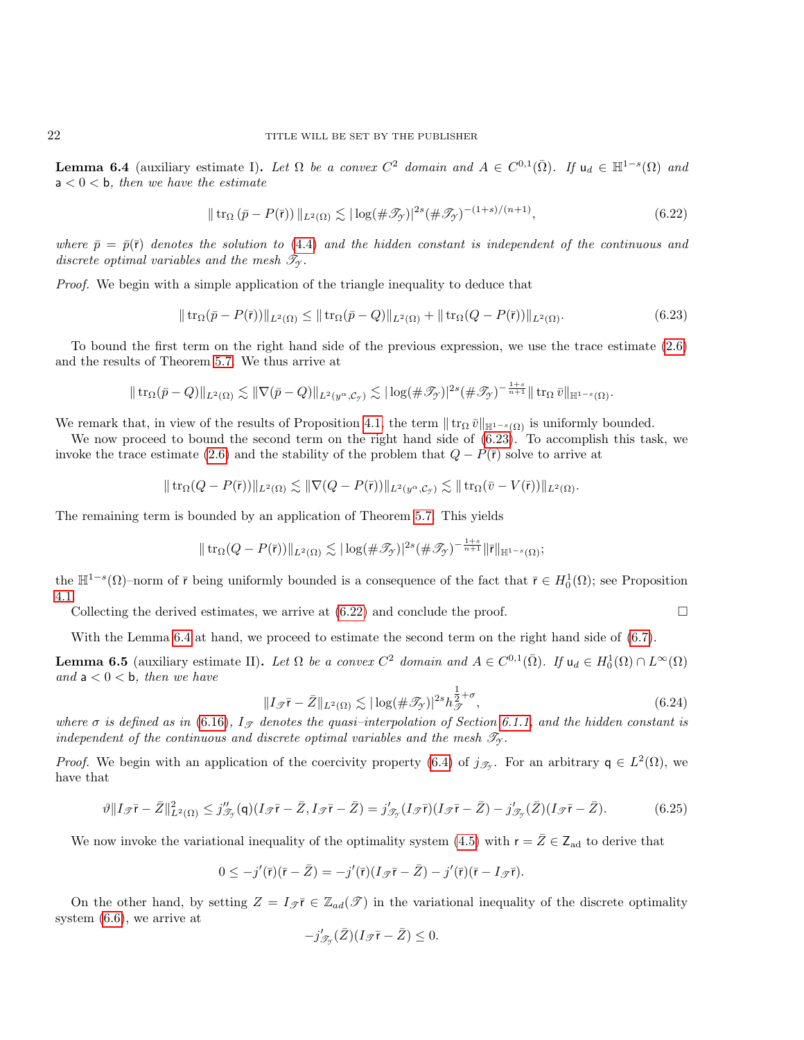**Lemma 6.4** (auxiliary estimate I)**.** *Let $\Omega$ be a convex $C^2$ domain and $A \in C^{0,1}(\bar{\Omega})$. If $\mathsf{u}_d \in \mathbb{H}^{1-s}(\Omega)$ and $\mathsf{a} < 0 < \mathsf{b}$, then we have the estimate*

$$\| \operatorname{tr}_\Omega (\bar{p} - P(\bar{\mathsf{r}})) \|_{L^2(\Omega)} \lesssim |\log(\#\mathscr{T}_\mathscr{Y})|^{2s} (\#\mathscr{T}_\mathscr{Y})^{-(1+s)/(n+1)}, \tag{6.22}$$

*where $\bar{p} = \bar{p}(\bar{\mathsf{r}})$ denotes the solution to (4.4) and the hidden constant is independent of the continuous and discrete optimal variables and the mesh $\mathscr{T}_\mathscr{Y}$.*

*Proof.* We begin with a simple application of the triangle inequality to deduce that

$$\| \operatorname{tr}_\Omega(\bar{p} - P(\bar{\mathsf{r}}))\|_{L^2(\Omega)} \leq \| \operatorname{tr}_\Omega(\bar{p} - Q)\|_{L^2(\Omega)} + \| \operatorname{tr}_\Omega(Q - P(\bar{\mathsf{r}}))\|_{L^2(\Omega)}. \tag{6.23}$$

To bound the first term on the right hand side of the previous expression, we use the trace estimate (2.6) and the results of Theorem 5.7. We thus arrive at

$$\| \operatorname{tr}_\Omega(\bar{p} - Q)\|_{L^2(\Omega)} \lesssim \|\nabla(\bar{p} - Q)\|_{L^2(y^\alpha, \mathcal{C}_\mathscr{Y})} \lesssim |\log(\#\mathscr{T}_\mathscr{Y})|^{2s} (\#\mathscr{T}_\mathscr{Y})^{-\frac{1+s}{n+1}} \| \operatorname{tr}_\Omega \bar{v}\|_{\mathbb{H}^{1-s}(\Omega)}.$$

We remark that, in view of the results of Proposition 4.1, the term $\| \operatorname{tr}_\Omega \bar{v}\|_{\mathbb{H}^{1-s}(\Omega)}$ is uniformly bounded.

We now proceed to bound the second term on the right hand side of (6.23). To accomplish this task, we invoke the trace estimate (2.6) and the stability of the problem that $Q - P(\bar{\mathsf{r}})$ solve to arrive at

$$\| \operatorname{tr}_\Omega(Q - P(\bar{\mathsf{r}}))\|_{L^2(\Omega)} \lesssim \|\nabla(Q - P(\bar{\mathsf{r}}))\|_{L^2(y^\alpha, \mathcal{C}_\mathscr{Y})} \lesssim \| \operatorname{tr}_\Omega(\bar{v} - V(\bar{\mathsf{r}}))\|_{L^2(\Omega)}.$$

The remaining term is bounded by an application of Theorem 5.7. This yields

$$\| \operatorname{tr}_\Omega(Q - P(\bar{\mathsf{r}}))\|_{L^2(\Omega)} \lesssim |\log(\#\mathscr{T}_\mathscr{Y})|^{2s} (\#\mathscr{T}_\mathscr{Y})^{-\frac{1+s}{n+1}} \|\bar{\mathsf{r}}\|_{\mathbb{H}^{1-s}(\Omega)};$$

the $\mathbb{H}^{1-s}(\Omega)$–norm of $\bar{\mathsf{r}}$ being uniformly bounded is a consequence of the fact that $\bar{\mathsf{r}} \in H_0^1(\Omega)$; see Proposition 4.1.

Collecting the derived estimates, we arrive at (6.22) and conclude the proof. $\square$

With the Lemma 6.4 at hand, we proceed to estimate the second term on the right hand side of (6.7).

**Lemma 6.5** (auxiliary estimate II)**.** *Let $\Omega$ be a convex $C^2$ domain and $A \in C^{0,1}(\bar{\Omega})$. If $\mathsf{u}_d \in H_0^1(\Omega) \cap L^\infty(\Omega)$ and $\mathsf{a} < 0 < \mathsf{b}$, then we have*

$$\|I_\mathscr{T} \bar{\mathsf{r}} - \bar{Z}\|_{L^2(\Omega)} \lesssim |\log(\#\mathscr{T}_\mathscr{Y})|^{2s} h_\mathscr{T}^{\frac{1}{2}+\sigma}, \tag{6.24}$$

*where $\sigma$ is defined as in (6.16), $I_\mathscr{T}$ denotes the quasi–interpolation of Section 6.1.1, and the hidden constant is independent of the continuous and discrete optimal variables and the mesh $\mathscr{T}_\mathscr{Y}$.*

*Proof.* We begin with an application of the coercivity property (6.4) of $j_{\mathscr{T}_\mathscr{Y}}$. For an arbitrary $\mathsf{q} \in L^2(\Omega)$, we have that

$$\vartheta\|I_\mathscr{T} \bar{\mathsf{r}} - \bar{Z}\|_{L^2(\Omega)}^2 \leq j''_{\mathscr{T}_\mathscr{Y}}(\mathsf{q})(I_\mathscr{T} \bar{\mathsf{r}} - \bar{Z}, I_\mathscr{T} \bar{\mathsf{r}} - \bar{Z}) = j'_{\mathscr{T}_\mathscr{Y}}(I_\mathscr{T} \bar{\mathsf{r}})(I_\mathscr{T} \bar{\mathsf{r}} - \bar{Z}) - j'_{\mathscr{T}_\mathscr{Y}}(\bar{Z})(I_\mathscr{T} \bar{\mathsf{r}} - \bar{Z}). \tag{6.25}$$

We now invoke the variational inequality of the optimality system (4.5) with $\mathsf{r} = \bar{Z} \in \mathsf{Z}_{\text{ad}}$ to derive that

$$0 \leq -j'(\bar{\mathsf{r}})(\bar{\mathsf{r}} - \bar{Z}) = -j'(\bar{\mathsf{r}})(I_\mathscr{T} \bar{\mathsf{r}} - \bar{Z}) - j'(\bar{\mathsf{r}})(\bar{\mathsf{r}} - I_\mathscr{T} \bar{\mathsf{r}}).$$

On the other hand, by setting $Z = I_\mathscr{T} \bar{\mathsf{r}} \in \mathbb{Z}_{ad}(\mathscr{T})$ in the variational inequality of the discrete optimality system (6.6), we arrive at

$$-j'_{\mathscr{T}_\mathscr{Y}}(\bar{Z})(I_\mathscr{T} \bar{\mathsf{r}} - \bar{Z}) \leq 0.$$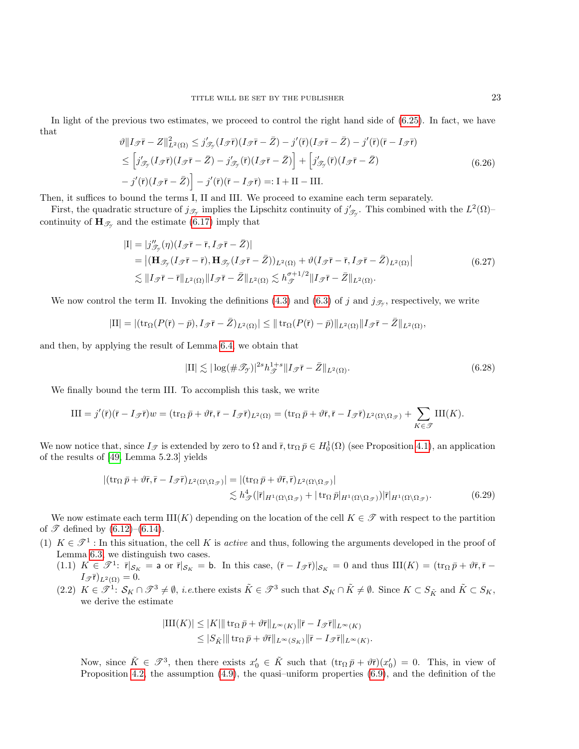In light of the previous two estimates, we proceed to control the right hand side of (6.25). In fact, we have that

$$
\begin{aligned}
\vartheta\|I_{\mathscr{T}}\bar{\mathsf{r}} - Z\|^2_{L^2(\Omega)} &\le j'_{\mathscr{T}_{\mathcal{Y}}}(I_{\mathscr{T}}\bar{\mathsf{r}})(I_{\mathscr{T}}\bar{\mathsf{r}} - \bar{Z}) - j'(\bar{\mathsf{r}})(I_{\mathscr{T}}\bar{\mathsf{r}} - \bar{Z}) - j'(\bar{\mathsf{r}})(\bar{\mathsf{r}} - I_{\mathscr{T}}\bar{\mathsf{r}}) \\
&\le \Big[ j'_{\mathscr{T}_{\mathcal{Y}}}(I_{\mathscr{T}}\bar{\mathsf{r}})(I_{\mathscr{T}}\bar{\mathsf{r}} - \bar{Z}) - j'_{\mathscr{T}_{\mathcal{Y}}}(\bar{\mathsf{r}})(I_{\mathscr{T}}\bar{\mathsf{r}} - \bar{Z}) \Big] + \Big[ j'_{\mathscr{T}_{\mathcal{Y}}}(\bar{\mathsf{r}})(I_{\mathscr{T}}\bar{\mathsf{r}} - \bar{Z}) \\
&\quad - j'(\bar{\mathsf{r}})(I_{\mathscr{T}}\bar{\mathsf{r}} - \bar{Z}) \Big] - j'(\bar{\mathsf{r}})(\bar{\mathsf{r}} - I_{\mathscr{T}}\bar{\mathsf{r}}) =: \mathrm{I} + \mathrm{II} - \mathrm{III}.
\end{aligned}
\tag{6.26}
$$

Then, it suffices to bound the terms I, II and III. We proceed to examine each term separately.

First, the quadratic structure of $j_{\mathscr{T}_{\mathcal{Y}}}$ implies the Lipschitz continuity of $j'_{\mathscr{T}_{\mathcal{Y}}}$. This combined with the $L^2(\Omega)$–continuity of $\mathbf{H}_{\mathscr{T}_{\mathcal{Y}}}$ and the estimate (6.17) imply that

$$
\begin{aligned}
|\mathrm{I}| &= |j''_{\mathscr{T}_{\mathcal{Y}}}(\eta)(I_{\mathscr{T}}\bar{\mathsf{r}} - \bar{\mathsf{r}}, I_{\mathscr{T}}\bar{\mathsf{r}} - \bar{Z})| \\
&= \left| (\mathbf{H}_{\mathscr{T}_{\mathcal{Y}}}(I_{\mathscr{T}}\bar{\mathsf{r}} - \bar{\mathsf{r}}), \mathbf{H}_{\mathscr{T}_{\mathcal{Y}}}(I_{\mathscr{T}}\bar{\mathsf{r}} - \bar{Z}))_{L^2(\Omega)} + \vartheta(I_{\mathscr{T}}\bar{\mathsf{r}} - \bar{\mathsf{r}}, I_{\mathscr{T}}\bar{\mathsf{r}} - \bar{Z})_{L^2(\Omega)} \right| \\
&\lesssim \|I_{\mathscr{T}}\bar{\mathsf{r}} - \bar{\mathsf{r}}\|_{L^2(\Omega)} \|I_{\mathscr{T}}\bar{\mathsf{r}} - \bar{Z}\|_{L^2(\Omega)} \lesssim h_{\mathscr{T}}^{\sigma+1/2} \|I_{\mathscr{T}}\bar{\mathsf{r}} - \bar{Z}\|_{L^2(\Omega)}.
\end{aligned}
\tag{6.27}
$$

We now control the term II. Invoking the definitions (4.3) and (6.3) of $j$ and $j_{\mathscr{T}_{\mathcal{Y}}}$, respectively, we write

$$
|\mathrm{II}| = |(\operatorname{tr}_\Omega(P(\bar{\mathsf{r}}) - \bar{p}), I_{\mathscr{T}}\bar{\mathsf{r}} - \bar{Z})_{L^2(\Omega)}| \le \|\operatorname{tr}_\Omega(P(\bar{\mathsf{r}}) - \bar{p})\|_{L^2(\Omega)} \|I_{\mathscr{T}}\bar{\mathsf{r}} - \bar{Z}\|_{L^2(\Omega)},
$$

and then, by applying the result of Lemma 6.4, we obtain that

$$
|\mathrm{II}| \lesssim |\log(\#\mathscr{T}_{\mathcal{Y}})|^{2s} h_{\mathscr{T}}^{1+s} \|I_{\mathscr{T}}\bar{\mathsf{r}} - \bar{Z}\|_{L^2(\Omega)}.
\tag{6.28}
$$

We finally bound the term III. To accomplish this task, we write

$$
\mathrm{III} = j'(\bar{\mathsf{r}})(\bar{\mathsf{r}} - I_{\mathscr{T}}\bar{\mathsf{r}})w = (\operatorname{tr}_\Omega \bar{p} + \vartheta\bar{\mathsf{r}}, \bar{\mathsf{r}} - I_{\mathscr{T}}\bar{\mathsf{r}})_{L^2(\Omega)} = (\operatorname{tr}_\Omega \bar{p} + \vartheta\bar{\mathsf{r}}, \bar{\mathsf{r}} - I_{\mathscr{T}}\bar{\mathsf{r}})_{L^2(\Omega\setminus\Omega_{\mathscr{T}})} + \sum_{K\in\mathscr{T}} \mathrm{III}(K).
$$

We now notice that, since $I_{\mathscr{T}}$ is extended by zero to $\Omega$ and $\bar{\mathsf{r}}, \operatorname{tr}_\Omega \bar{p} \in H_0^1(\Omega)$ (see Proposition 4.1), an application of the results of [49, Lemma 5.2.3] yields

$$
\begin{aligned}
|(\operatorname{tr}_\Omega \bar{p} + \vartheta\bar{\mathsf{r}}, \bar{\mathsf{r}} - I_{\mathscr{T}}\bar{\mathsf{r}})_{L^2(\Omega\setminus\Omega_{\mathscr{T}})}| &= |(\operatorname{tr}_\Omega \bar{p} + \vartheta\bar{\mathsf{r}}, \bar{\mathsf{r}})_{L^2(\Omega\setminus\Omega_{\mathscr{T}})}| \\
&\lesssim h_{\mathscr{T}}^4 (|\bar{\mathsf{r}}|_{H^1(\Omega\setminus\Omega_{\mathscr{T}})} + |\operatorname{tr}_\Omega \bar{p}|_{H^1(\Omega\setminus\Omega_{\mathscr{T}})}) |\bar{\mathsf{r}}|_{H^1(\Omega\setminus\Omega_{\mathscr{T}})}.
\end{aligned}
\tag{6.29}
$$

We now estimate each term $\mathrm{III}(K)$ depending on the location of the cell $K \in \mathscr{T}$ with respect to the partition of $\mathscr{T}$ defined by (6.12)–(6.14).

(1) $K \in \mathscr{T}^1$ : In this situation, the cell $K$ is *active* and thus, following the arguments developed in the proof of Lemma 6.3, we distinguish two cases.

  (1.1) $K \in \mathscr{T}^1$: $\bar{\mathsf{r}}|_{\mathcal{S}_K} = \mathsf{a}$ or $\bar{\mathsf{r}}|_{\mathcal{S}_K} = \mathsf{b}$. In this case, $(\bar{\mathsf{r}} - I_{\mathscr{T}}\bar{\mathsf{r}})|_{\mathcal{S}_K} = 0$ and thus $\mathrm{III}(K) = (\operatorname{tr}_\Omega \bar{p} + \vartheta\bar{\mathsf{r}}, \bar{\mathsf{r}} - I_{\mathscr{T}}\bar{\mathsf{r}})_{L^2(\Omega)} = 0$.

  (2.2) $K \in \mathscr{T}^1$: $\mathcal{S}_K \cap \mathscr{T}^3 \neq \emptyset$, *i.e.*there exists $\tilde{K} \in \mathscr{T}^3$ such that $\mathcal{S}_K \cap \tilde{K} \neq \emptyset$. Since $K \subset S_{\tilde{K}}$ and $\tilde{K} \subset S_K$, we derive the estimate

$$
\begin{aligned}
|\mathrm{III}(K)| &\le |K| \|\operatorname{tr}_\Omega \bar{p} + \vartheta\bar{\mathsf{r}}\|_{L^\infty(K)} \|\bar{\mathsf{r}} - I_{\mathscr{T}}\bar{\mathsf{r}}\|_{L^\infty(K)} \\
&\le |S_{\tilde{K}}| \|\operatorname{tr}_\Omega \bar{p} + \vartheta\bar{\mathsf{r}}\|_{L^\infty(S_K)} \|\bar{\mathsf{r}} - I_{\mathscr{T}}\bar{\mathsf{r}}\|_{L^\infty(K)}.
\end{aligned}
$$

  Now, since $\tilde{K} \in \mathscr{T}^3$, then there exists $x_0' \in \tilde{K}$ such that $(\operatorname{tr}_\Omega \bar{p} + \vartheta\bar{\mathsf{r}})(x_0') = 0$. This, in view of Proposition 4.2, the assumption (4.9), the quasi–uniform properties (6.9), and the definition of the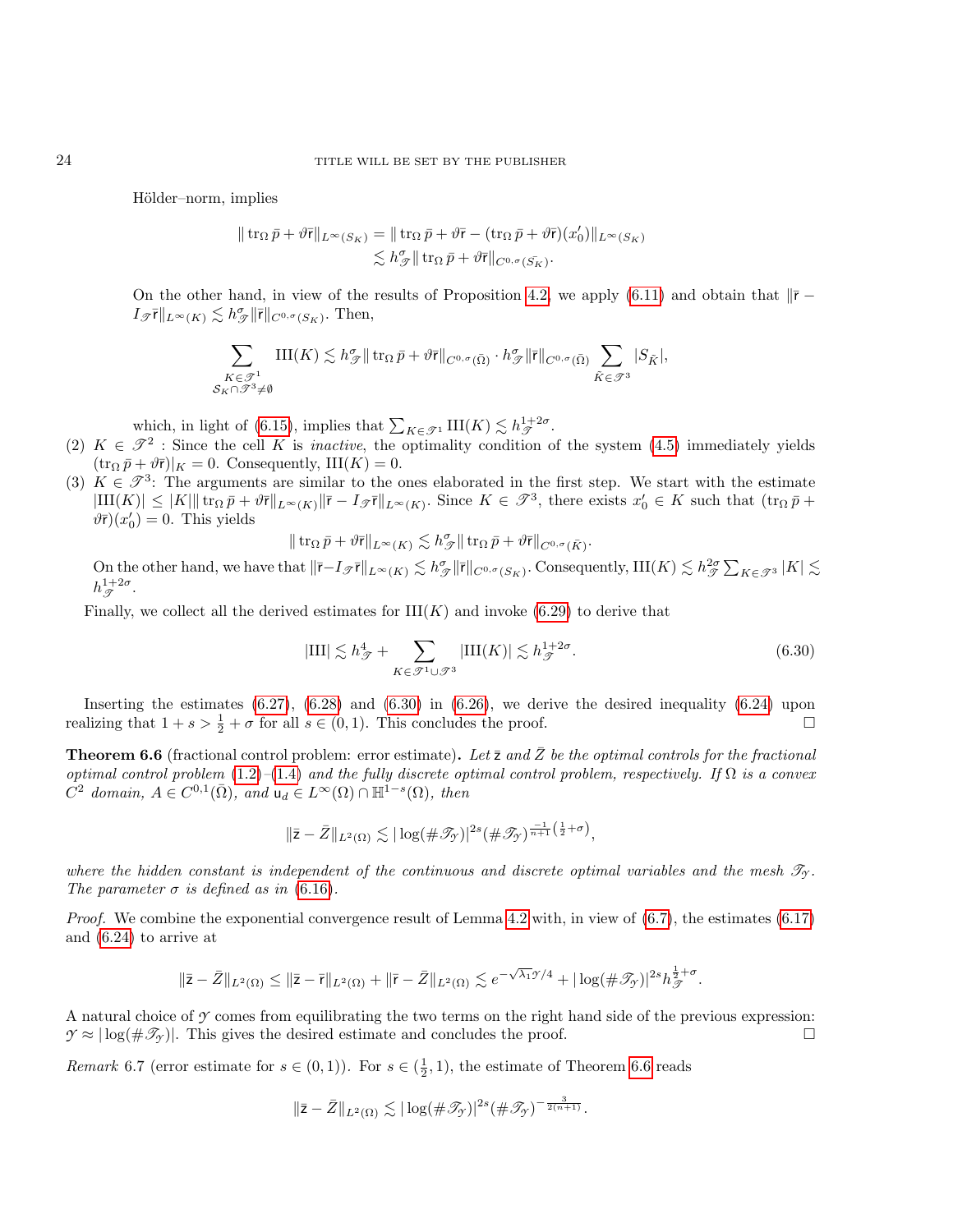Hölder–norm, implies

$$
\begin{aligned}
\| \operatorname{tr}_\Omega \bar{p} + \vartheta \bar{\mathsf{r}} \|_{L^\infty(S_K)} &= \| \operatorname{tr}_\Omega \bar{p} + \vartheta \bar{\mathsf{r}} - (\operatorname{tr}_\Omega \bar{p} + \vartheta \bar{\mathsf{r}})(x_0') \|_{L^\infty(S_K)} \\
&\lesssim h_{\mathscr{T}}^\sigma \| \operatorname{tr}_\Omega \bar{p} + \vartheta \bar{\mathsf{r}} \|_{C^{0,\sigma}(\bar{S_K})}.
\end{aligned}
$$

On the other hand, in view of the results of Proposition 4.2, we apply (6.11) and obtain that $\|\bar{\mathsf{r}} - I_{\mathscr{T}} \bar{\mathsf{r}}\|_{L^\infty(K)} \lesssim h_{\mathscr{T}}^\sigma \|\bar{\mathsf{r}}\|_{C^{0,\sigma}(S_K)}$. Then,

$$
\sum_{\substack{K \in \mathscr{T}^1 \\ \mathcal{S}_K \cap \mathscr{T}^3 \neq \emptyset}} \mathrm{III}(K) \lesssim h_{\mathscr{T}}^\sigma \| \operatorname{tr}_\Omega \bar{p} + \vartheta \bar{\mathsf{r}} \|_{C^{0,\sigma}(\bar{\Omega})} \cdot h_{\mathscr{T}}^\sigma \|\bar{\mathsf{r}}\|_{C^{0,\sigma}(\bar{\Omega})} \sum_{\tilde{K} \in \mathscr{T}^3} |S_{\tilde{K}}|,
$$

which, in light of (6.15), implies that $\sum_{K \in \mathscr{T}^1} \mathrm{III}(K) \lesssim h_{\mathscr{T}}^{1+2\sigma}$.

(2) $K \in \mathscr{T}^2$ : Since the cell $K$ is *inactive*, the optimality condition of the system (4.5) immediately yields $(\operatorname{tr}_\Omega \bar{p} + \vartheta \bar{\mathsf{r}})|_K = 0$. Consequently, $\mathrm{III}(K) = 0$.

(3) $K \in \mathscr{T}^3$: The arguments are similar to the ones elaborated in the first step. We start with the estimate $|\mathrm{III}(K)| \leq |K| \| \operatorname{tr}_\Omega \bar{p} + \vartheta \bar{\mathsf{r}} \|_{L^\infty(K)} \|\bar{\mathsf{r}} - I_{\mathscr{T}} \bar{\mathsf{r}}\|_{L^\infty(K)}$. Since $K \in \mathscr{T}^3$, there exists $x_0' \in K$ such that $(\operatorname{tr}_\Omega \bar{p} + \vartheta \bar{\mathsf{r}})(x_0') = 0$. This yields

$$
\| \operatorname{tr}_\Omega \bar{p} + \vartheta \bar{\mathsf{r}} \|_{L^\infty(K)} \lesssim h_{\mathscr{T}}^\sigma \| \operatorname{tr}_\Omega \bar{p} + \vartheta \bar{\mathsf{r}} \|_{C^{0,\sigma}(\bar{K})}.
$$

On the other hand, we have that $\|\bar{\mathsf{r}} - I_{\mathscr{T}} \bar{\mathsf{r}}\|_{L^\infty(K)} \lesssim h_{\mathscr{T}}^\sigma \|\bar{\mathsf{r}}\|_{C^{0,\sigma}(S_K)}$. Consequently, $\mathrm{III}(K) \lesssim h_{\mathscr{T}}^{2\sigma} \sum_{K \in \mathscr{T}^3} |K| \lesssim h_{\mathscr{T}}^{1+2\sigma}$.

Finally, we collect all the derived estimates for $\mathrm{III}(K)$ and invoke (6.29) to derive that

$$
|\mathrm{III}| \lesssim h_{\mathscr{T}}^4 + \sum_{K \in \mathscr{T}^1 \cup \mathscr{T}^3} |\mathrm{III}(K)| \lesssim h_{\mathscr{T}}^{1+2\sigma}. \tag{6.30}
$$

Inserting the estimates (6.27), (6.28) and (6.30) in (6.26), we derive the desired inequality (6.24) upon realizing that $1 + s > \frac{1}{2} + \sigma$ for all $s \in (0,1)$. This concludes the proof. $\square$

**Theorem 6.6** (fractional control problem: error estimate)**.** *Let $\bar{\mathsf{z}}$ and $\bar{Z}$ be the optimal controls for the fractional optimal control problem (1.2)–(1.4) and the fully discrete optimal control problem, respectively. If $\Omega$ is a convex $C^2$ domain, $A \in C^{0,1}(\bar{\Omega})$, and $\mathsf{u}_d \in L^\infty(\Omega) \cap \mathbb{H}^{1-s}(\Omega)$, then*

$$
\|\bar{\mathsf{z}} - \bar{Z}\|_{L^2(\Omega)} \lesssim |\log(\#\mathscr{T}_{\mathcal{Y}})|^{2s} (\#\mathscr{T}_{\mathcal{Y}})^{\frac{-1}{n+1}\left(\frac{1}{2}+\sigma\right)},
$$

*where the hidden constant is independent of the continuous and discrete optimal variables and the mesh $\mathscr{T}_{\mathcal{Y}}$. The parameter $\sigma$ is defined as in (6.16).*

*Proof.* We combine the exponential convergence result of Lemma 4.2 with, in view of (6.7), the estimates (6.17) and (6.24) to arrive at

$$
\|\bar{\mathsf{z}} - \bar{Z}\|_{L^2(\Omega)} \leq \|\bar{\mathsf{z}} - \bar{\mathsf{r}}\|_{L^2(\Omega)} + \|\bar{\mathsf{r}} - \bar{Z}\|_{L^2(\Omega)} \lesssim e^{-\sqrt{\lambda_1}\mathcal{Y}/4} + |\log(\#\mathscr{T}_{\mathcal{Y}})|^{2s} h_{\mathscr{T}}^{\frac{1}{2}+\sigma}.
$$

A natural choice of $\mathcal{Y}$ comes from equilibrating the two terms on the right hand side of the previous expression: $\mathcal{Y} \approx |\log(\#\mathscr{T}_{\mathcal{Y}})|$. This gives the desired estimate and concludes the proof. $\square$

*Remark* 6.7 (error estimate for $s \in (0,1)$). For $s \in (\frac{1}{2}, 1)$, the estimate of Theorem 6.6 reads

$$
\|\bar{\mathsf{z}} - \bar{Z}\|_{L^2(\Omega)} \lesssim |\log(\#\mathscr{T}_{\mathcal{Y}})|^{2s} (\#\mathscr{T}_{\mathcal{Y}})^{-\frac{3}{2(n+1)}}.
$$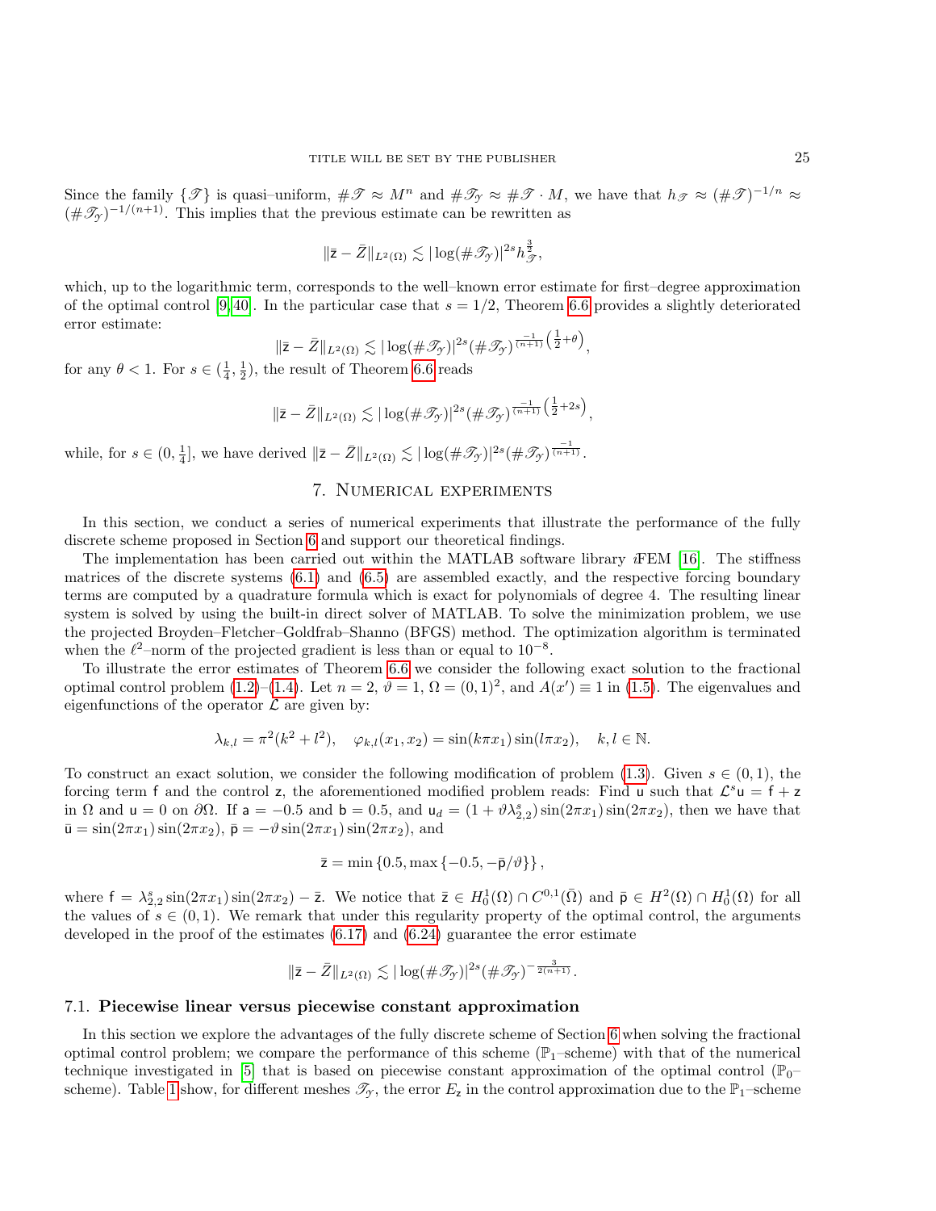Since the family $\{\mathscr{T}\}$ is quasi–uniform, $\#\mathscr{T} \approx M^n$ and $\#\mathscr{T}_{\mathcal{Y}} \approx \#\mathscr{T} \cdot M$, we have that $h_{\mathscr{T}} \approx (\#\mathscr{T})^{-1/n} \approx (\#\mathscr{T}_{\mathcal{Y}})^{-1/(n+1)}$. This implies that the previous estimate can be rewritten as

$$
\|\bar{\mathsf{z}} - \bar{Z}\|_{L^2(\Omega)} \lesssim |\log(\#\mathscr{T}_{\mathcal{Y}})|^{2s} h_{\mathscr{T}}^{\frac{3}{2}},
$$

which, up to the logarithmic term, corresponds to the well–known error estimate for first–degree approximation of the optimal control [9, 40]. In the particular case that $s = 1/2$, Theorem 6.6 provides a slightly deteriorated error estimate:

$$
\|\bar{\mathsf{z}} - \bar{Z}\|_{L^2(\Omega)} \lesssim |\log(\#\mathscr{T}_{\mathcal{Y}})|^{2s} (\#\mathscr{T}_{\mathcal{Y}})^{\frac{-1}{(n+1)}\left(\frac{1}{2}+\theta\right)},
$$

for any $\theta < 1$. For $s \in (\frac{1}{4}, \frac{1}{2})$, the result of Theorem 6.6 reads

$$
\|\bar{\mathsf{z}} - \bar{Z}\|_{L^2(\Omega)} \lesssim |\log(\#\mathscr{T}_{\mathcal{Y}})|^{2s} (\#\mathscr{T}_{\mathcal{Y}})^{\frac{-1}{(n+1)}\left(\frac{1}{2}+2s\right)},
$$

while, for $s \in (0, \frac{1}{4}]$, we have derived $\|\bar{\mathsf{z}} - \bar{Z}\|_{L^2(\Omega)} \lesssim |\log(\#\mathscr{T}_{\mathcal{Y}})|^{2s} (\#\mathscr{T}_{\mathcal{Y}})^{\frac{-1}{(n+1)}}$.

## 7. Numerical experiments

In this section, we conduct a series of numerical experiments that illustrate the performance of the fully discrete scheme proposed in Section 6 and support our theoretical findings.

The implementation has been carried out within the MATLAB software library *i*FEM [16]. The stiffness matrices of the discrete systems (6.1) and (6.5) are assembled exactly, and the respective forcing boundary terms are computed by a quadrature formula which is exact for polynomials of degree 4. The resulting linear system is solved by using the built-in direct solver of MATLAB. To solve the minimization problem, we use the projected Broyden–Fletcher–Goldfrab–Shanno (BFGS) method. The optimization algorithm is terminated when the $\ell^2$–norm of the projected gradient is less than or equal to $10^{-8}$.

To illustrate the error estimates of Theorem 6.6 we consider the following exact solution to the fractional optimal control problem (1.2)–(1.4). Let $n = 2$, $\vartheta = 1$, $\Omega = (0,1)^2$, and $A(x') \equiv 1$ in (1.5). The eigenvalues and eigenfunctions of the operator $\mathcal{L}$ are given by:

$$
\lambda_{k,l} = \pi^2(k^2 + l^2), \quad \varphi_{k,l}(x_1, x_2) = \sin(k\pi x_1)\sin(l\pi x_2), \quad k, l \in \mathbb{N}.
$$

To construct an exact solution, we consider the following modification of problem (1.3). Given $s \in (0,1)$, the forcing term $\mathsf{f}$ and the control $\mathsf{z}$, the aforementioned modified problem reads: Find $\mathsf{u}$ such that $\mathcal{L}^s \mathsf{u} = \mathsf{f} + \mathsf{z}$ in $\Omega$ and $\mathsf{u} = 0$ on $\partial\Omega$. If $\mathsf{a} = -0.5$ and $\mathsf{b} = 0.5$, and $\mathsf{u}_d = (1 + \vartheta\lambda_{2,2}^s)\sin(2\pi x_1)\sin(2\pi x_2)$, then we have that $\bar{\mathsf{u}} = \sin(2\pi x_1)\sin(2\pi x_2)$, $\bar{\mathsf{p}} = -\vartheta \sin(2\pi x_1)\sin(2\pi x_2)$, and

$$
\bar{\mathsf{z}} = \min\left\{0.5, \max\left\{-0.5, -\bar{\mathsf{p}}/\vartheta\right\}\right\},
$$

where $\mathsf{f} = \lambda_{2,2}^s \sin(2\pi x_1)\sin(2\pi x_2) - \bar{\mathsf{z}}$. We notice that $\bar{\mathsf{z}} \in H_0^1(\Omega) \cap C^{0,1}(\bar{\Omega})$ and $\bar{\mathsf{p}} \in H^2(\Omega) \cap H_0^1(\Omega)$ for all the values of $s \in (0,1)$. We remark that under this regularity property of the optimal control, the arguments developed in the proof of the estimates (6.17) and (6.24) guarantee the error estimate

$$
\|\bar{\mathsf{z}} - \bar{Z}\|_{L^2(\Omega)} \lesssim |\log(\#\mathscr{T}_{\mathcal{Y}})|^{2s} (\#\mathscr{T}_{\mathcal{Y}})^{-\frac{3}{2(n+1)}}.
$$

### 7.1. Piecewise linear versus piecewise constant approximation

In this section we explore the advantages of the fully discrete scheme of Section 6 when solving the fractional optimal control problem; we compare the performance of this scheme ($\mathbb{P}_1$–scheme) with that of the numerical technique investigated in [5] that is based on piecewise constant approximation of the optimal control ($\mathbb{P}_0$–scheme). Table 1 show, for different meshes $\mathscr{T}_{\mathcal{Y}}$, the error $E_{\mathsf{z}}$ in the control approximation due to the $\mathbb{P}_1$–scheme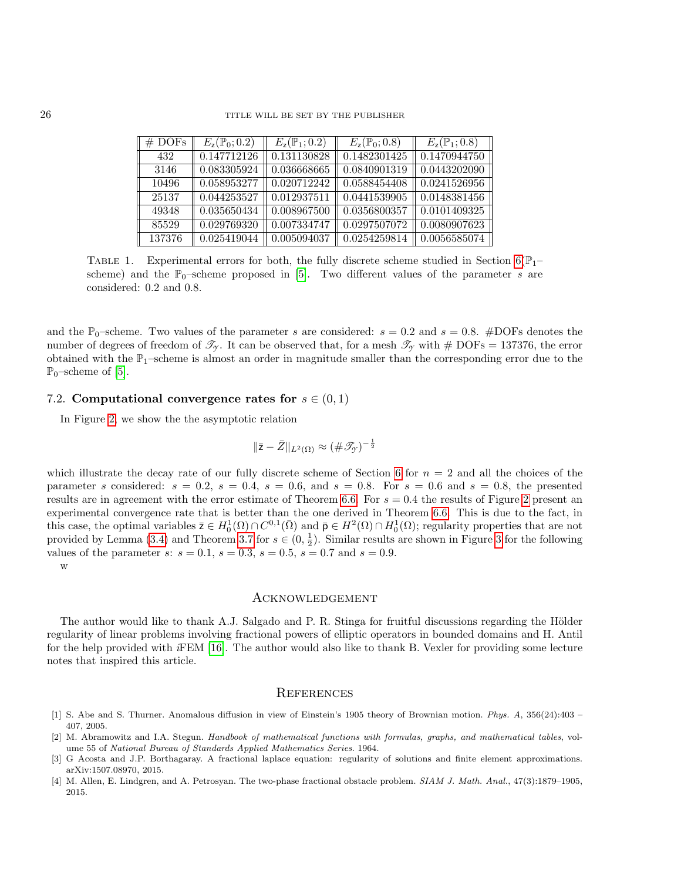| # DOFs | $E_{\mathsf{z}}(\mathbb{P}_0; 0.2)$ | $E_{\mathsf{z}}(\mathbb{P}_1; 0.2)$ | $E_{\mathsf{z}}(\mathbb{P}_0; 0.8)$ | $E_{\mathsf{z}}(\mathbb{P}_1; 0.8)$ |
|---|---|---|---|---|
| 432 | 0.147712126 | 0.131130828 | 0.1482301425 | 0.1470944750 |
| 3146 | 0.083305924 | 0.036668665 | 0.0840901319 | 0.0443202090 |
| 10496 | 0.058953277 | 0.020712242 | 0.0588454408 | 0.0241526956 |
| 25137 | 0.044253527 | 0.012937511 | 0.0441539905 | 0.0148381456 |
| 49348 | 0.035650434 | 0.008967500 | 0.0356800357 | 0.0101409325 |
| 85529 | 0.029769320 | 0.007334747 | 0.0297507072 | 0.0080907623 |
| 137376 | 0.025419044 | 0.005094037 | 0.0254259814 | 0.0056585074 |

Table 1. Experimental errors for both, the fully discrete scheme studied in Section 6($\mathbb{P}_1$–scheme) and the $\mathbb{P}_0$–scheme proposed in [5]. Two different values of the parameter $s$ are considered: 0.2 and 0.8.

and the $\mathbb{P}_0$–scheme. Two values of the parameter $s$ are considered: $s = 0.2$ and $s = 0.8$. #DOFs denotes the number of degrees of freedom of $\mathscr{T}_{\mathcal{Y}}$. It can be observed that, for a mesh $\mathscr{T}_{\mathcal{Y}}$ with # DOFs = 137376, the error obtained with the $\mathbb{P}_1$–scheme is almost an order in magnitude smaller than the corresponding error due to the $\mathbb{P}_0$–scheme of [5].

### 7.2. **Computational convergence rates for** $s \in (0, 1)$

In Figure 2, we show the the asymptotic relation

$$\|\bar{\mathsf{z}} - \bar{Z}\|_{L^2(\Omega)} \approx (\#\mathscr{T}_{\mathcal{Y}})^{-\frac{1}{2}}$$

which illustrate the decay rate of our fully discrete scheme of Section 6 for $n = 2$ and all the choices of the parameter $s$ considered: $s = 0.2$, $s = 0.4$, $s = 0.6$, and $s = 0.8$. For $s = 0.6$ and $s = 0.8$, the presented results are in agreement with the error estimate of Theorem 6.6. For $s = 0.4$ the results of Figure 2 present an experimental convergence rate that is better than the one derived in Theorem 6.6. This is due to the fact, in this case, the optimal variables $\bar{\mathsf{z}} \in H_0^1(\Omega) \cap C^{0,1}(\bar{\Omega})$ and $\bar{\mathsf{p}} \in H^2(\Omega) \cap H_0^1(\Omega)$; regularity properties that are not provided by Lemma (3.4) and Theorem 3.7 for $s \in (0, \frac{1}{2})$. Similar results are shown in Figure 3 for the following values of the parameter $s$: $s = 0.1$, $s = 0.3$, $s = 0.5$, $s = 0.7$ and $s = 0.9$.

w

## Acknowledgement

The author would like to thank A.J. Salgado and P. R. Stinga for fruitful discussions regarding the Hölder regularity of linear problems involving fractional powers of elliptic operators in bounded domains and H. Antil for the help provided with iFEM [16]. The author would also like to thank B. Vexler for providing some lecture notes that inspired this article.

## References

[1] S. Abe and S. Thurner. Anomalous diffusion in view of Einstein's 1905 theory of Brownian motion. *Phys. A*, 356(24):403 – 407, 2005.

[2] M. Abramowitz and I.A. Stegun. *Handbook of mathematical functions with formulas, graphs, and mathematical tables*, volume 55 of *National Bureau of Standards Applied Mathematics Series*. 1964.

[3] G Acosta and J.P. Borthagaray. A fractional laplace equation: regularity of solutions and finite element approximations. arXiv:1507.08970, 2015.

[4] M. Allen, E. Lindgren, and A. Petrosyan. The two-phase fractional obstacle problem. *SIAM J. Math. Anal.*, 47(3):1879–1905, 2015.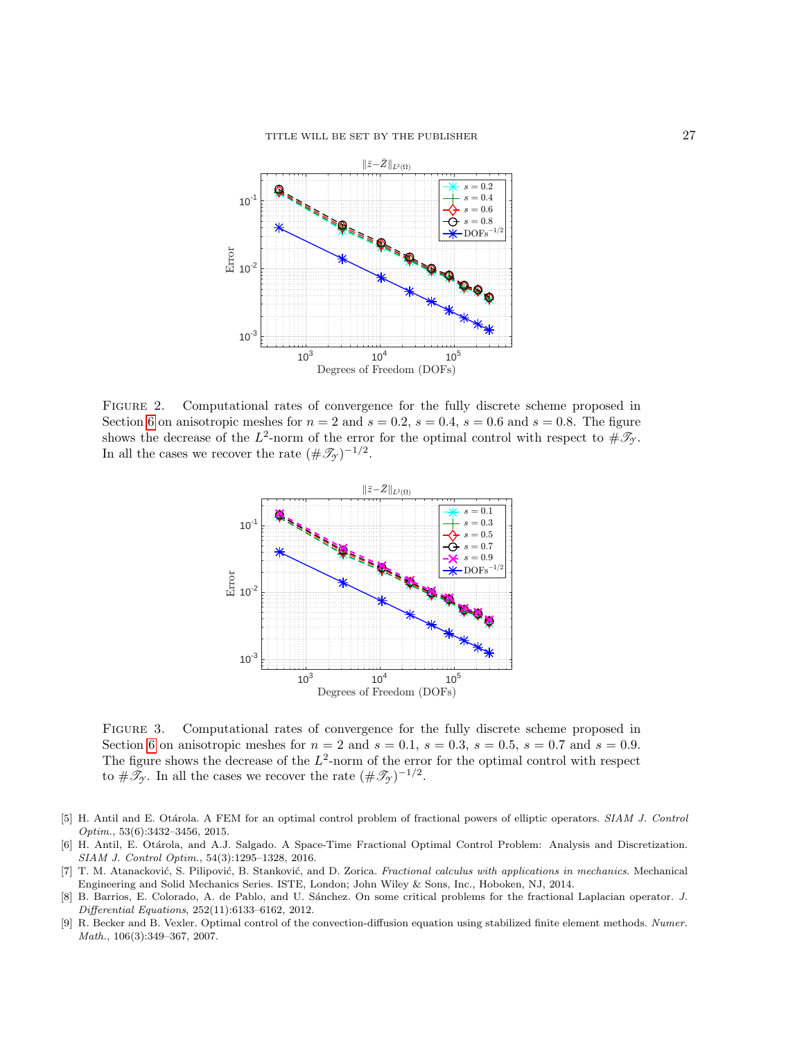Figure 2. Computational rates of convergence for the fully discrete scheme proposed in Section 6 on anisotropic meshes for $n = 2$ and $s = 0.2$, $s = 0.4$, $s = 0.6$ and $s = 0.8$. The figure shows the decrease of the $L^2$-norm of the error for the optimal control with respect to $\#\mathscr{T}_{\mathcal{Y}}$. In all the cases we recover the rate $(\#\mathscr{T}_{\mathcal{Y}})^{-1/2}$.

Figure 3. Computational rates of convergence for the fully discrete scheme proposed in Section 6 on anisotropic meshes for $n = 2$ and $s = 0.1$, $s = 0.3$, $s = 0.5$, $s = 0.7$ and $s = 0.9$. The figure shows the decrease of the $L^2$-norm of the error for the optimal control with respect to $\#\mathscr{T}_{\mathcal{Y}}$. In all the cases we recover the rate $(\#\mathscr{T}_{\mathcal{Y}})^{-1/2}$.

[5] H. Antil and E. Otárola. A FEM for an optimal control problem of fractional powers of elliptic operators. *SIAM J. Control Optim.*, 53(6):3432–3456, 2015.

[6] H. Antil, E. Otárola, and A.J. Salgado. A Space-Time Fractional Optimal Control Problem: Analysis and Discretization. *SIAM J. Control Optim.*, 54(3):1295–1328, 2016.

[7] T. M. Atanacković, S. Pilipović, B. Stanković, and D. Zorica. *Fractional calculus with applications in mechanics*. Mechanical Engineering and Solid Mechanics Series. ISTE, London; John Wiley & Sons, Inc., Hoboken, NJ, 2014.

[8] B. Barrios, E. Colorado, A. de Pablo, and U. Sánchez. On some critical problems for the fractional Laplacian operator. *J. Differential Equations*, 252(11):6133–6162, 2012.

[9] R. Becker and B. Vexler. Optimal control of the convection-diffusion equation using stabilized finite element methods. *Numer. Math.*, 106(3):349–367, 2007.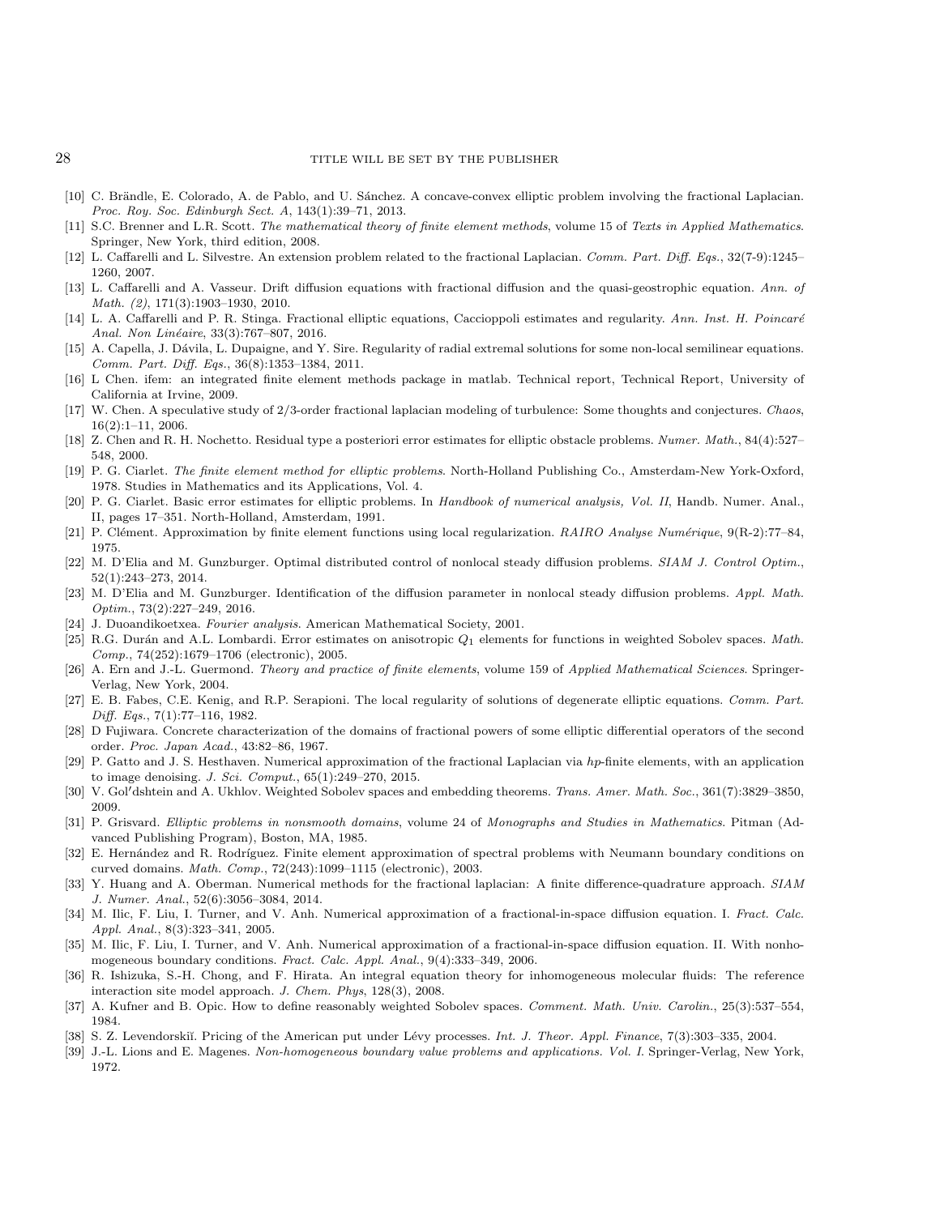[10] C. Brändle, E. Colorado, A. de Pablo, and U. Sánchez. A concave-convex elliptic problem involving the fractional Laplacian. *Proc. Roy. Soc. Edinburgh Sect. A*, 143(1):39–71, 2013.

[11] S.C. Brenner and L.R. Scott. *The mathematical theory of finite element methods*, volume 15 of *Texts in Applied Mathematics*. Springer, New York, third edition, 2008.

[12] L. Caffarelli and L. Silvestre. An extension problem related to the fractional Laplacian. *Comm. Part. Diff. Eqs.*, 32(7-9):1245–1260, 2007.

[13] L. Caffarelli and A. Vasseur. Drift diffusion equations with fractional diffusion and the quasi-geostrophic equation. *Ann. of Math. (2)*, 171(3):1903–1930, 2010.

[14] L. A. Caffarelli and P. R. Stinga. Fractional elliptic equations, Caccioppoli estimates and regularity. *Ann. Inst. H. Poincaré Anal. Non Linéaire*, 33(3):767–807, 2016.

[15] A. Capella, J. Dávila, L. Dupaigne, and Y. Sire. Regularity of radial extremal solutions for some non-local semilinear equations. *Comm. Part. Diff. Eqs.*, 36(8):1353–1384, 2011.

[16] L Chen. ifem: an integrated finite element methods package in matlab. Technical report, Technical Report, University of California at Irvine, 2009.

[17] W. Chen. A speculative study of 2/3-order fractional laplacian modeling of turbulence: Some thoughts and conjectures. *Chaos*, 16(2):1–11, 2006.

[18] Z. Chen and R. H. Nochetto. Residual type a posteriori error estimates for elliptic obstacle problems. *Numer. Math.*, 84(4):527–548, 2000.

[19] P. G. Ciarlet. *The finite element method for elliptic problems*. North-Holland Publishing Co., Amsterdam-New York-Oxford, 1978. Studies in Mathematics and its Applications, Vol. 4.

[20] P. G. Ciarlet. Basic error estimates for elliptic problems. In *Handbook of numerical analysis, Vol. II*, Handb. Numer. Anal., II, pages 17–351. North-Holland, Amsterdam, 1991.

[21] P. Clément. Approximation by finite element functions using local regularization. *RAIRO Analyse Numérique*, 9(R-2):77–84, 1975.

[22] M. D'Elia and M. Gunzburger. Optimal distributed control of nonlocal steady diffusion problems. *SIAM J. Control Optim.*, 52(1):243–273, 2014.

[23] M. D'Elia and M. Gunzburger. Identification of the diffusion parameter in nonlocal steady diffusion problems. *Appl. Math. Optim.*, 73(2):227–249, 2016.

[24] J. Duoandikoetxea. *Fourier analysis*. American Mathematical Society, 2001.

[25] R.G. Durán and A.L. Lombardi. Error estimates on anisotropic $Q_1$ elements for functions in weighted Sobolev spaces. *Math. Comp.*, 74(252):1679–1706 (electronic), 2005.

[26] A. Ern and J.-L. Guermond. *Theory and practice of finite elements*, volume 159 of *Applied Mathematical Sciences*. Springer-Verlag, New York, 2004.

[27] E. B. Fabes, C.E. Kenig, and R.P. Serapioni. The local regularity of solutions of degenerate elliptic equations. *Comm. Part. Diff. Eqs.*, 7(1):77–116, 1982.

[28] D Fujiwara. Concrete characterization of the domains of fractional powers of some elliptic differential operators of the second order. *Proc. Japan Acad.*, 43:82–86, 1967.

[29] P. Gatto and J. S. Hesthaven. Numerical approximation of the fractional Laplacian via *hp*-finite elements, with an application to image denoising. *J. Sci. Comput.*, 65(1):249–270, 2015.

[30] V. Gol′dshtein and A. Ukhlov. Weighted Sobolev spaces and embedding theorems. *Trans. Amer. Math. Soc.*, 361(7):3829–3850, 2009.

[31] P. Grisvard. *Elliptic problems in nonsmooth domains*, volume 24 of *Monographs and Studies in Mathematics*. Pitman (Advanced Publishing Program), Boston, MA, 1985.

[32] E. Hernández and R. Rodríguez. Finite element approximation of spectral problems with Neumann boundary conditions on curved domains. *Math. Comp.*, 72(243):1099–1115 (electronic), 2003.

[33] Y. Huang and A. Oberman. Numerical methods for the fractional laplacian: A finite difference-quadrature approach. *SIAM J. Numer. Anal.*, 52(6):3056–3084, 2014.

[34] M. Ilic, F. Liu, I. Turner, and V. Anh. Numerical approximation of a fractional-in-space diffusion equation. I. *Fract. Calc. Appl. Anal.*, 8(3):323–341, 2005.

[35] M. Ilic, F. Liu, I. Turner, and V. Anh. Numerical approximation of a fractional-in-space diffusion equation. II. With nonhomogeneous boundary conditions. *Fract. Calc. Appl. Anal.*, 9(4):333–349, 2006.

[36] R. Ishizuka, S.-H. Chong, and F. Hirata. An integral equation theory for inhomogeneous molecular fluids: The reference interaction site model approach. *J. Chem. Phys*, 128(3), 2008.

[37] A. Kufner and B. Opic. How to define reasonably weighted Sobolev spaces. *Comment. Math. Univ. Carolin.*, 25(3):537–554, 1984.

[38] S. Z. Levendorskiĭ. Pricing of the American put under Lévy processes. *Int. J. Theor. Appl. Finance*, 7(3):303–335, 2004.

[39] J.-L. Lions and E. Magenes. *Non-homogeneous boundary value problems and applications. Vol. I*. Springer-Verlag, New York, 1972.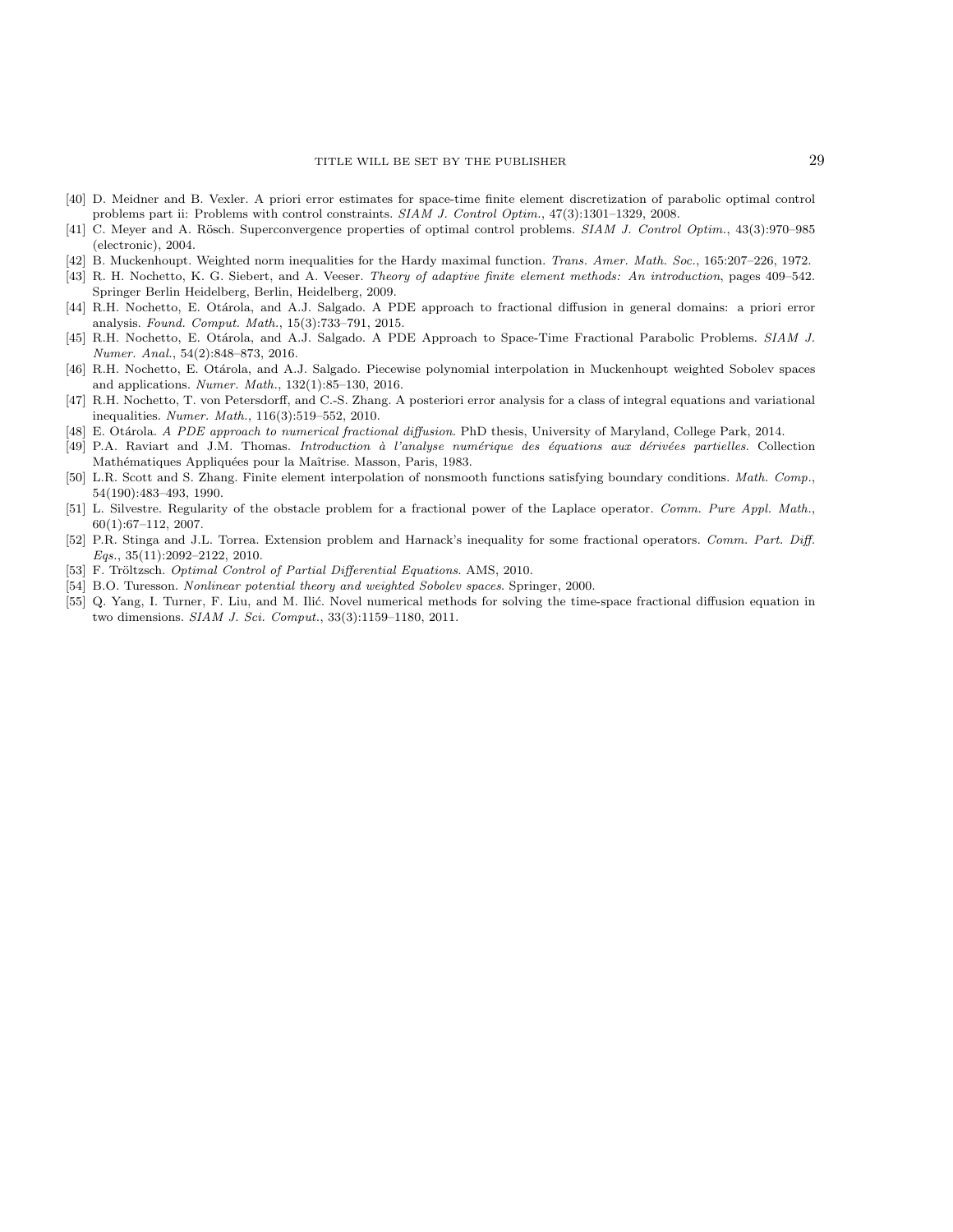[40] D. Meidner and B. Vexler. A priori error estimates for space-time finite element discretization of parabolic optimal control problems part ii: Problems with control constraints. *SIAM J. Control Optim.*, 47(3):1301–1329, 2008.

[41] C. Meyer and A. Rösch. Superconvergence properties of optimal control problems. *SIAM J. Control Optim.*, 43(3):970–985 (electronic), 2004.

[42] B. Muckenhoupt. Weighted norm inequalities for the Hardy maximal function. *Trans. Amer. Math. Soc.*, 165:207–226, 1972.

[43] R. H. Nochetto, K. G. Siebert, and A. Veeser. *Theory of adaptive finite element methods: An introduction*, pages 409–542. Springer Berlin Heidelberg, Berlin, Heidelberg, 2009.

[44] R.H. Nochetto, E. Otárola, and A.J. Salgado. A PDE approach to fractional diffusion in general domains: a priori error analysis. *Found. Comput. Math.*, 15(3):733–791, 2015.

[45] R.H. Nochetto, E. Otárola, and A.J. Salgado. A PDE Approach to Space-Time Fractional Parabolic Problems. *SIAM J. Numer. Anal.*, 54(2):848–873, 2016.

[46] R.H. Nochetto, E. Otárola, and A.J. Salgado. Piecewise polynomial interpolation in Muckenhoupt weighted Sobolev spaces and applications. *Numer. Math.*, 132(1):85–130, 2016.

[47] R.H. Nochetto, T. von Petersdorff, and C.-S. Zhang. A posteriori error analysis for a class of integral equations and variational inequalities. *Numer. Math.*, 116(3):519–552, 2010.

[48] E. Otárola. *A PDE approach to numerical fractional diffusion*. PhD thesis, University of Maryland, College Park, 2014.

[49] P.A. Raviart and J.M. Thomas. *Introduction à l'analyse numérique des équations aux dérivées partielles*. Collection Mathématiques Appliquées pour la Maîtrise. Masson, Paris, 1983.

[50] L.R. Scott and S. Zhang. Finite element interpolation of nonsmooth functions satisfying boundary conditions. *Math. Comp.*, 54(190):483–493, 1990.

[51] L. Silvestre. Regularity of the obstacle problem for a fractional power of the Laplace operator. *Comm. Pure Appl. Math.*, 60(1):67–112, 2007.

[52] P.R. Stinga and J.L. Torrea. Extension problem and Harnack's inequality for some fractional operators. *Comm. Part. Diff. Eqs.*, 35(11):2092–2122, 2010.

[53] F. Tröltzsch. *Optimal Control of Partial Differential Equations*. AMS, 2010.

[54] B.O. Turesson. *Nonlinear potential theory and weighted Sobolev spaces*. Springer, 2000.

[55] Q. Yang, I. Turner, F. Liu, and M. Ilić. Novel numerical methods for solving the time-space fractional diffusion equation in two dimensions. *SIAM J. Sci. Comput.*, 33(3):1159–1180, 2011.